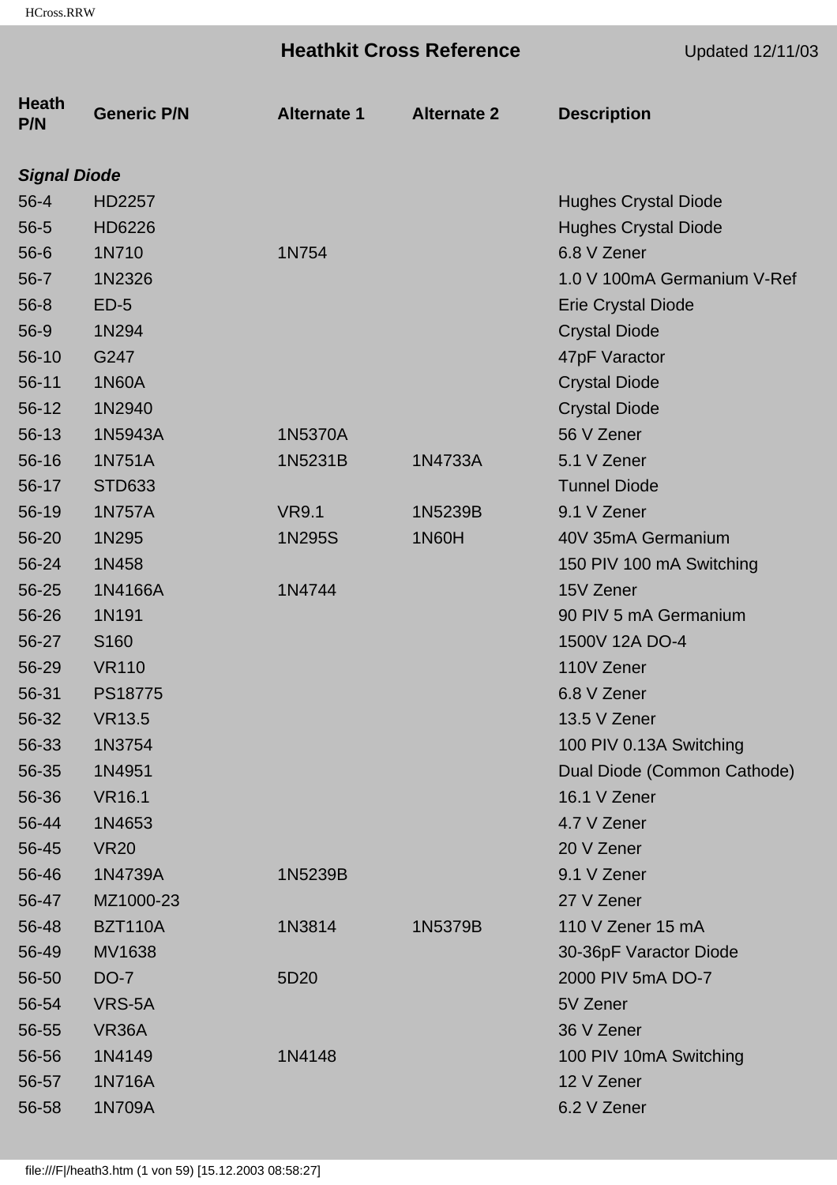# Heathkit Cross Reference

Updated 12/11/03

| Heath P/N | Generic P/N | Alternate 1 | Alternate 2 | Description |
|---|---|---|---|---|
| ***Signal Diode*** | | | | |
| 56-4 | HD2257 | | | Hughes Crystal Diode |
| 56-5 | HD6226 | | | Hughes Crystal Diode |
| 56-6 | 1N710 | 1N754 | | 6.8 V Zener |
| 56-7 | 1N2326 | | | 1.0 V 100mA Germanium V-Ref |
| 56-8 | ED-5 | | | Erie Crystal Diode |
| 56-9 | 1N294 | | | Crystal Diode |
| 56-10 | G247 | | | 47pF Varactor |
| 56-11 | 1N60A | | | Crystal Diode |
| 56-12 | 1N2940 | | | Crystal Diode |
| 56-13 | 1N5943A | 1N5370A | | 56 V Zener |
| 56-16 | 1N751A | 1N5231B | 1N4733A | 5.1 V Zener |
| 56-17 | STD633 | | | Tunnel Diode |
| 56-19 | 1N757A | VR9.1 | 1N5239B | 9.1 V Zener |
| 56-20 | 1N295 | 1N295S | 1N60H | 40V 35mA Germanium |
| 56-24 | 1N458 | | | 150 PIV 100 mA Switching |
| 56-25 | 1N4166A | 1N4744 | | 15V Zener |
| 56-26 | 1N191 | | | 90 PIV 5 mA Germanium |
| 56-27 | S160 | | | 1500V 12A DO-4 |
| 56-29 | VR110 | | | 110V Zener |
| 56-31 | PS18775 | | | 6.8 V Zener |
| 56-32 | VR13.5 | | | 13.5 V Zener |
| 56-33 | 1N3754 | | | 100 PIV 0.13A Switching |
| 56-35 | 1N4951 | | | Dual Diode (Common Cathode) |
| 56-36 | VR16.1 | | | 16.1 V Zener |
| 56-44 | 1N4653 | | | 4.7 V Zener |
| 56-45 | VR20 | | | 20 V Zener |
| 56-46 | 1N4739A | 1N5239B | | 9.1 V Zener |
| 56-47 | MZ1000-23 | | | 27 V Zener |
| 56-48 | BZT110A | 1N3814 | 1N5379B | 110 V Zener 15 mA |
| 56-49 | MV1638 | | | 30-36pF Varactor Diode |
| 56-50 | DO-7 | 5D20 | | 2000 PIV 5mA DO-7 |
| 56-54 | VRS-5A | | | 5V Zener |
| 56-55 | VR36A | | | 36 V Zener |
| 56-56 | 1N4149 | 1N4148 | | 100 PIV 10mA Switching |
| 56-57 | 1N716A | | | 12 V Zener |
| 56-58 | 1N709A | | | 6.2 V Zener |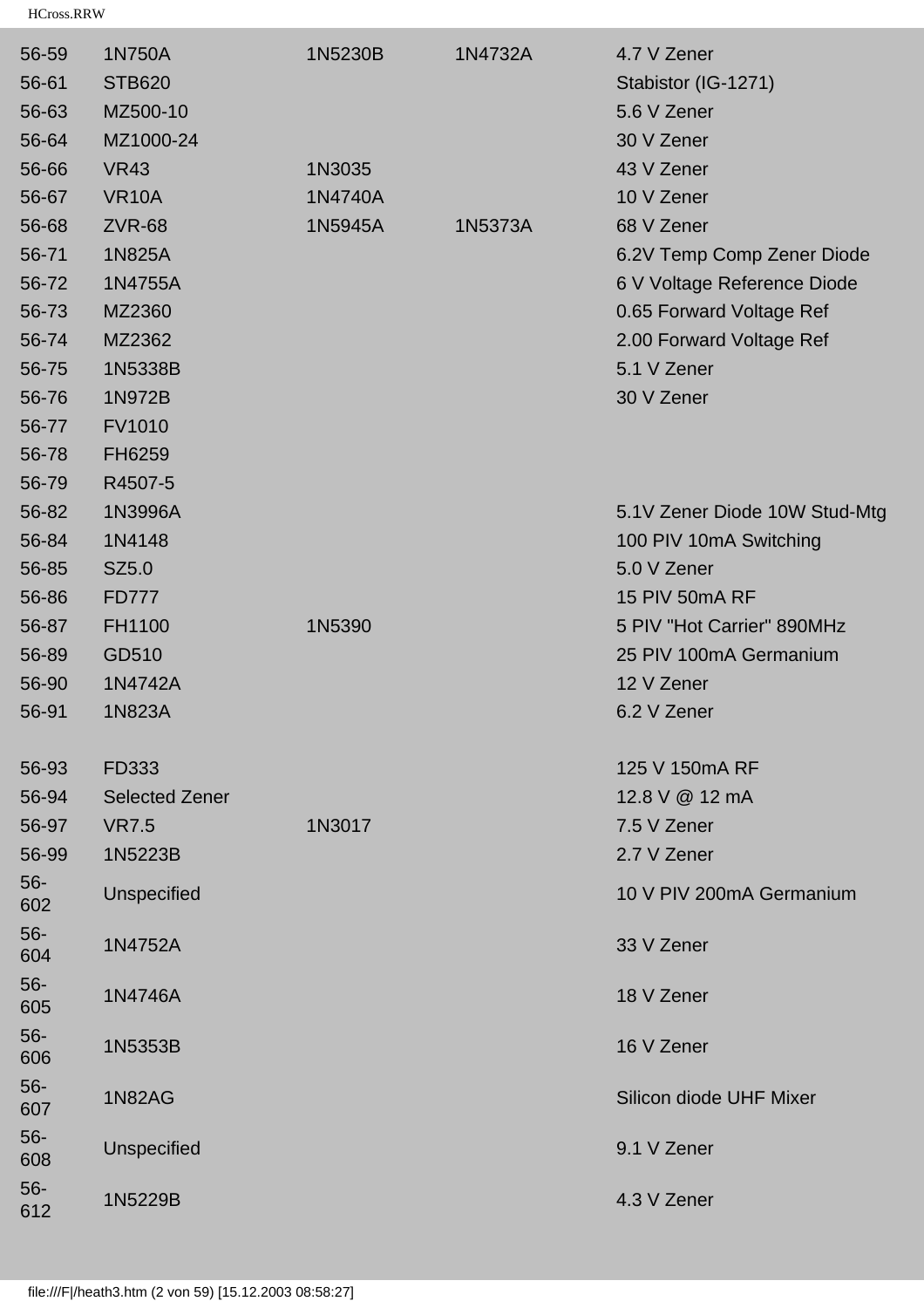| | | | | |
|---|---|---|---|---|
| 56-59 | 1N750A | 1N5230B | 1N4732A | 4.7 V Zener |
| 56-61 | STB620 | | | Stabistor (IG-1271) |
| 56-63 | MZ500-10 | | | 5.6 V Zener |
| 56-64 | MZ1000-24 | | | 30 V Zener |
| 56-66 | VR43 | 1N3035 | | 43 V Zener |
| 56-67 | VR10A | 1N4740A | | 10 V Zener |
| 56-68 | ZVR-68 | 1N5945A | 1N5373A | 68 V Zener |
| 56-71 | 1N825A | | | 6.2V Temp Comp Zener Diode |
| 56-72 | 1N4755A | | | 6 V Voltage Reference Diode |
| 56-73 | MZ2360 | | | 0.65 Forward Voltage Ref |
| 56-74 | MZ2362 | | | 2.00 Forward Voltage Ref |
| 56-75 | 1N5338B | | | 5.1 V Zener |
| 56-76 | 1N972B | | | 30 V Zener |
| 56-77 | FV1010 | | | |
| 56-78 | FH6259 | | | |
| 56-79 | R4507-5 | | | |
| 56-82 | 1N3996A | | | 5.1V Zener Diode 10W Stud-Mtg |
| 56-84 | 1N4148 | | | 100 PIV 10mA Switching |
| 56-85 | SZ5.0 | | | 5.0 V Zener |
| 56-86 | FD777 | | | 15 PIV 50mA RF |
| 56-87 | FH1100 | 1N5390 | | 5 PIV "Hot Carrier" 890MHz |
| 56-89 | GD510 | | | 25 PIV 100mA Germanium |
| 56-90 | 1N4742A | | | 12 V Zener |
| 56-91 | 1N823A | | | 6.2 V Zener |
| 56-93 | FD333 | | | 125 V 150mA RF |
| 56-94 | Selected Zener | | | 12.8 V @ 12 mA |
| 56-97 | VR7.5 | 1N3017 | | 7.5 V Zener |
| 56-99 | 1N5223B | | | 2.7 V Zener |
| 56-602 | Unspecified | | | 10 V PIV 200mA Germanium |
| 56-604 | 1N4752A | | | 33 V Zener |
| 56-605 | 1N4746A | | | 18 V Zener |
| 56-606 | 1N5353B | | | 16 V Zener |
| 56-607 | 1N82AG | | | Silicon diode UHF Mixer |
| 56-608 | Unspecified | | | 9.1 V Zener |
| 56-612 | 1N5229B | | | 4.3 V Zener |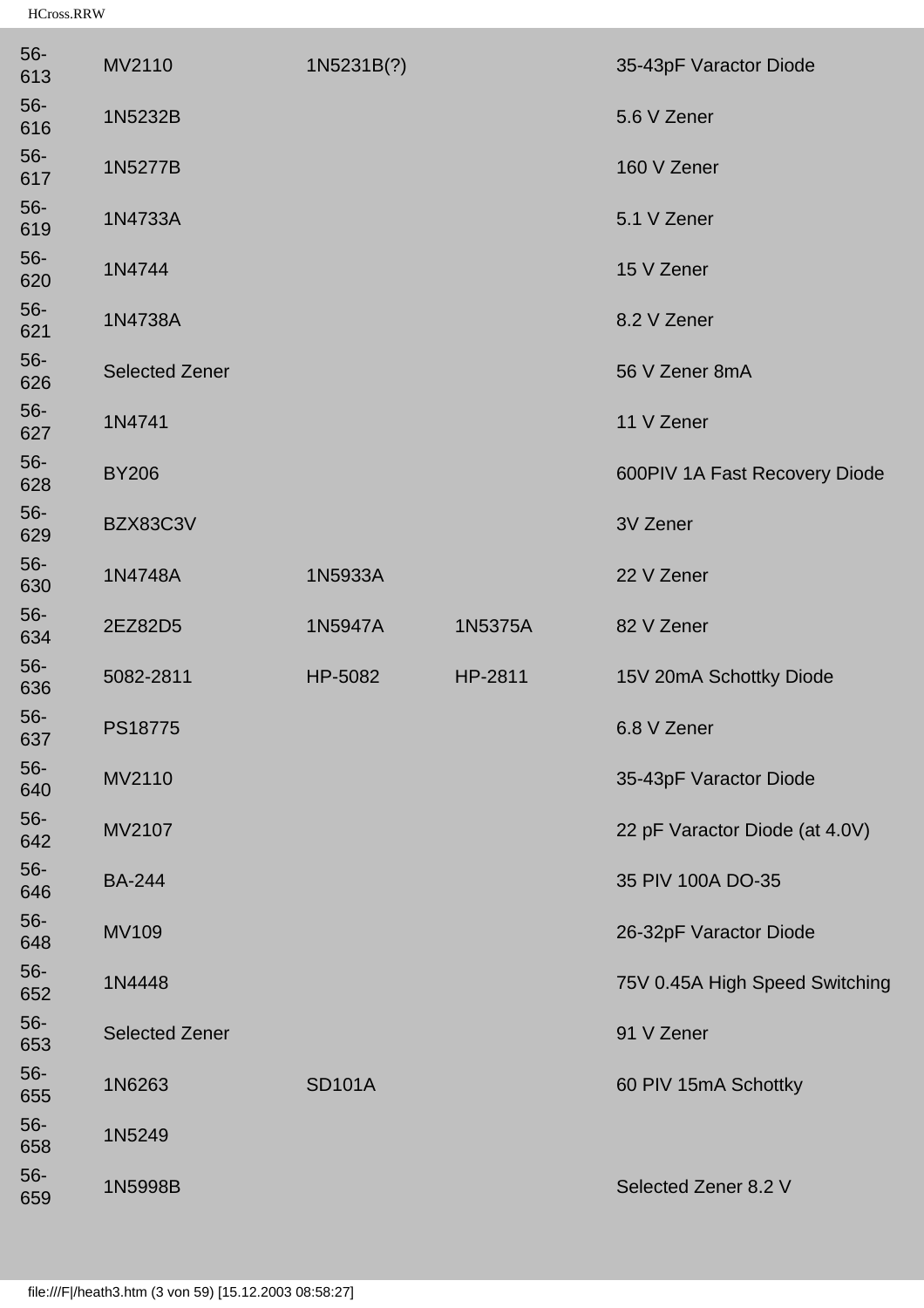| | | | | |
|---|---|---|---|---|
| 56-613 | MV2110 | 1N5231B(?) | | 35-43pF Varactor Diode |
| 56-616 | 1N5232B | | | 5.6 V Zener |
| 56-617 | 1N5277B | | | 160 V Zener |
| 56-619 | 1N4733A | | | 5.1 V Zener |
| 56-620 | 1N4744 | | | 15 V Zener |
| 56-621 | 1N4738A | | | 8.2 V Zener |
| 56-626 | Selected Zener | | | 56 V Zener 8mA |
| 56-627 | 1N4741 | | | 11 V Zener |
| 56-628 | BY206 | | | 600PIV 1A Fast Recovery Diode |
| 56-629 | BZX83C3V | | | 3V Zener |
| 56-630 | 1N4748A | 1N5933A | | 22 V Zener |
| 56-634 | 2EZ82D5 | 1N5947A | 1N5375A | 82 V Zener |
| 56-636 | 5082-2811 | HP-5082 | HP-2811 | 15V 20mA Schottky Diode |
| 56-637 | PS18775 | | | 6.8 V Zener |
| 56-640 | MV2110 | | | 35-43pF Varactor Diode |
| 56-642 | MV2107 | | | 22 pF Varactor Diode (at 4.0V) |
| 56-646 | BA-244 | | | 35 PIV 100A DO-35 |
| 56-648 | MV109 | | | 26-32pF Varactor Diode |
| 56-652 | 1N4448 | | | 75V 0.45A High Speed Switching |
| 56-653 | Selected Zener | | | 91 V Zener |
| 56-655 | 1N6263 | SD101A | | 60 PIV 15mA Schottky |
| 56-658 | 1N5249 | | | |
| 56-659 | 1N5998B | | | Selected Zener 8.2 V |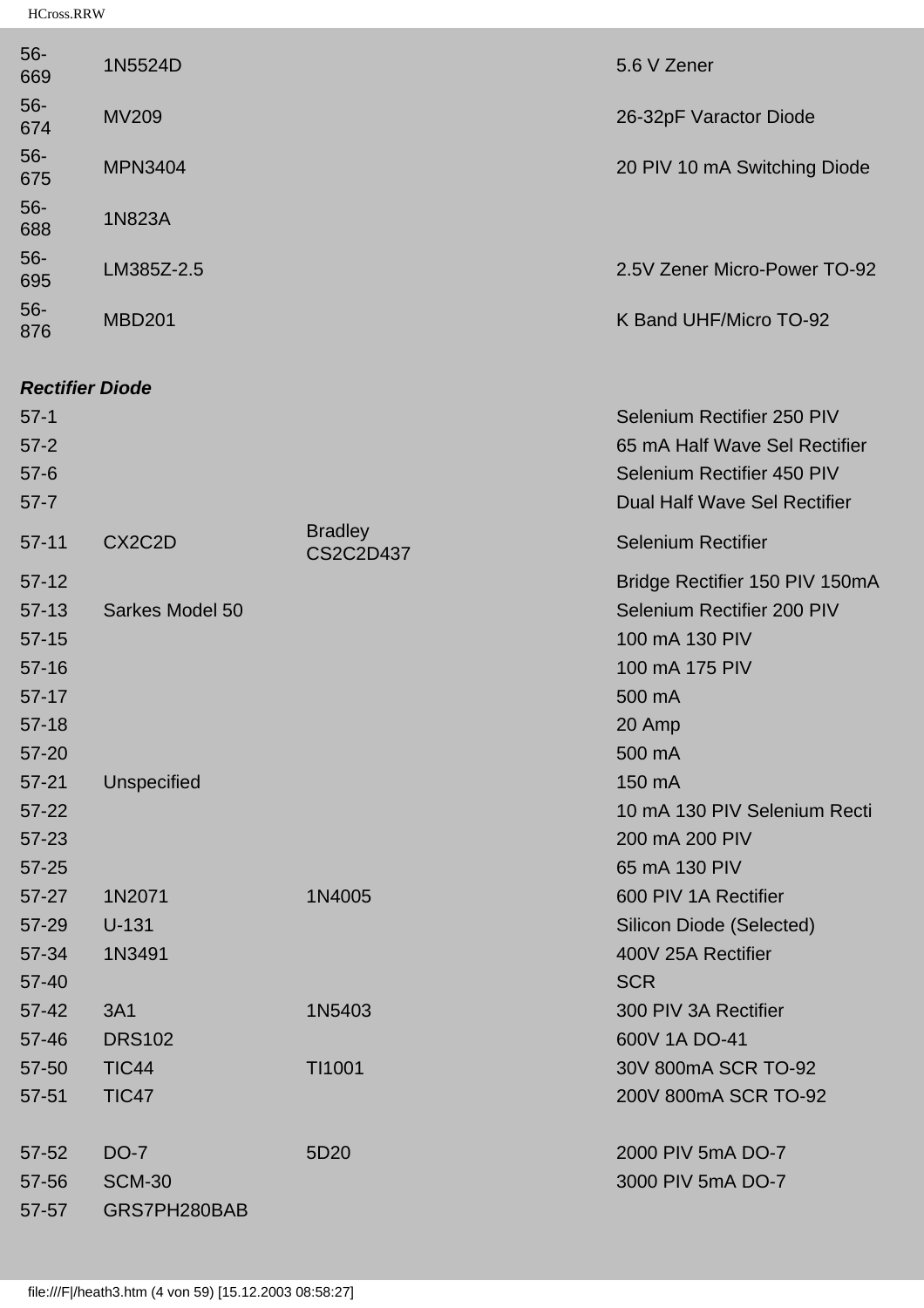| | | | |
|---|---|---|---|
| 56-669 | 1N5524D | | 5.6 V Zener |
| 56-674 | MV209 | | 26-32pF Varactor Diode |
| 56-675 | MPN3404 | | 20 PIV 10 mA Switching Diode |
| 56-688 | 1N823A | | |
| 56-695 | LM385Z-2.5 | | 2.5V Zener Micro-Power TO-92 |
| 56-876 | MBD201 | | K Band UHF/Micro TO-92 |

***Rectifier Diode***

| | | | |
|---|---|---|---|
| 57-1 | | | Selenium Rectifier 250 PIV |
| 57-2 | | | 65 mA Half Wave Sel Rectifier |
| 57-6 | | | Selenium Rectifier 450 PIV |
| 57-7 | | | Dual Half Wave Sel Rectifier |
| 57-11 | CX2C2D | Bradley CS2C2D437 | Selenium Rectifier |
| 57-12 | | | Bridge Rectifier 150 PIV 150mA |
| 57-13 | Sarkes Model 50 | | Selenium Rectifier 200 PIV |
| 57-15 | | | 100 mA 130 PIV |
| 57-16 | | | 100 mA 175 PIV |
| 57-17 | | | 500 mA |
| 57-18 | | | 20 Amp |
| 57-20 | | | 500 mA |
| 57-21 | Unspecified | | 150 mA |
| 57-22 | | | 10 mA 130 PIV Selenium Recti |
| 57-23 | | | 200 mA 200 PIV |
| 57-25 | | | 65 mA 130 PIV |
| 57-27 | 1N2071 | 1N4005 | 600 PIV 1A Rectifier |
| 57-29 | U-131 | | Silicon Diode (Selected) |
| 57-34 | 1N3491 | | 400V 25A Rectifier |
| 57-40 | | | SCR |
| 57-42 | 3A1 | 1N5403 | 300 PIV 3A Rectifier |
| 57-46 | DRS102 | | 600V 1A DO-41 |
| 57-50 | TIC44 | TI1001 | 30V 800mA SCR TO-92 |
| 57-51 | TIC47 | | 200V 800mA SCR TO-92 |
| 57-52 | DO-7 | 5D20 | 2000 PIV 5mA DO-7 |
| 57-56 | SCM-30 | | 3000 PIV 5mA DO-7 |
| 57-57 | GRS7PH280BAB | | |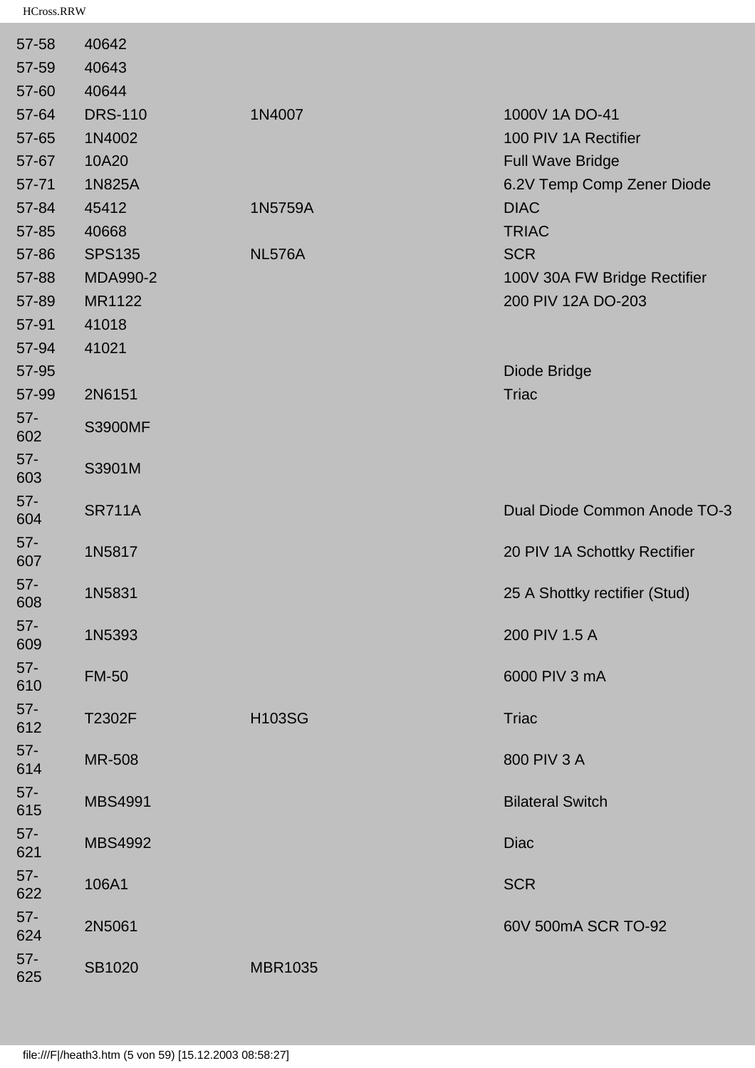| | | | |
|---|---|---|---|
| 57-58 | 40642 | | |
| 57-59 | 40643 | | |
| 57-60 | 40644 | | |
| 57-64 | DRS-110 | 1N4007 | 1000V 1A DO-41 |
| 57-65 | 1N4002 | | 100 PIV 1A Rectifier |
| 57-67 | 10A20 | | Full Wave Bridge |
| 57-71 | 1N825A | | 6.2V Temp Comp Zener Diode |
| 57-84 | 45412 | 1N5759A | DIAC |
| 57-85 | 40668 | | TRIAC |
| 57-86 | SPS135 | NL576A | SCR |
| 57-88 | MDA990-2 | | 100V 30A FW Bridge Rectifier |
| 57-89 | MR1122 | | 200 PIV 12A DO-203 |
| 57-91 | 41018 | | |
| 57-94 | 41021 | | |
| 57-95 | | | Diode Bridge |
| 57-99 | 2N6151 | | Triac |
| 57-602 | S3900MF | | |
| 57-603 | S3901M | | |
| 57-604 | SR711A | | Dual Diode Common Anode TO-3 |
| 57-607 | 1N5817 | | 20 PIV 1A Schottky Rectifier |
| 57-608 | 1N5831 | | 25 A Shottky rectifier (Stud) |
| 57-609 | 1N5393 | | 200 PIV 1.5 A |
| 57-610 | FM-50 | | 6000 PIV 3 mA |
| 57-612 | T2302F | H103SG | Triac |
| 57-614 | MR-508 | | 800 PIV 3 A |
| 57-615 | MBS4991 | | Bilateral Switch |
| 57-621 | MBS4992 | | Diac |
| 57-622 | 106A1 | | SCR |
| 57-624 | 2N5061 | | 60V 500mA SCR TO-92 |
| 57-625 | SB1020 | MBR1035 | |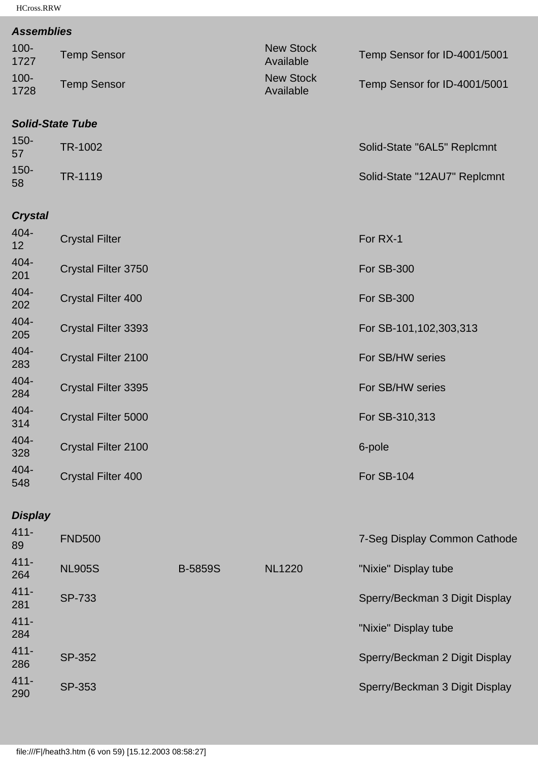| | | | | |
|---|---|---|---|---|
| ***Assemblies*** | | | | |
| 100-1727 | Temp Sensor | | New Stock Available | Temp Sensor for ID-4001/5001 |
| 100-1728 | Temp Sensor | | New Stock Available | Temp Sensor for ID-4001/5001 |
| ***Solid-State Tube*** | | | | |
| 150-57 | TR-1002 | | | Solid-State "6AL5" Replcmnt |
| 150-58 | TR-1119 | | | Solid-State "12AU7" Replcmnt |
| ***Crystal*** | | | | |
| 404-12 | Crystal Filter | | | For RX-1 |
| 404-201 | Crystal Filter 3750 | | | For SB-300 |
| 404-202 | Crystal Filter 400 | | | For SB-300 |
| 404-205 | Crystal Filter 3393 | | | For SB-101,102,303,313 |
| 404-283 | Crystal Filter 2100 | | | For SB/HW series |
| 404-284 | Crystal Filter 3395 | | | For SB/HW series |
| 404-314 | Crystal Filter 5000 | | | For SB-310,313 |
| 404-328 | Crystal Filter 2100 | | | 6-pole |
| 404-548 | Crystal Filter 400 | | | For SB-104 |
| ***Display*** | | | | |
| 411-89 | FND500 | | | 7-Seg Display Common Cathode |
| 411-264 | NL905S | B-5859S | NL1220 | "Nixie" Display tube |
| 411-281 | SP-733 | | | Sperry/Beckman 3 Digit Display |
| 411-284 | | | | "Nixie" Display tube |
| 411-286 | SP-352 | | | Sperry/Beckman 2 Digit Display |
| 411-290 | SP-353 | | | Sperry/Beckman 3 Digit Display |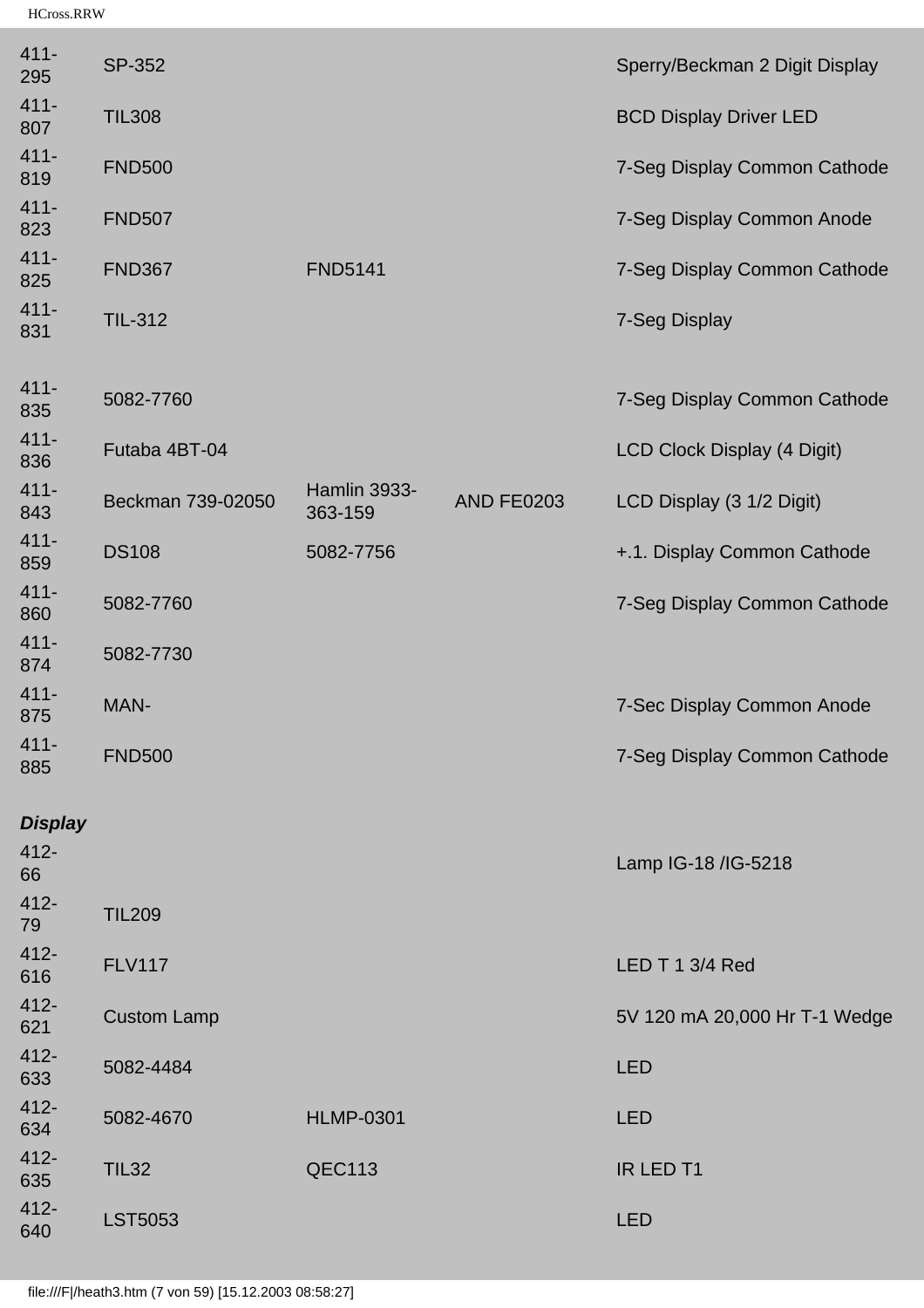| | | | | |
|---|---|---|---|---|
| 411-295 | SP-352 | | | Sperry/Beckman 2 Digit Display |
| 411-807 | TIL308 | | | BCD Display Driver LED |
| 411-819 | FND500 | | | 7-Seg Display Common Cathode |
| 411-823 | FND507 | | | 7-Seg Display Common Anode |
| 411-825 | FND367 | FND5141 | | 7-Seg Display Common Cathode |
| 411-831 | TIL-312 | | | 7-Seg Display |
| 411-835 | 5082-7760 | | | 7-Seg Display Common Cathode |
| 411-836 | Futaba 4BT-04 | | | LCD Clock Display (4 Digit) |
| 411-843 | Beckman 739-02050 | Hamlin 3933-363-159 | AND FE0203 | LCD Display (3 1/2 Digit) |
| 411-859 | DS108 | 5082-7756 | | +.1. Display Common Cathode |
| 411-860 | 5082-7760 | | | 7-Seg Display Common Cathode |
| 411-874 | 5082-7730 | | | |
| 411-875 | MAN- | | | 7-Sec Display Common Anode |
| 411-885 | FND500 | | | 7-Seg Display Common Cathode |

***Display***

| | | | | |
|---|---|---|---|---|
| 412-66 | | | | Lamp IG-18 /IG-5218 |
| 412-79 | TIL209 | | | |
| 412-616 | FLV117 | | | LED T 1 3/4 Red |
| 412-621 | Custom Lamp | | | 5V 120 mA 20,000 Hr T-1 Wedge |
| 412-633 | 5082-4484 | | | LED |
| 412-634 | 5082-4670 | HLMP-0301 | | LED |
| 412-635 | TIL32 | QEC113 | | IR LED T1 |
| 412-640 | LST5053 | | | LED |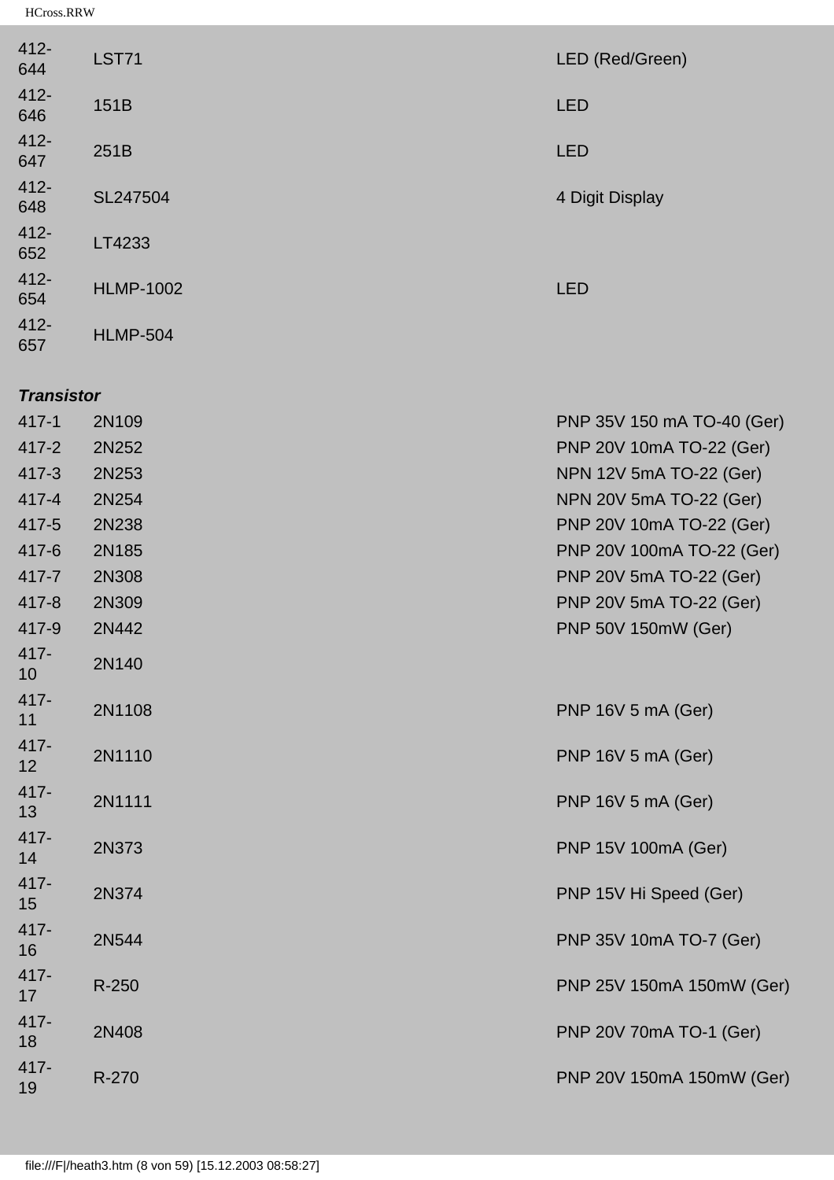| | | |
|---|---|---|
| 412-644 | LST71 | LED (Red/Green) |
| 412-646 | 151B | LED |
| 412-647 | 251B | LED |
| 412-648 | SL247504 | 4 Digit Display |
| 412-652 | LT4233 | |
| 412-654 | HLMP-1002 | LED |
| 412-657 | HLMP-504 | |

***Transistor***

| | | |
|---|---|---|
| 417-1 | 2N109 | PNP 35V 150 mA TO-40 (Ger) |
| 417-2 | 2N252 | PNP 20V 10mA TO-22 (Ger) |
| 417-3 | 2N253 | NPN 12V 5mA TO-22 (Ger) |
| 417-4 | 2N254 | NPN 20V 5mA TO-22 (Ger) |
| 417-5 | 2N238 | PNP 20V 10mA TO-22 (Ger) |
| 417-6 | 2N185 | PNP 20V 100mA TO-22 (Ger) |
| 417-7 | 2N308 | PNP 20V 5mA TO-22 (Ger) |
| 417-8 | 2N309 | PNP 20V 5mA TO-22 (Ger) |
| 417-9 | 2N442 | PNP 50V 150mW (Ger) |
| 417-10 | 2N140 | |
| 417-11 | 2N1108 | PNP 16V 5 mA (Ger) |
| 417-12 | 2N1110 | PNP 16V 5 mA (Ger) |
| 417-13 | 2N1111 | PNP 16V 5 mA (Ger) |
| 417-14 | 2N373 | PNP 15V 100mA (Ger) |
| 417-15 | 2N374 | PNP 15V Hi Speed (Ger) |
| 417-16 | 2N544 | PNP 35V 10mA TO-7 (Ger) |
| 417-17 | R-250 | PNP 25V 150mA 150mW (Ger) |
| 417-18 | 2N408 | PNP 20V 70mA TO-1 (Ger) |
| 417-19 | R-270 | PNP 20V 150mA 150mW (Ger) |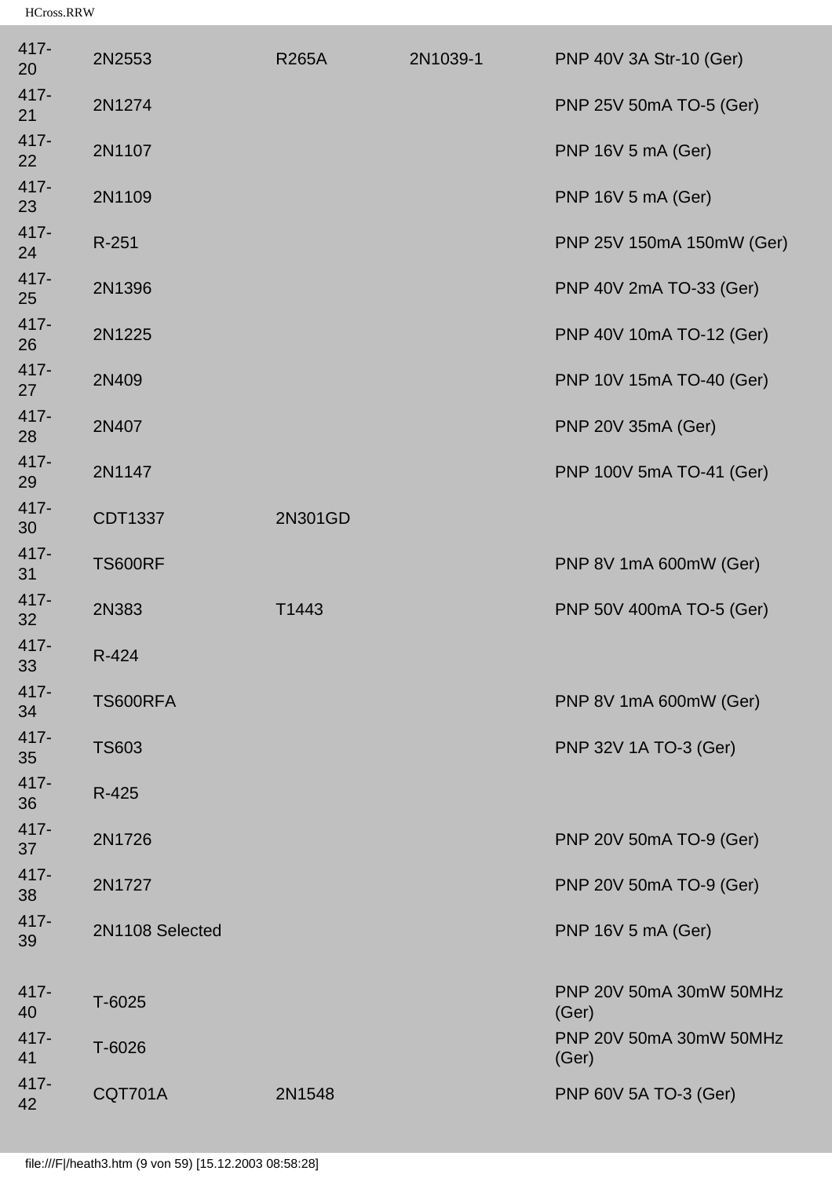| | | | | |
|---|---|---|---|---|
| 417-20 | 2N2553 | R265A | 2N1039-1 | PNP 40V 3A Str-10 (Ger) |
| 417-21 | 2N1274 | | | PNP 25V 50mA TO-5 (Ger) |
| 417-22 | 2N1107 | | | PNP 16V 5 mA (Ger) |
| 417-23 | 2N1109 | | | PNP 16V 5 mA (Ger) |
| 417-24 | R-251 | | | PNP 25V 150mA 150mW (Ger) |
| 417-25 | 2N1396 | | | PNP 40V 2mA TO-33 (Ger) |
| 417-26 | 2N1225 | | | PNP 40V 10mA TO-12 (Ger) |
| 417-27 | 2N409 | | | PNP 10V 15mA TO-40 (Ger) |
| 417-28 | 2N407 | | | PNP 20V 35mA (Ger) |
| 417-29 | 2N1147 | | | PNP 100V 5mA TO-41 (Ger) |
| 417-30 | CDT1337 | 2N301GD | | |
| 417-31 | TS600RF | | | PNP 8V 1mA 600mW (Ger) |
| 417-32 | 2N383 | T1443 | | PNP 50V 400mA TO-5 (Ger) |
| 417-33 | R-424 | | | |
| 417-34 | TS600RFA | | | PNP 8V 1mA 600mW (Ger) |
| 417-35 | TS603 | | | PNP 32V 1A TO-3 (Ger) |
| 417-36 | R-425 | | | |
| 417-37 | 2N1726 | | | PNP 20V 50mA TO-9 (Ger) |
| 417-38 | 2N1727 | | | PNP 20V 50mA TO-9 (Ger) |
| 417-39 | 2N1108 Selected | | | PNP 16V 5 mA (Ger) |
| 417-40 | T-6025 | | | PNP 20V 50mA 30mW 50MHz (Ger) |
| 417-41 | T-6026 | | | PNP 20V 50mA 30mW 50MHz (Ger) |
| 417-42 | CQT701A | 2N1548 | | PNP 60V 5A TO-3 (Ger) |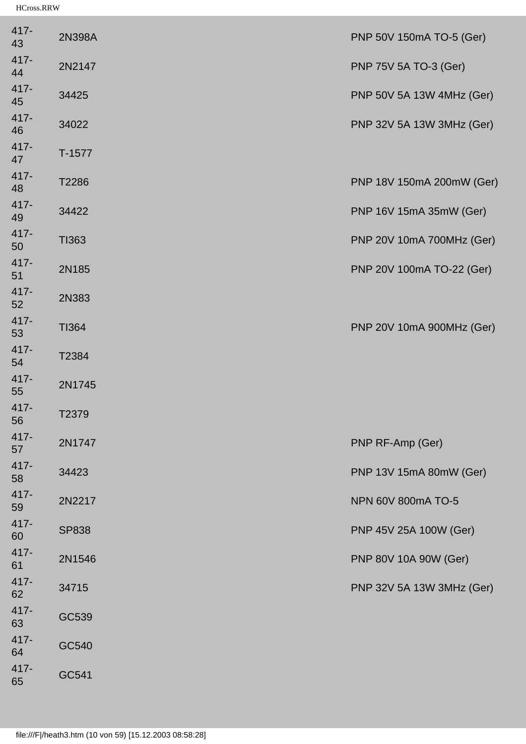| | | |
|---|---|---|
| 417-43 | 2N398A | PNP 50V 150mA TO-5 (Ger) |
| 417-44 | 2N2147 | PNP 75V 5A TO-3 (Ger) |
| 417-45 | 34425 | PNP 50V 5A 13W 4MHz (Ger) |
| 417-46 | 34022 | PNP 32V 5A 13W 3MHz (Ger) |
| 417-47 | T-1577 | |
| 417-48 | T2286 | PNP 18V 150mA 200mW (Ger) |
| 417-49 | 34422 | PNP 16V 15mA 35mW (Ger) |
| 417-50 | TI363 | PNP 20V 10mA 700MHz (Ger) |
| 417-51 | 2N185 | PNP 20V 100mA TO-22 (Ger) |
| 417-52 | 2N383 | |
| 417-53 | TI364 | PNP 20V 10mA 900MHz (Ger) |
| 417-54 | T2384 | |
| 417-55 | 2N1745 | |
| 417-56 | T2379 | |
| 417-57 | 2N1747 | PNP RF-Amp (Ger) |
| 417-58 | 34423 | PNP 13V 15mA 80mW (Ger) |
| 417-59 | 2N2217 | NPN 60V 800mA TO-5 |
| 417-60 | SP838 | PNP 45V 25A 100W (Ger) |
| 417-61 | 2N1546 | PNP 80V 10A 90W (Ger) |
| 417-62 | 34715 | PNP 32V 5A 13W 3MHz (Ger) |
| 417-63 | GC539 | |
| 417-64 | GC540 | |
| 417-65 | GC541 | |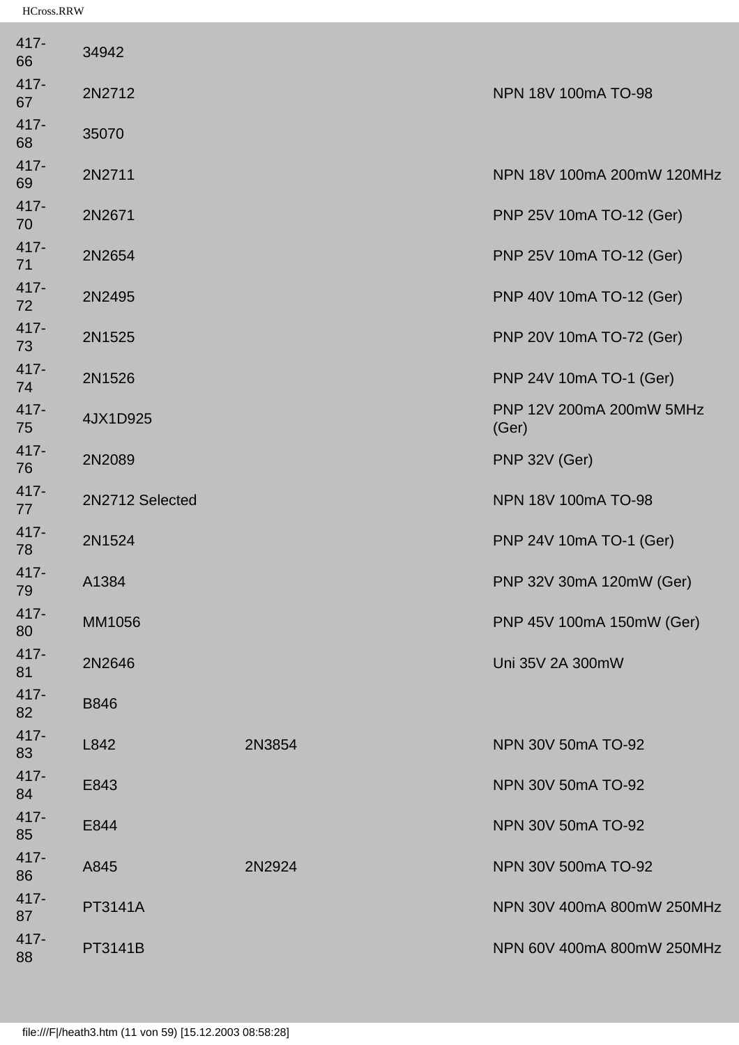| | | | |
|---|---|---|---|
| 417-66 | 34942 | | |
| 417-67 | 2N2712 | | NPN 18V 100mA TO-98 |
| 417-68 | 35070 | | |
| 417-69 | 2N2711 | | NPN 18V 100mA 200mW 120MHz |
| 417-70 | 2N2671 | | PNP 25V 10mA TO-12 (Ger) |
| 417-71 | 2N2654 | | PNP 25V 10mA TO-12 (Ger) |
| 417-72 | 2N2495 | | PNP 40V 10mA TO-12 (Ger) |
| 417-73 | 2N1525 | | PNP 20V 10mA TO-72 (Ger) |
| 417-74 | 2N1526 | | PNP 24V 10mA TO-1 (Ger) |
| 417-75 | 4JX1D925 | | PNP 12V 200mA 200mW 5MHz (Ger) |
| 417-76 | 2N2089 | | PNP 32V (Ger) |
| 417-77 | 2N2712 Selected | | NPN 18V 100mA TO-98 |
| 417-78 | 2N1524 | | PNP 24V 10mA TO-1 (Ger) |
| 417-79 | A1384 | | PNP 32V 30mA 120mW (Ger) |
| 417-80 | MM1056 | | PNP 45V 100mA 150mW (Ger) |
| 417-81 | 2N2646 | | Uni 35V 2A 300mW |
| 417-82 | B846 | | |
| 417-83 | L842 | 2N3854 | NPN 30V 50mA TO-92 |
| 417-84 | E843 | | NPN 30V 50mA TO-92 |
| 417-85 | E844 | | NPN 30V 50mA TO-92 |
| 417-86 | A845 | 2N2924 | NPN 30V 500mA TO-92 |
| 417-87 | PT3141A | | NPN 30V 400mA 800mW 250MHz |
| 417-88 | PT3141B | | NPN 60V 400mA 800mW 250MHz |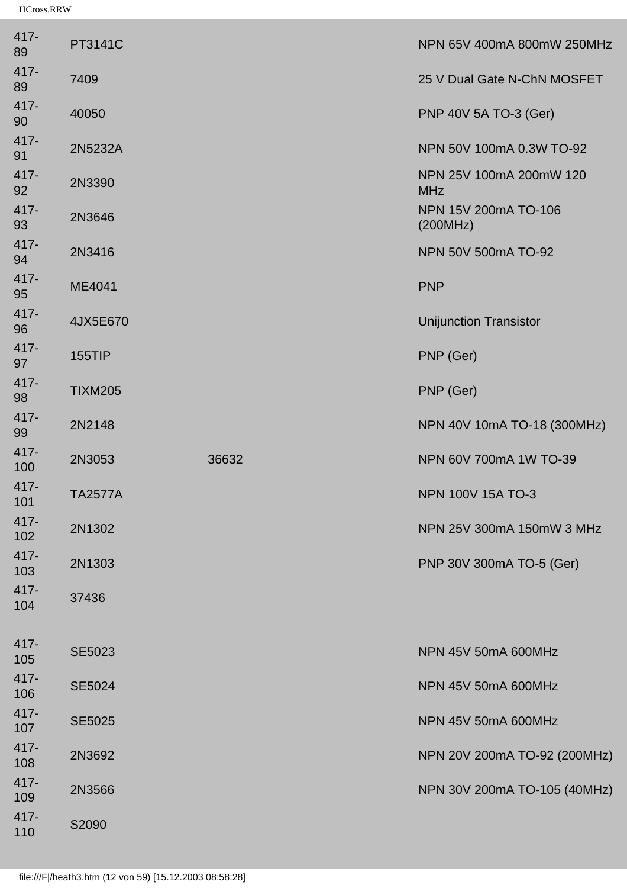| | | | |
|---|---|---|---|
| 417-89 | PT3141C | | NPN 65V 400mA 800mW 250MHz |
| 417-89 | 7409 | | 25 V Dual Gate N-ChN MOSFET |
| 417-90 | 40050 | | PNP 40V 5A TO-3 (Ger) |
| 417-91 | 2N5232A | | NPN 50V 100mA 0.3W TO-92 |
| 417-92 | 2N3390 | | NPN 25V 100mA 200mW 120 MHz |
| 417-93 | 2N3646 | | NPN 15V 200mA TO-106 (200MHz) |
| 417-94 | 2N3416 | | NPN 50V 500mA TO-92 |
| 417-95 | ME4041 | | PNP |
| 417-96 | 4JX5E670 | | Unijunction Transistor |
| 417-97 | 155TIP | | PNP (Ger) |
| 417-98 | TIXM205 | | PNP (Ger) |
| 417-99 | 2N2148 | | NPN 40V 10mA TO-18 (300MHz) |
| 417-100 | 2N3053 | 36632 | NPN 60V 700mA 1W TO-39 |
| 417-101 | TA2577A | | NPN 100V 15A TO-3 |
| 417-102 | 2N1302 | | NPN 25V 300mA 150mW 3 MHz |
| 417-103 | 2N1303 | | PNP 30V 300mA TO-5 (Ger) |
| 417-104 | 37436 | | |
| 417-105 | SE5023 | | NPN 45V 50mA 600MHz |
| 417-106 | SE5024 | | NPN 45V 50mA 600MHz |
| 417-107 | SE5025 | | NPN 45V 50mA 600MHz |
| 417-108 | 2N3692 | | NPN 20V 200mA TO-92 (200MHz) |
| 417-109 | 2N3566 | | NPN 30V 200mA TO-105 (40MHz) |
| 417-110 | S2090 | | |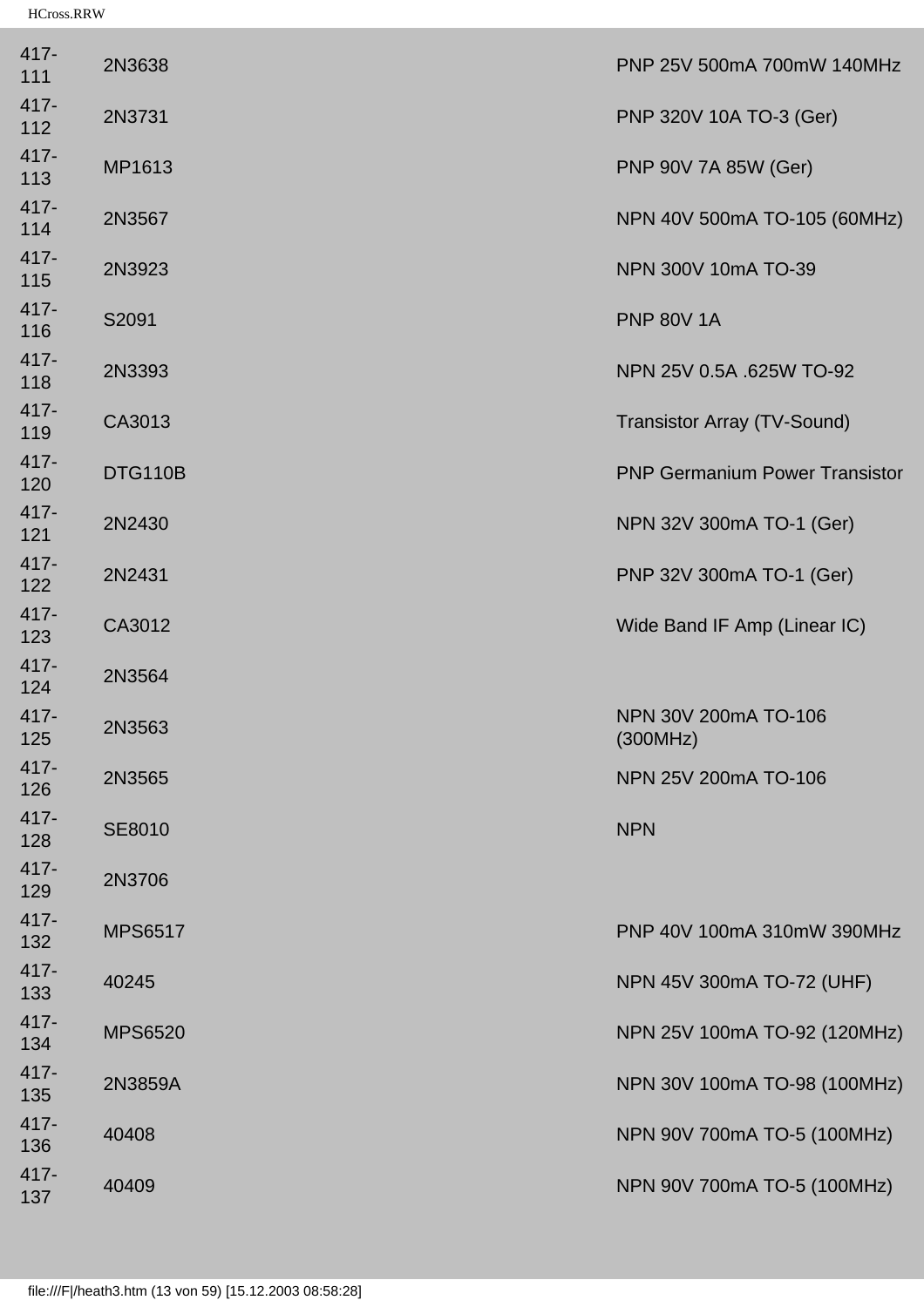| | | |
|---|---|---|
| 417-111 | 2N3638 | PNP 25V 500mA 700mW 140MHz |
| 417-112 | 2N3731 | PNP 320V 10A TO-3 (Ger) |
| 417-113 | MP1613 | PNP 90V 7A 85W (Ger) |
| 417-114 | 2N3567 | NPN 40V 500mA TO-105 (60MHz) |
| 417-115 | 2N3923 | NPN 300V 10mA TO-39 |
| 417-116 | S2091 | PNP 80V 1A |
| 417-118 | 2N3393 | NPN 25V 0.5A .625W TO-92 |
| 417-119 | CA3013 | Transistor Array (TV-Sound) |
| 417-120 | DTG110B | PNP Germanium Power Transistor |
| 417-121 | 2N2430 | NPN 32V 300mA TO-1 (Ger) |
| 417-122 | 2N2431 | PNP 32V 300mA TO-1 (Ger) |
| 417-123 | CA3012 | Wide Band IF Amp (Linear IC) |
| 417-124 | 2N3564 | |
| 417-125 | 2N3563 | NPN 30V 200mA TO-106 (300MHz) |
| 417-126 | 2N3565 | NPN 25V 200mA TO-106 |
| 417-128 | SE8010 | NPN |
| 417-129 | 2N3706 | |
| 417-132 | MPS6517 | PNP 40V 100mA 310mW 390MHz |
| 417-133 | 40245 | NPN 45V 300mA TO-72 (UHF) |
| 417-134 | MPS6520 | NPN 25V 100mA TO-92 (120MHz) |
| 417-135 | 2N3859A | NPN 30V 100mA TO-98 (100MHz) |
| 417-136 | 40408 | NPN 90V 700mA TO-5 (100MHz) |
| 417-137 | 40409 | NPN 90V 700mA TO-5 (100MHz) |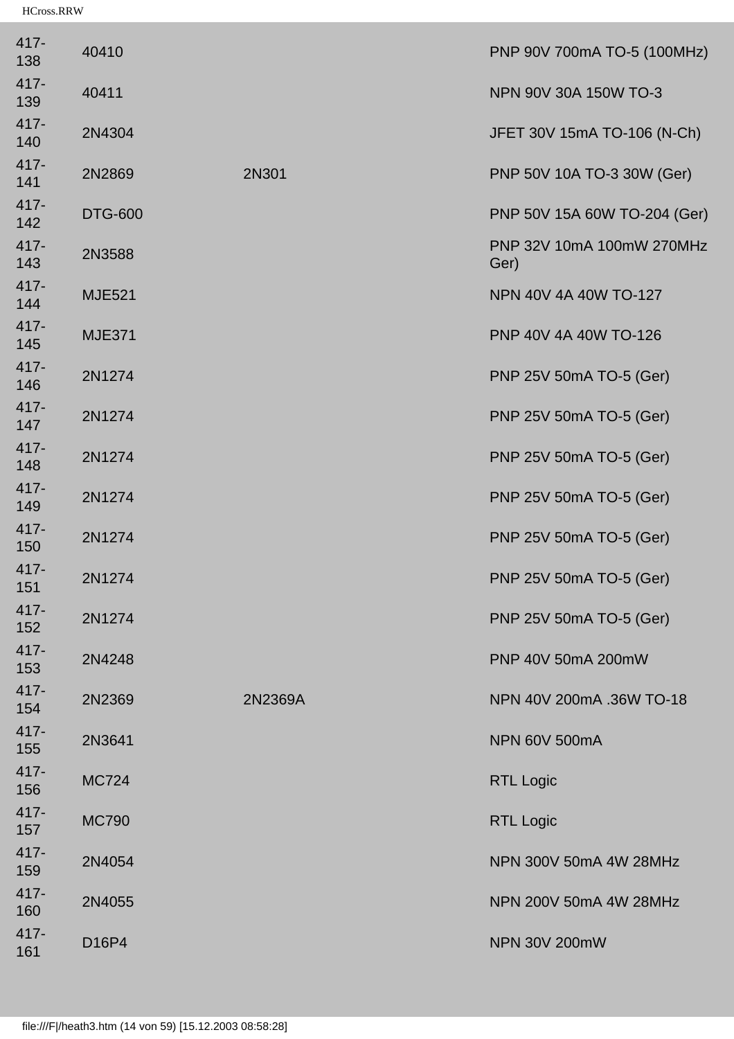| | | | |
|---|---|---|---|
| 417-138 | 40410 | | PNP 90V 700mA TO-5 (100MHz) |
| 417-139 | 40411 | | NPN 90V 30A 150W TO-3 |
| 417-140 | 2N4304 | | JFET 30V 15mA TO-106 (N-Ch) |
| 417-141 | 2N2869 | 2N301 | PNP 50V 10A TO-3 30W (Ger) |
| 417-142 | DTG-600 | | PNP 50V 15A 60W TO-204 (Ger) |
| 417-143 | 2N3588 | | PNP 32V 10mA 100mW 270MHz Ger) |
| 417-144 | MJE521 | | NPN 40V 4A 40W TO-127 |
| 417-145 | MJE371 | | PNP 40V 4A 40W TO-126 |
| 417-146 | 2N1274 | | PNP 25V 50mA TO-5 (Ger) |
| 417-147 | 2N1274 | | PNP 25V 50mA TO-5 (Ger) |
| 417-148 | 2N1274 | | PNP 25V 50mA TO-5 (Ger) |
| 417-149 | 2N1274 | | PNP 25V 50mA TO-5 (Ger) |
| 417-150 | 2N1274 | | PNP 25V 50mA TO-5 (Ger) |
| 417-151 | 2N1274 | | PNP 25V 50mA TO-5 (Ger) |
| 417-152 | 2N1274 | | PNP 25V 50mA TO-5 (Ger) |
| 417-153 | 2N4248 | | PNP 40V 50mA 200mW |
| 417-154 | 2N2369 | 2N2369A | NPN 40V 200mA .36W TO-18 |
| 417-155 | 2N3641 | | NPN 60V 500mA |
| 417-156 | MC724 | | RTL Logic |
| 417-157 | MC790 | | RTL Logic |
| 417-159 | 2N4054 | | NPN 300V 50mA 4W 28MHz |
| 417-160 | 2N4055 | | NPN 200V 50mA 4W 28MHz |
| 417-161 | D16P4 | | NPN 30V 200mW |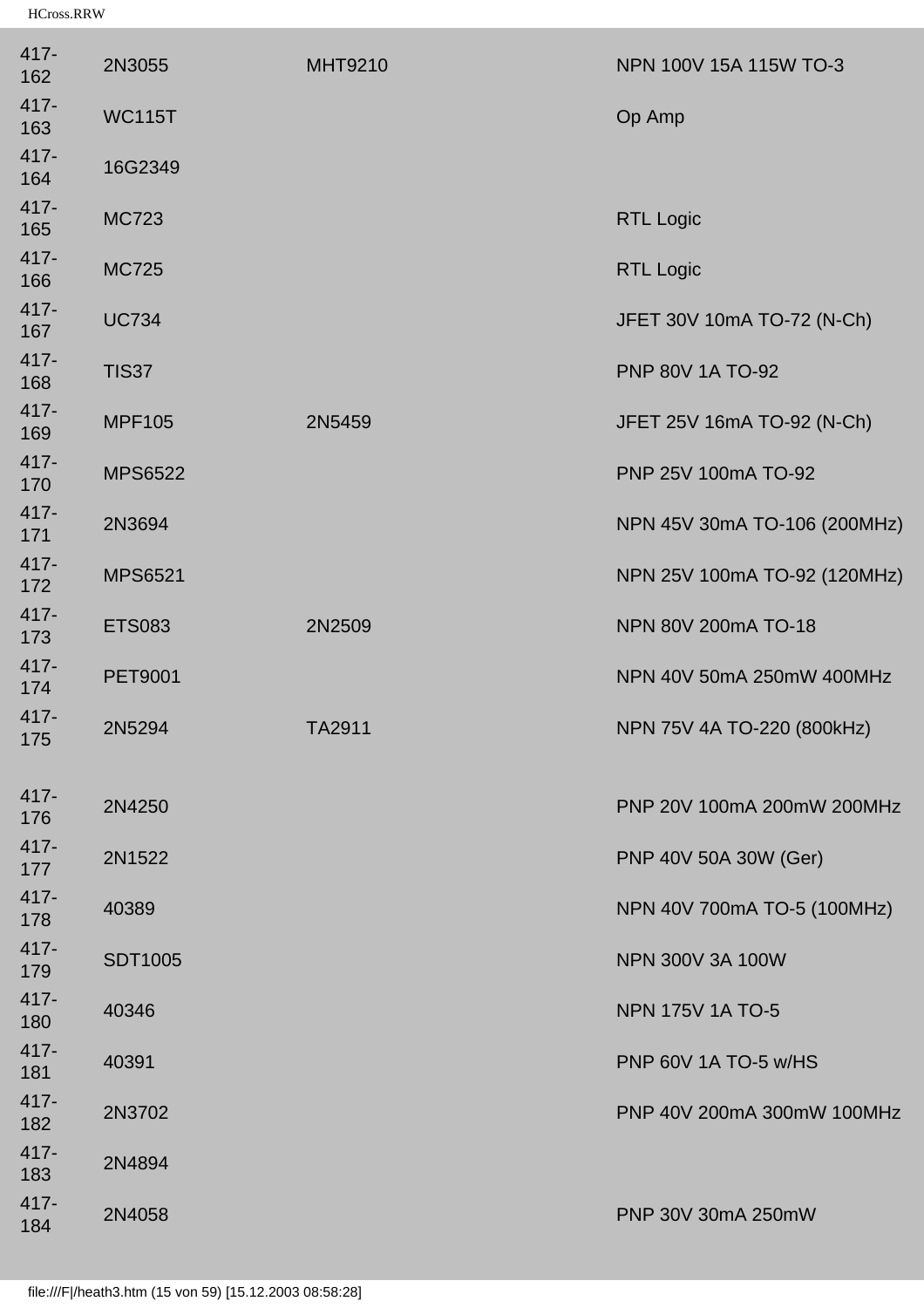| | | | |
|---|---|---|---|
| 417-162 | 2N3055 | MHT9210 | NPN 100V 15A 115W TO-3 |
| 417-163 | WC115T | | Op Amp |
| 417-164 | 16G2349 | | |
| 417-165 | MC723 | | RTL Logic |
| 417-166 | MC725 | | RTL Logic |
| 417-167 | UC734 | | JFET 30V 10mA TO-72 (N-Ch) |
| 417-168 | TIS37 | | PNP 80V 1A TO-92 |
| 417-169 | MPF105 | 2N5459 | JFET 25V 16mA TO-92 (N-Ch) |
| 417-170 | MPS6522 | | PNP 25V 100mA TO-92 |
| 417-171 | 2N3694 | | NPN 45V 30mA TO-106 (200MHz) |
| 417-172 | MPS6521 | | NPN 25V 100mA TO-92 (120MHz) |
| 417-173 | ETS083 | 2N2509 | NPN 80V 200mA TO-18 |
| 417-174 | PET9001 | | NPN 40V 50mA 250mW 400MHz |
| 417-175 | 2N5294 | TA2911 | NPN 75V 4A TO-220 (800kHz) |
| 417-176 | 2N4250 | | PNP 20V 100mA 200mW 200MHz |
| 417-177 | 2N1522 | | PNP 40V 50A 30W (Ger) |
| 417-178 | 40389 | | NPN 40V 700mA TO-5 (100MHz) |
| 417-179 | SDT1005 | | NPN 300V 3A 100W |
| 417-180 | 40346 | | NPN 175V 1A TO-5 |
| 417-181 | 40391 | | PNP 60V 1A TO-5 w/HS |
| 417-182 | 2N3702 | | PNP 40V 200mA 300mW 100MHz |
| 417-183 | 2N4894 | | |
| 417-184 | 2N4058 | | PNP 30V 30mA 250mW |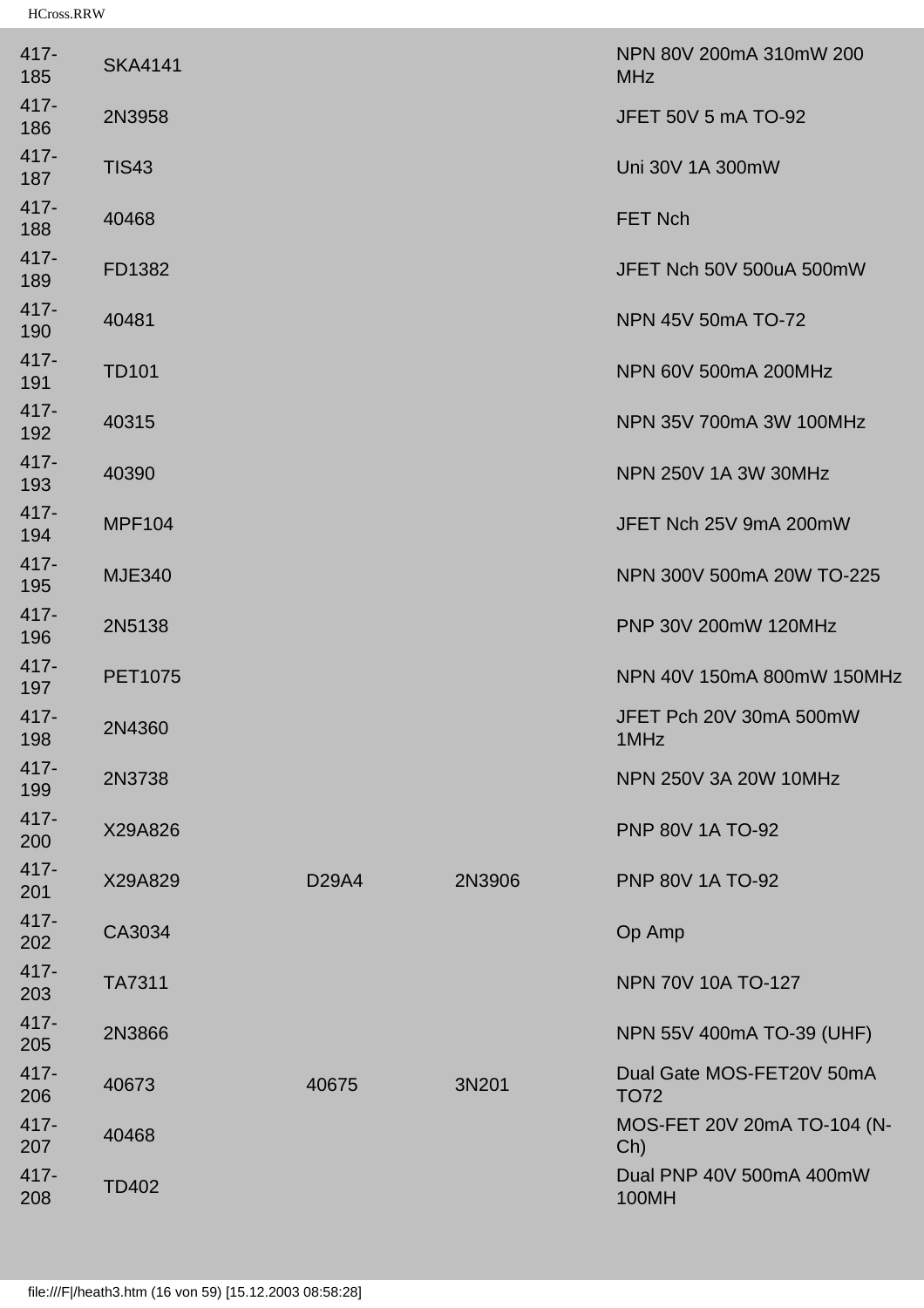| | | | | |
|---|---|---|---|---|
| 417-185 | SKA4141 | | | NPN 80V 200mA 310mW 200 MHz |
| 417-186 | 2N3958 | | | JFET 50V 5 mA TO-92 |
| 417-187 | TIS43 | | | Uni 30V 1A 300mW |
| 417-188 | 40468 | | | FET Nch |
| 417-189 | FD1382 | | | JFET Nch 50V 500uA 500mW |
| 417-190 | 40481 | | | NPN 45V 50mA TO-72 |
| 417-191 | TD101 | | | NPN 60V 500mA 200MHz |
| 417-192 | 40315 | | | NPN 35V 700mA 3W 100MHz |
| 417-193 | 40390 | | | NPN 250V 1A 3W 30MHz |
| 417-194 | MPF104 | | | JFET Nch 25V 9mA 200mW |
| 417-195 | MJE340 | | | NPN 300V 500mA 20W TO-225 |
| 417-196 | 2N5138 | | | PNP 30V 200mW 120MHz |
| 417-197 | PET1075 | | | NPN 40V 150mA 800mW 150MHz |
| 417-198 | 2N4360 | | | JFET Pch 20V 30mA 500mW 1MHz |
| 417-199 | 2N3738 | | | NPN 250V 3A 20W 10MHz |
| 417-200 | X29A826 | | | PNP 80V 1A TO-92 |
| 417-201 | X29A829 | D29A4 | 2N3906 | PNP 80V 1A TO-92 |
| 417-202 | CA3034 | | | Op Amp |
| 417-203 | TA7311 | | | NPN 70V 10A TO-127 |
| 417-205 | 2N3866 | | | NPN 55V 400mA TO-39 (UHF) |
| 417-206 | 40673 | 40675 | 3N201 | Dual Gate MOS-FET20V 50mA TO72 |
| 417-207 | 40468 | | | MOS-FET 20V 20mA TO-104 (N-Ch) |
| 417-208 | TD402 | | | Dual PNP 40V 500mA 400mW 100MH |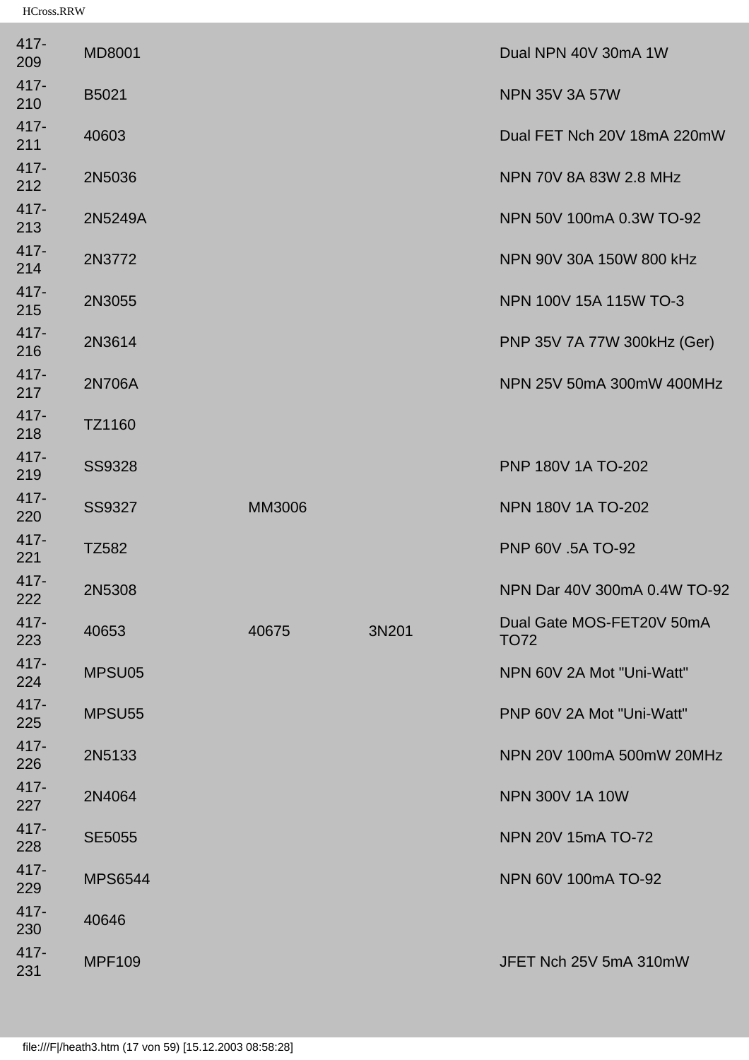| | | | | |
|---|---|---|---|---|
| 417-209 | MD8001 | | | Dual NPN 40V 30mA 1W |
| 417-210 | B5021 | | | NPN 35V 3A 57W |
| 417-211 | 40603 | | | Dual FET Nch 20V 18mA 220mW |
| 417-212 | 2N5036 | | | NPN 70V 8A 83W 2.8 MHz |
| 417-213 | 2N5249A | | | NPN 50V 100mA 0.3W TO-92 |
| 417-214 | 2N3772 | | | NPN 90V 30A 150W 800 kHz |
| 417-215 | 2N3055 | | | NPN 100V 15A 115W TO-3 |
| 417-216 | 2N3614 | | | PNP 35V 7A 77W 300kHz (Ger) |
| 417-217 | 2N706A | | | NPN 25V 50mA 300mW 400MHz |
| 417-218 | TZ1160 | | | |
| 417-219 | SS9328 | | | PNP 180V 1A TO-202 |
| 417-220 | SS9327 | MM3006 | | NPN 180V 1A TO-202 |
| 417-221 | TZ582 | | | PNP 60V .5A TO-92 |
| 417-222 | 2N5308 | | | NPN Dar 40V 300mA 0.4W TO-92 |
| 417-223 | 40653 | 40675 | 3N201 | Dual Gate MOS-FET20V 50mA TO72 |
| 417-224 | MPSU05 | | | NPN 60V 2A Mot "Uni-Watt" |
| 417-225 | MPSU55 | | | PNP 60V 2A Mot "Uni-Watt" |
| 417-226 | 2N5133 | | | NPN 20V 100mA 500mW 20MHz |
| 417-227 | 2N4064 | | | NPN 300V 1A 10W |
| 417-228 | SE5055 | | | NPN 20V 15mA TO-72 |
| 417-229 | MPS6544 | | | NPN 60V 100mA TO-92 |
| 417-230 | 40646 | | | |
| 417-231 | MPF109 | | | JFET Nch 25V 5mA 310mW |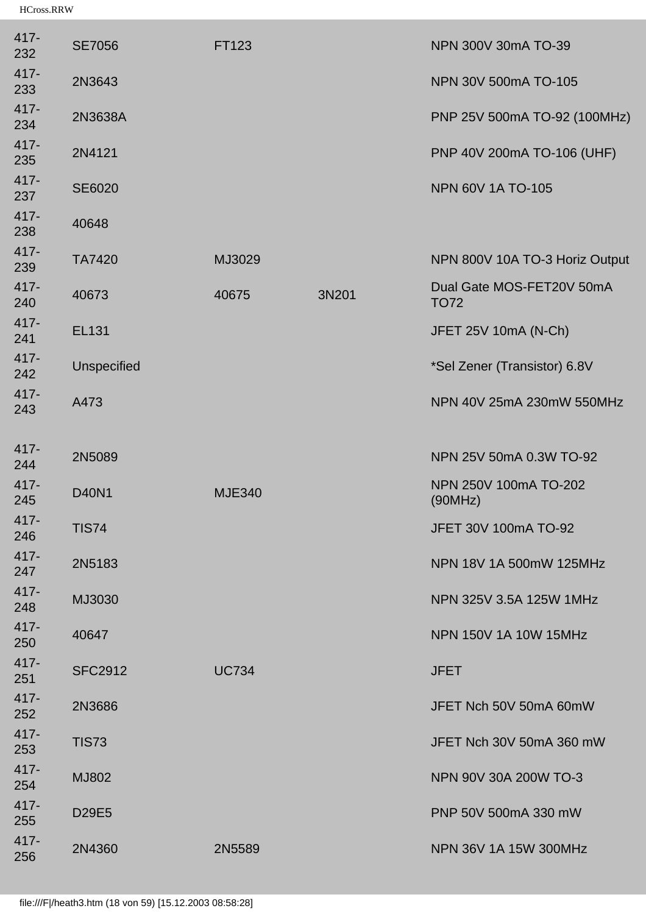| | | | | |
|---|---|---|---|---|
| 417-232 | SE7056 | FT123 | | NPN 300V 30mA TO-39 |
| 417-233 | 2N3643 | | | NPN 30V 500mA TO-105 |
| 417-234 | 2N3638A | | | PNP 25V 500mA TO-92 (100MHz) |
| 417-235 | 2N4121 | | | PNP 40V 200mA TO-106 (UHF) |
| 417-237 | SE6020 | | | NPN 60V 1A TO-105 |
| 417-238 | 40648 | | | |
| 417-239 | TA7420 | MJ3029 | | NPN 800V 10A TO-3 Horiz Output |
| 417-240 | 40673 | 40675 | 3N201 | Dual Gate MOS-FET20V 50mA TO72 |
| 417-241 | EL131 | | | JFET 25V 10mA (N-Ch) |
| 417-242 | Unspecified | | | *Sel Zener (Transistor) 6.8V |
| 417-243 | A473 | | | NPN 40V 25mA 230mW 550MHz |
| 417-244 | 2N5089 | | | NPN 25V 50mA 0.3W TO-92 |
| 417-245 | D40N1 | MJE340 | | NPN 250V 100mA TO-202 (90MHz) |
| 417-246 | TIS74 | | | JFET 30V 100mA TO-92 |
| 417-247 | 2N5183 | | | NPN 18V 1A 500mW 125MHz |
| 417-248 | MJ3030 | | | NPN 325V 3.5A 125W 1MHz |
| 417-250 | 40647 | | | NPN 150V 1A 10W 15MHz |
| 417-251 | SFC2912 | UC734 | | JFET |
| 417-252 | 2N3686 | | | JFET Nch 50V 50mA 60mW |
| 417-253 | TIS73 | | | JFET Nch 30V 50mA 360 mW |
| 417-254 | MJ802 | | | NPN 90V 30A 200W TO-3 |
| 417-255 | D29E5 | | | PNP 50V 500mA 330 mW |
| 417-256 | 2N4360 | 2N5589 | | NPN 36V 1A 15W 300MHz |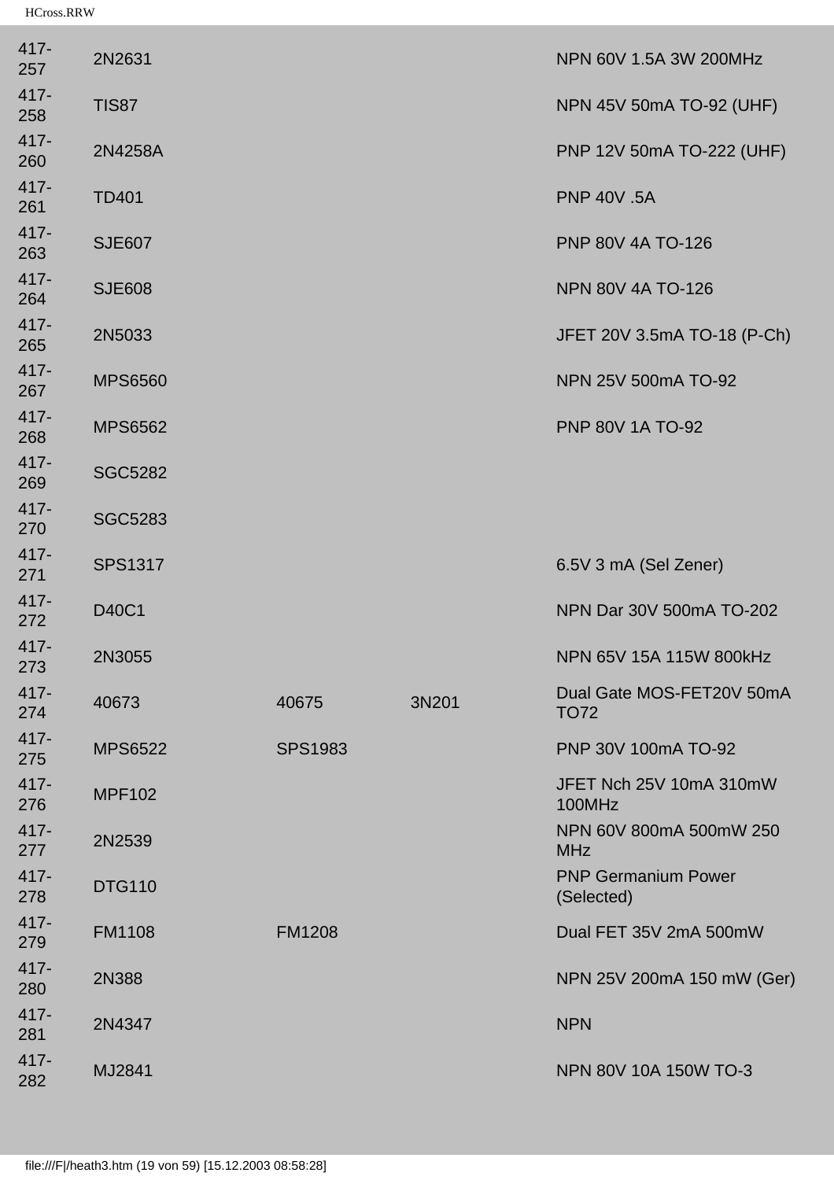| | | | | |
|---|---|---|---|---|
| 417-257 | 2N2631 | | | NPN 60V 1.5A 3W 200MHz |
| 417-258 | TIS87 | | | NPN 45V 50mA TO-92 (UHF) |
| 417-260 | 2N4258A | | | PNP 12V 50mA TO-222 (UHF) |
| 417-261 | TD401 | | | PNP 40V .5A |
| 417-263 | SJE607 | | | PNP 80V 4A TO-126 |
| 417-264 | SJE608 | | | NPN 80V 4A TO-126 |
| 417-265 | 2N5033 | | | JFET 20V 3.5mA TO-18 (P-Ch) |
| 417-267 | MPS6560 | | | NPN 25V 500mA TO-92 |
| 417-268 | MPS6562 | | | PNP 80V 1A TO-92 |
| 417-269 | SGC5282 | | | |
| 417-270 | SGC5283 | | | |
| 417-271 | SPS1317 | | | 6.5V 3 mA (Sel Zener) |
| 417-272 | D40C1 | | | NPN Dar 30V 500mA TO-202 |
| 417-273 | 2N3055 | | | NPN 65V 15A 115W 800kHz |
| 417-274 | 40673 | 40675 | 3N201 | Dual Gate MOS-FET20V 50mA TO72 |
| 417-275 | MPS6522 | SPS1983 | | PNP 30V 100mA TO-92 |
| 417-276 | MPF102 | | | JFET Nch 25V 10mA 310mW 100MHz |
| 417-277 | 2N2539 | | | NPN 60V 800mA 500mW 250 MHz |
| 417-278 | DTG110 | | | PNP Germanium Power (Selected) |
| 417-279 | FM1108 | FM1208 | | Dual FET 35V 2mA 500mW |
| 417-280 | 2N388 | | | NPN 25V 200mA 150 mW (Ger) |
| 417-281 | 2N4347 | | | NPN |
| 417-282 | MJ2841 | | | NPN 80V 10A 150W TO-3 |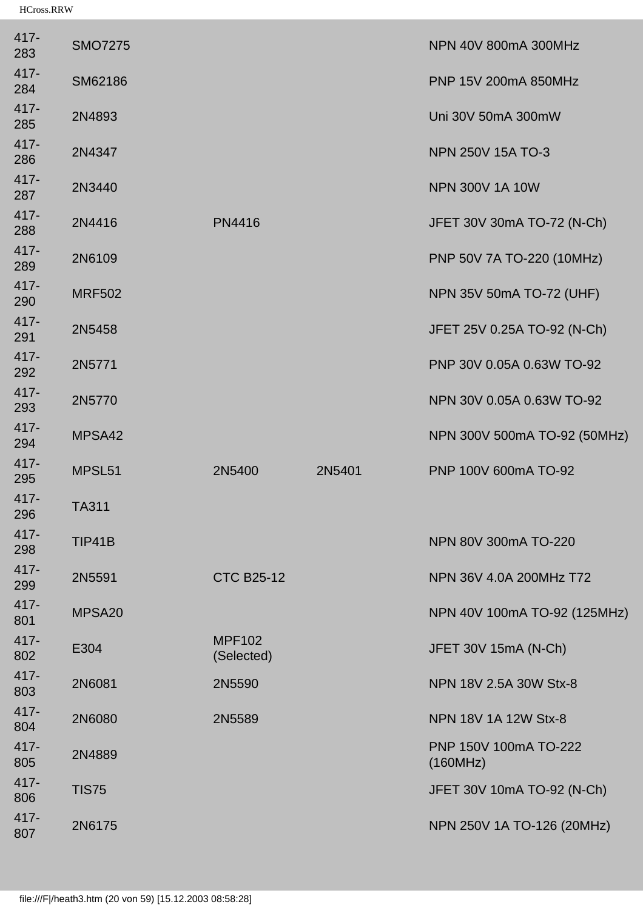| | | | | |
|---|---|---|---|---|
| 417-283 | SMO7275 | | | NPN 40V 800mA 300MHz |
| 417-284 | SM62186 | | | PNP 15V 200mA 850MHz |
| 417-285 | 2N4893 | | | Uni 30V 50mA 300mW |
| 417-286 | 2N4347 | | | NPN 250V 15A TO-3 |
| 417-287 | 2N3440 | | | NPN 300V 1A 10W |
| 417-288 | 2N4416 | PN4416 | | JFET 30V 30mA TO-72 (N-Ch) |
| 417-289 | 2N6109 | | | PNP 50V 7A TO-220 (10MHz) |
| 417-290 | MRF502 | | | NPN 35V 50mA TO-72 (UHF) |
| 417-291 | 2N5458 | | | JFET 25V 0.25A TO-92 (N-Ch) |
| 417-292 | 2N5771 | | | PNP 30V 0.05A 0.63W TO-92 |
| 417-293 | 2N5770 | | | NPN 30V 0.05A 0.63W TO-92 |
| 417-294 | MPSA42 | | | NPN 300V 500mA TO-92 (50MHz) |
| 417-295 | MPSL51 | 2N5400 | 2N5401 | PNP 100V 600mA TO-92 |
| 417-296 | TA311 | | | |
| 417-298 | TIP41B | | | NPN 80V 300mA TO-220 |
| 417-299 | 2N5591 | CTC B25-12 | | NPN 36V 4.0A 200MHz T72 |
| 417-801 | MPSA20 | | | NPN 40V 100mA TO-92 (125MHz) |
| 417-802 | E304 | MPF102 (Selected) | | JFET 30V 15mA (N-Ch) |
| 417-803 | 2N6081 | 2N5590 | | NPN 18V 2.5A 30W Stx-8 |
| 417-804 | 2N6080 | 2N5589 | | NPN 18V 1A 12W Stx-8 |
| 417-805 | 2N4889 | | | PNP 150V 100mA TO-222 (160MHz) |
| 417-806 | TIS75 | | | JFET 30V 10mA TO-92 (N-Ch) |
| 417-807 | 2N6175 | | | NPN 250V 1A TO-126 (20MHz) |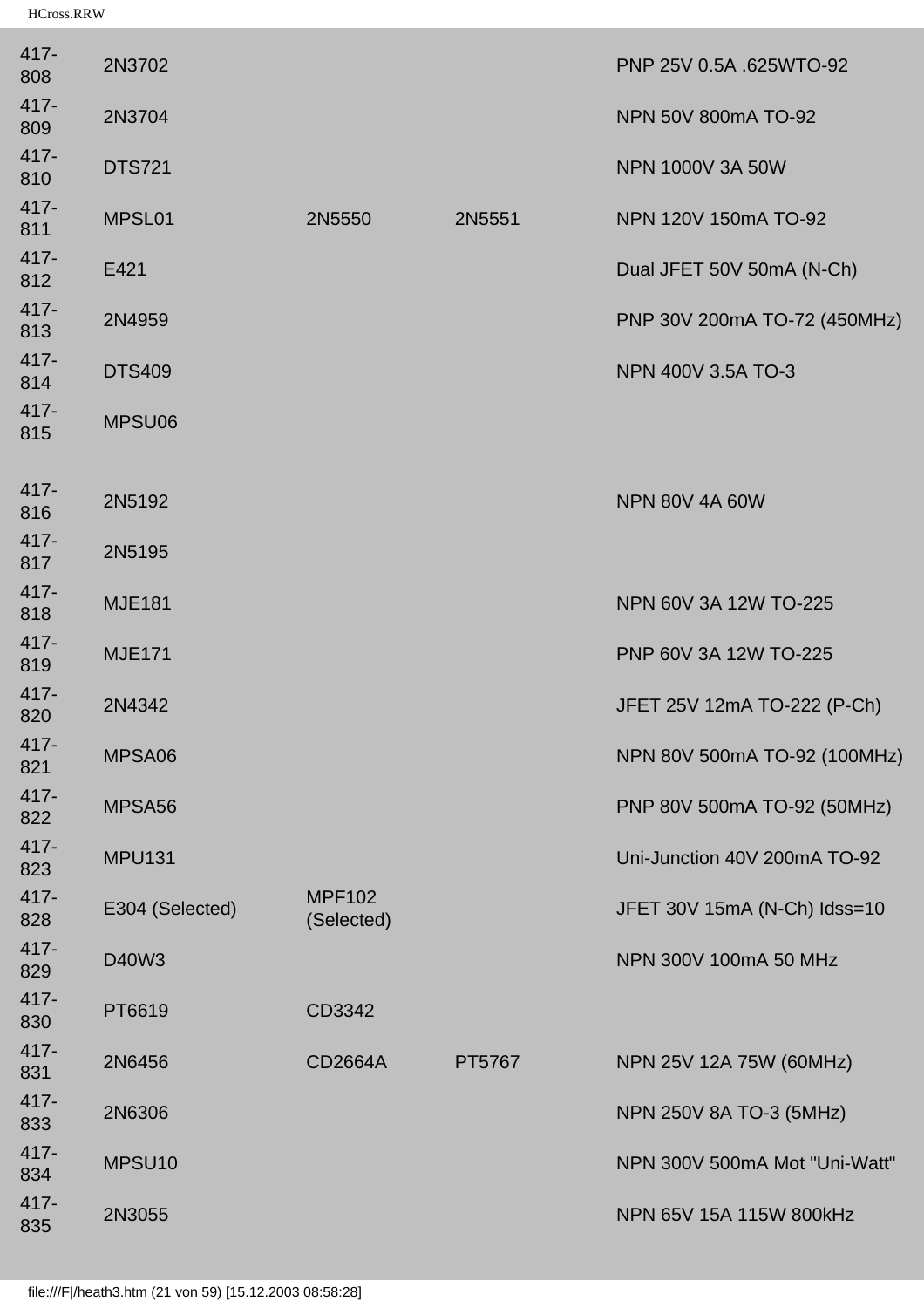| | | | | |
|---|---|---|---|---|
| 417-808 | 2N3702 | | | PNP 25V 0.5A .625WTO-92 |
| 417-809 | 2N3704 | | | NPN 50V 800mA TO-92 |
| 417-810 | DTS721 | | | NPN 1000V 3A 50W |
| 417-811 | MPSL01 | 2N5550 | 2N5551 | NPN 120V 150mA TO-92 |
| 417-812 | E421 | | | Dual JFET 50V 50mA (N-Ch) |
| 417-813 | 2N4959 | | | PNP 30V 200mA TO-72 (450MHz) |
| 417-814 | DTS409 | | | NPN 400V 3.5A TO-3 |
| 417-815 | MPSU06 | | | |
| 417-816 | 2N5192 | | | NPN 80V 4A 60W |
| 417-817 | 2N5195 | | | |
| 417-818 | MJE181 | | | NPN 60V 3A 12W TO-225 |
| 417-819 | MJE171 | | | PNP 60V 3A 12W TO-225 |
| 417-820 | 2N4342 | | | JFET 25V 12mA TO-222 (P-Ch) |
| 417-821 | MPSA06 | | | NPN 80V 500mA TO-92 (100MHz) |
| 417-822 | MPSA56 | | | PNP 80V 500mA TO-92 (50MHz) |
| 417-823 | MPU131 | | | Uni-Junction 40V 200mA TO-92 |
| 417-828 | E304 (Selected) | MPF102 (Selected) | | JFET 30V 15mA (N-Ch) Idss=10 |
| 417-829 | D40W3 | | | NPN 300V 100mA 50 MHz |
| 417-830 | PT6619 | CD3342 | | |
| 417-831 | 2N6456 | CD2664A | PT5767 | NPN 25V 12A 75W (60MHz) |
| 417-833 | 2N6306 | | | NPN 250V 8A TO-3 (5MHz) |
| 417-834 | MPSU10 | | | NPN 300V 500mA Mot "Uni-Watt" |
| 417-835 | 2N3055 | | | NPN 65V 15A 115W 800kHz |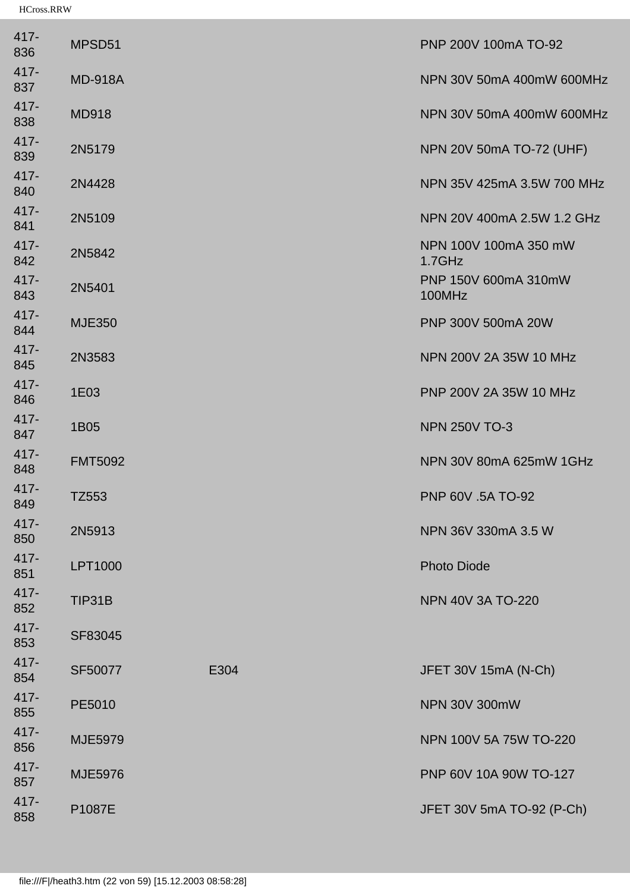| | | | |
|---|---|---|---|
| 417-836 | MPSD51 | | PNP 200V 100mA TO-92 |
| 417-837 | MD-918A | | NPN 30V 50mA 400mW 600MHz |
| 417-838 | MD918 | | NPN 30V 50mA 400mW 600MHz |
| 417-839 | 2N5179 | | NPN 20V 50mA TO-72 (UHF) |
| 417-840 | 2N4428 | | NPN 35V 425mA 3.5W 700 MHz |
| 417-841 | 2N5109 | | NPN 20V 400mA 2.5W 1.2 GHz |
| 417-842 | 2N5842 | | NPN 100V 100mA 350 mW 1.7GHz |
| 417-843 | 2N5401 | | PNP 150V 600mA 310mW 100MHz |
| 417-844 | MJE350 | | PNP 300V 500mA 20W |
| 417-845 | 2N3583 | | NPN 200V 2A 35W 10 MHz |
| 417-846 | 1E03 | | PNP 200V 2A 35W 10 MHz |
| 417-847 | 1B05 | | NPN 250V TO-3 |
| 417-848 | FMT5092 | | NPN 30V 80mA 625mW 1GHz |
| 417-849 | TZ553 | | PNP 60V .5A TO-92 |
| 417-850 | 2N5913 | | NPN 36V 330mA 3.5 W |
| 417-851 | LPT1000 | | Photo Diode |
| 417-852 | TIP31B | | NPN 40V 3A TO-220 |
| 417-853 | SF83045 | | |
| 417-854 | SF50077 | E304 | JFET 30V 15mA (N-Ch) |
| 417-855 | PE5010 | | NPN 30V 300mW |
| 417-856 | MJE5979 | | NPN 100V 5A 75W TO-220 |
| 417-857 | MJE5976 | | PNP 60V 10A 90W TO-127 |
| 417-858 | P1087E | | JFET 30V 5mA TO-92 (P-Ch) |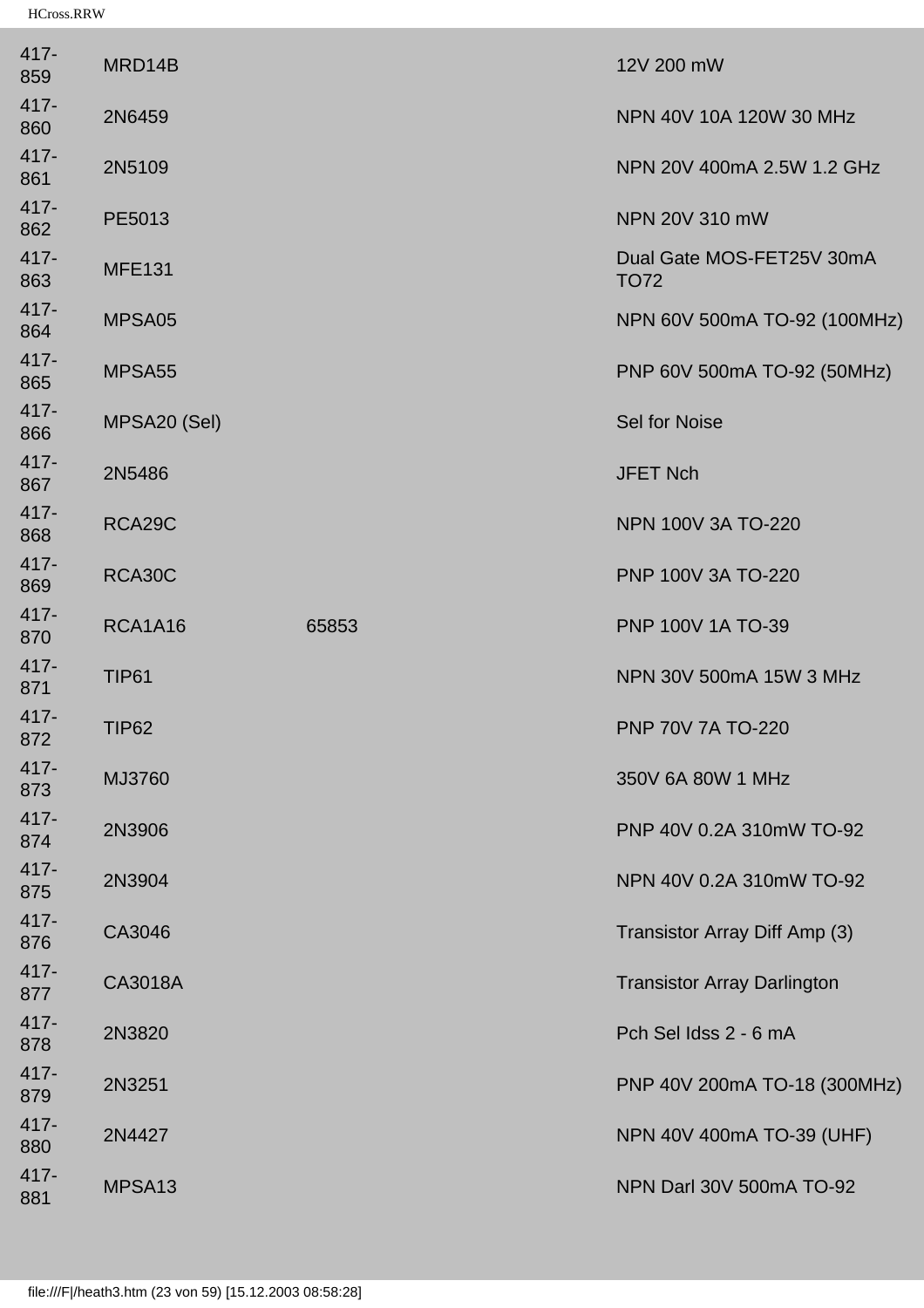| | | | |
|---|---|---|---|
| 417-859 | MRD14B | | 12V 200 mW |
| 417-860 | 2N6459 | | NPN 40V 10A 120W 30 MHz |
| 417-861 | 2N5109 | | NPN 20V 400mA 2.5W 1.2 GHz |
| 417-862 | PE5013 | | NPN 20V 310 mW |
| 417-863 | MFE131 | | Dual Gate MOS-FET25V 30mA TO72 |
| 417-864 | MPSA05 | | NPN 60V 500mA TO-92 (100MHz) |
| 417-865 | MPSA55 | | PNP 60V 500mA TO-92 (50MHz) |
| 417-866 | MPSA20 (Sel) | | Sel for Noise |
| 417-867 | 2N5486 | | JFET Nch |
| 417-868 | RCA29C | | NPN 100V 3A TO-220 |
| 417-869 | RCA30C | | PNP 100V 3A TO-220 |
| 417-870 | RCA1A16 | 65853 | PNP 100V 1A TO-39 |
| 417-871 | TIP61 | | NPN 30V 500mA 15W 3 MHz |
| 417-872 | TIP62 | | PNP 70V 7A TO-220 |
| 417-873 | MJ3760 | | 350V 6A 80W 1 MHz |
| 417-874 | 2N3906 | | PNP 40V 0.2A 310mW TO-92 |
| 417-875 | 2N3904 | | NPN 40V 0.2A 310mW TO-92 |
| 417-876 | CA3046 | | Transistor Array Diff Amp (3) |
| 417-877 | CA3018A | | Transistor Array Darlington |
| 417-878 | 2N3820 | | Pch Sel Idss 2 - 6 mA |
| 417-879 | 2N3251 | | PNP 40V 200mA TO-18 (300MHz) |
| 417-880 | 2N4427 | | NPN 40V 400mA TO-39 (UHF) |
| 417-881 | MPSA13 | | NPN Darl 30V 500mA TO-92 |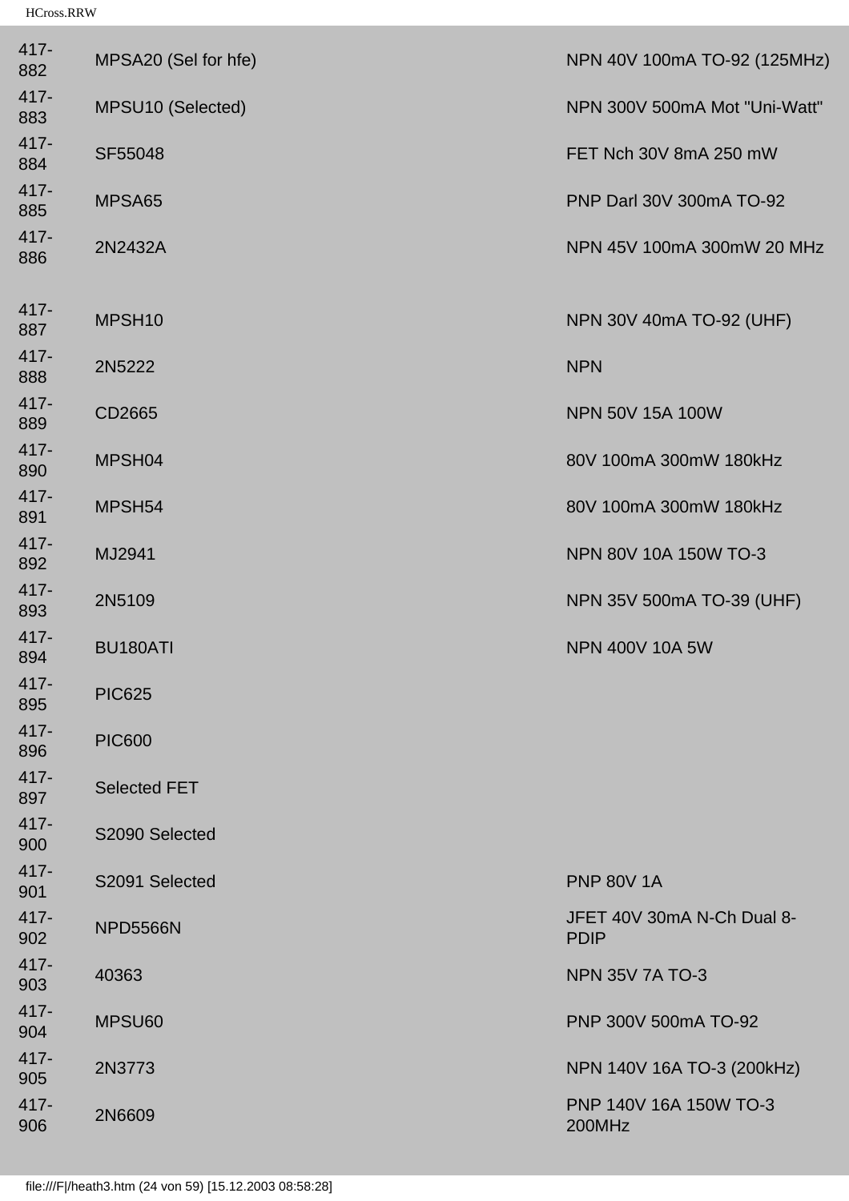| | | |
|---|---|---|
| 417-882 | MPSA20 (Sel for hfe) | NPN 40V 100mA TO-92 (125MHz) |
| 417-883 | MPSU10 (Selected) | NPN 300V 500mA Mot "Uni-Watt" |
| 417-884 | SF55048 | FET Nch 30V 8mA 250 mW |
| 417-885 | MPSA65 | PNP Darl 30V 300mA TO-92 |
| 417-886 | 2N2432A | NPN 45V 100mA 300mW 20 MHz |
| 417-887 | MPSH10 | NPN 30V 40mA TO-92 (UHF) |
| 417-888 | 2N5222 | NPN |
| 417-889 | CD2665 | NPN 50V 15A 100W |
| 417-890 | MPSH04 | 80V 100mA 300mW 180kHz |
| 417-891 | MPSH54 | 80V 100mA 300mW 180kHz |
| 417-892 | MJ2941 | NPN 80V 10A 150W TO-3 |
| 417-893 | 2N5109 | NPN 35V 500mA TO-39 (UHF) |
| 417-894 | BU180ATI | NPN 400V 10A 5W |
| 417-895 | PIC625 | |
| 417-896 | PIC600 | |
| 417-897 | Selected FET | |
| 417-900 | S2090 Selected | |
| 417-901 | S2091 Selected | PNP 80V 1A |
| 417-902 | NPD5566N | JFET 40V 30mA N-Ch Dual 8-PDIP |
| 417-903 | 40363 | NPN 35V 7A TO-3 |
| 417-904 | MPSU60 | PNP 300V 500mA TO-92 |
| 417-905 | 2N3773 | NPN 140V 16A TO-3 (200kHz) |
| 417-906 | 2N6609 | PNP 140V 16A 150W TO-3 200MHz |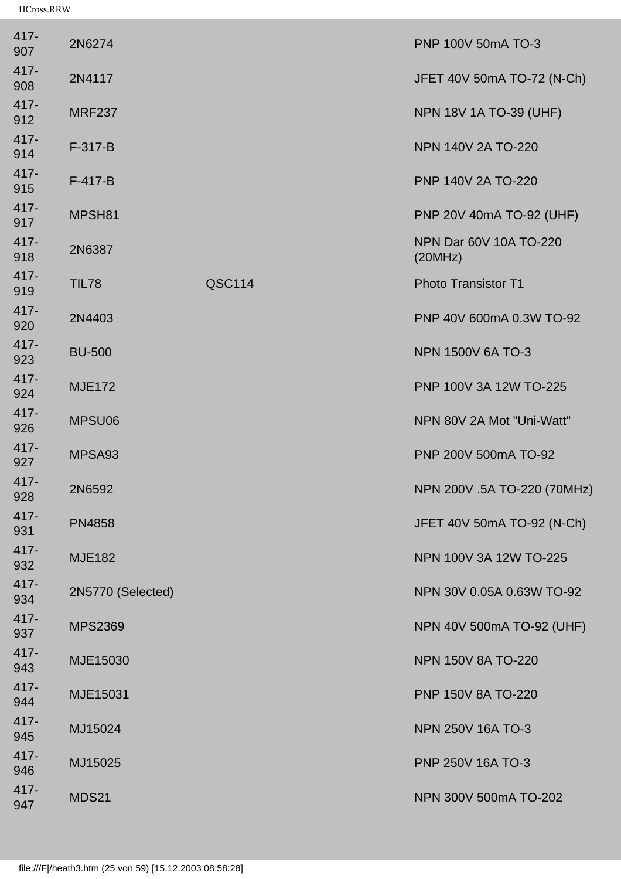| | | | |
|---|---|---|---|
| 417-907 | 2N6274 | | PNP 100V 50mA TO-3 |
| 417-908 | 2N4117 | | JFET 40V 50mA TO-72 (N-Ch) |
| 417-912 | MRF237 | | NPN 18V 1A TO-39 (UHF) |
| 417-914 | F-317-B | | NPN 140V 2A TO-220 |
| 417-915 | F-417-B | | PNP 140V 2A TO-220 |
| 417-917 | MPSH81 | | PNP 20V 40mA TO-92 (UHF) |
| 417-918 | 2N6387 | | NPN Dar 60V 10A TO-220 (20MHz) |
| 417-919 | TIL78 | QSC114 | Photo Transistor T1 |
| 417-920 | 2N4403 | | PNP 40V 600mA 0.3W TO-92 |
| 417-923 | BU-500 | | NPN 1500V 6A TO-3 |
| 417-924 | MJE172 | | PNP 100V 3A 12W TO-225 |
| 417-926 | MPSU06 | | NPN 80V 2A Mot "Uni-Watt" |
| 417-927 | MPSA93 | | PNP 200V 500mA TO-92 |
| 417-928 | 2N6592 | | NPN 200V .5A TO-220 (70MHz) |
| 417-931 | PN4858 | | JFET 40V 50mA TO-92 (N-Ch) |
| 417-932 | MJE182 | | NPN 100V 3A 12W TO-225 |
| 417-934 | 2N5770 (Selected) | | NPN 30V 0.05A 0.63W TO-92 |
| 417-937 | MPS2369 | | NPN 40V 500mA TO-92 (UHF) |
| 417-943 | MJE15030 | | NPN 150V 8A TO-220 |
| 417-944 | MJE15031 | | PNP 150V 8A TO-220 |
| 417-945 | MJ15024 | | NPN 250V 16A TO-3 |
| 417-946 | MJ15025 | | PNP 250V 16A TO-3 |
| 417-947 | MDS21 | | NPN 300V 500mA TO-202 |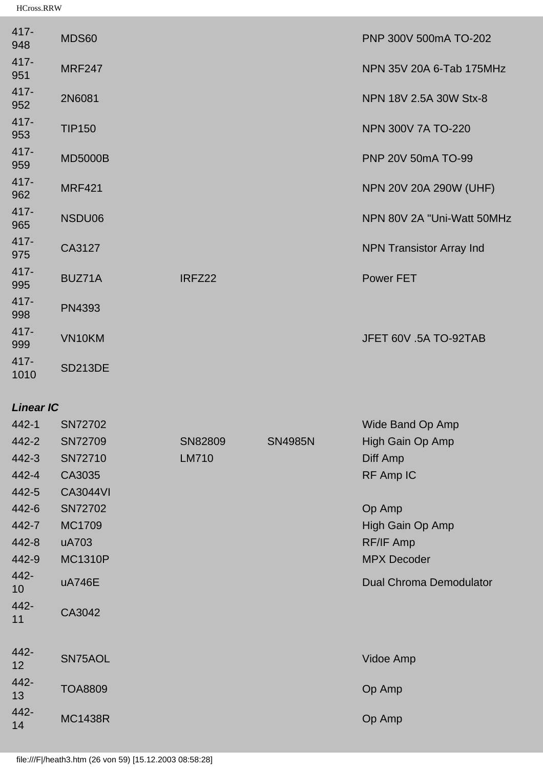| | | | | |
|---|---|---|---|---|
| 417-948 | MDS60 | | | PNP 300V 500mA TO-202 |
| 417-951 | MRF247 | | | NPN 35V 20A 6-Tab 175MHz |
| 417-952 | 2N6081 | | | NPN 18V 2.5A 30W Stx-8 |
| 417-953 | TIP150 | | | NPN 300V 7A TO-220 |
| 417-959 | MD5000B | | | PNP 20V 50mA TO-99 |
| 417-962 | MRF421 | | | NPN 20V 20A 290W (UHF) |
| 417-965 | NSDU06 | | | NPN 80V 2A "Uni-Watt 50MHz |
| 417-975 | CA3127 | | | NPN Transistor Array Ind |
| 417-995 | BUZ71A | IRFZ22 | | Power FET |
| 417-998 | PN4393 | | | |
| 417-999 | VN10KM | | | JFET 60V .5A TO-92TAB |
| 417-1010 | SD213DE | | | |

***Linear IC***

| | | | | |
|---|---|---|---|---|
| 442-1 | SN72702 | | | Wide Band Op Amp |
| 442-2 | SN72709 | SN82809 | SN4985N | High Gain Op Amp |
| 442-3 | SN72710 | LM710 | | Diff Amp |
| 442-4 | CA3035 | | | RF Amp IC |
| 442-5 | CA3044VI | | | |
| 442-6 | SN72702 | | | Op Amp |
| 442-7 | MC1709 | | | High Gain Op Amp |
| 442-8 | uA703 | | | RF/IF Amp |
| 442-9 | MC1310P | | | MPX Decoder |
| 442-10 | uA746E | | | Dual Chroma Demodulator |
| 442-11 | CA3042 | | | |
| 442-12 | SN75AOL | | | Vidoe Amp |
| 442-13 | TOA8809 | | | Op Amp |
| 442-14 | MC1438R | | | Op Amp |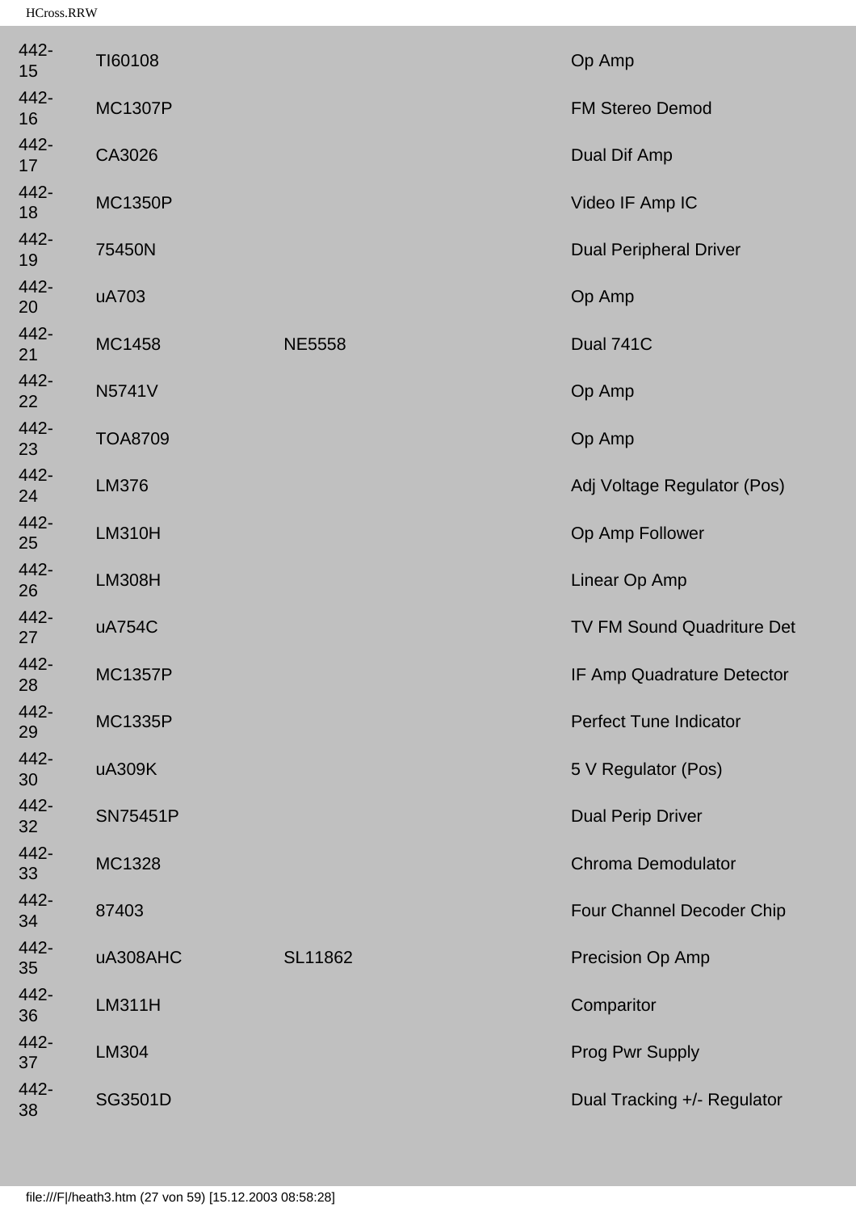| | | | |
|---|---|---|---|
| 442-15 | TI60108 | | Op Amp |
| 442-16 | MC1307P | | FM Stereo Demod |
| 442-17 | CA3026 | | Dual Dif Amp |
| 442-18 | MC1350P | | Video IF Amp IC |
| 442-19 | 75450N | | Dual Peripheral Driver |
| 442-20 | uA703 | | Op Amp |
| 442-21 | MC1458 | NE5558 | Dual 741C |
| 442-22 | N5741V | | Op Amp |
| 442-23 | TOA8709 | | Op Amp |
| 442-24 | LM376 | | Adj Voltage Regulator (Pos) |
| 442-25 | LM310H | | Op Amp Follower |
| 442-26 | LM308H | | Linear Op Amp |
| 442-27 | uA754C | | TV FM Sound Quadriture Det |
| 442-28 | MC1357P | | IF Amp Quadrature Detector |
| 442-29 | MC1335P | | Perfect Tune Indicator |
| 442-30 | uA309K | | 5 V Regulator (Pos) |
| 442-32 | SN75451P | | Dual Perip Driver |
| 442-33 | MC1328 | | Chroma Demodulator |
| 442-34 | 87403 | | Four Channel Decoder Chip |
| 442-35 | uA308AHC | SL11862 | Precision Op Amp |
| 442-36 | LM311H | | Comparitor |
| 442-37 | LM304 | | Prog Pwr Supply |
| 442-38 | SG3501D | | Dual Tracking +/- Regulator |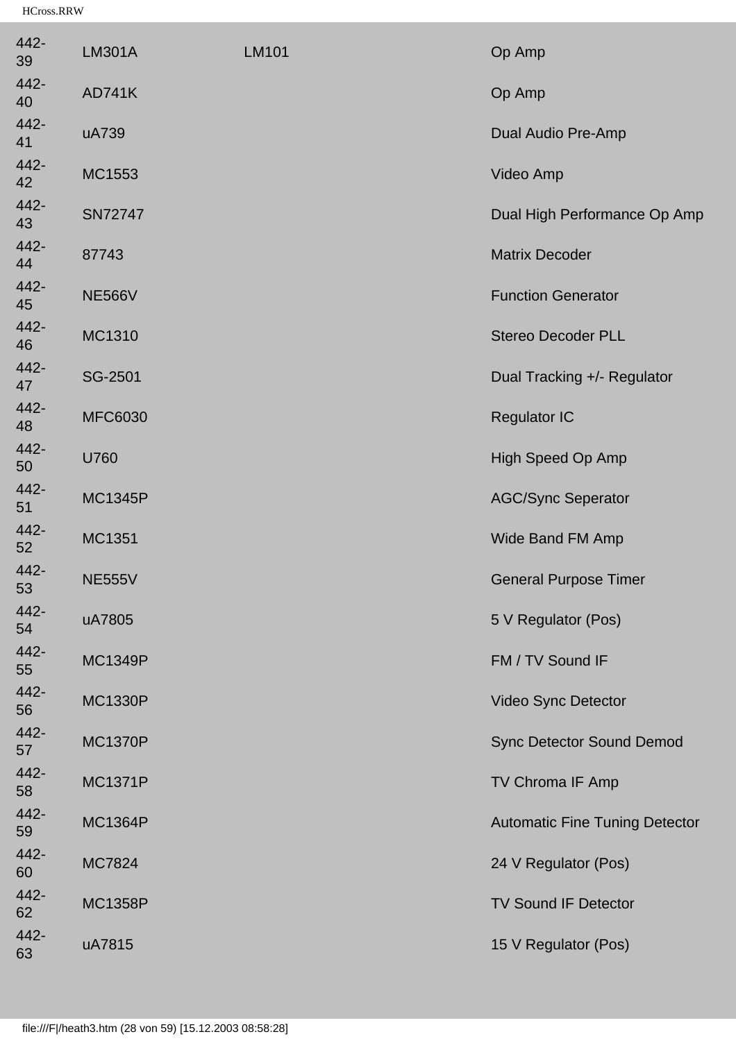| | | | |
|---|---|---|---|
| 442-39 | LM301A | LM101 | Op Amp |
| 442-40 | AD741K | | Op Amp |
| 442-41 | uA739 | | Dual Audio Pre-Amp |
| 442-42 | MC1553 | | Video Amp |
| 442-43 | SN72747 | | Dual High Performance Op Amp |
| 442-44 | 87743 | | Matrix Decoder |
| 442-45 | NE566V | | Function Generator |
| 442-46 | MC1310 | | Stereo Decoder PLL |
| 442-47 | SG-2501 | | Dual Tracking +/- Regulator |
| 442-48 | MFC6030 | | Regulator IC |
| 442-50 | U760 | | High Speed Op Amp |
| 442-51 | MC1345P | | AGC/Sync Seperator |
| 442-52 | MC1351 | | Wide Band FM Amp |
| 442-53 | NE555V | | General Purpose Timer |
| 442-54 | uA7805 | | 5 V Regulator (Pos) |
| 442-55 | MC1349P | | FM / TV Sound IF |
| 442-56 | MC1330P | | Video Sync Detector |
| 442-57 | MC1370P | | Sync Detector Sound Demod |
| 442-58 | MC1371P | | TV Chroma IF Amp |
| 442-59 | MC1364P | | Automatic Fine Tuning Detector |
| 442-60 | MC7824 | | 24 V Regulator (Pos) |
| 442-62 | MC1358P | | TV Sound IF Detector |
| 442-63 | uA7815 | | 15 V Regulator (Pos) |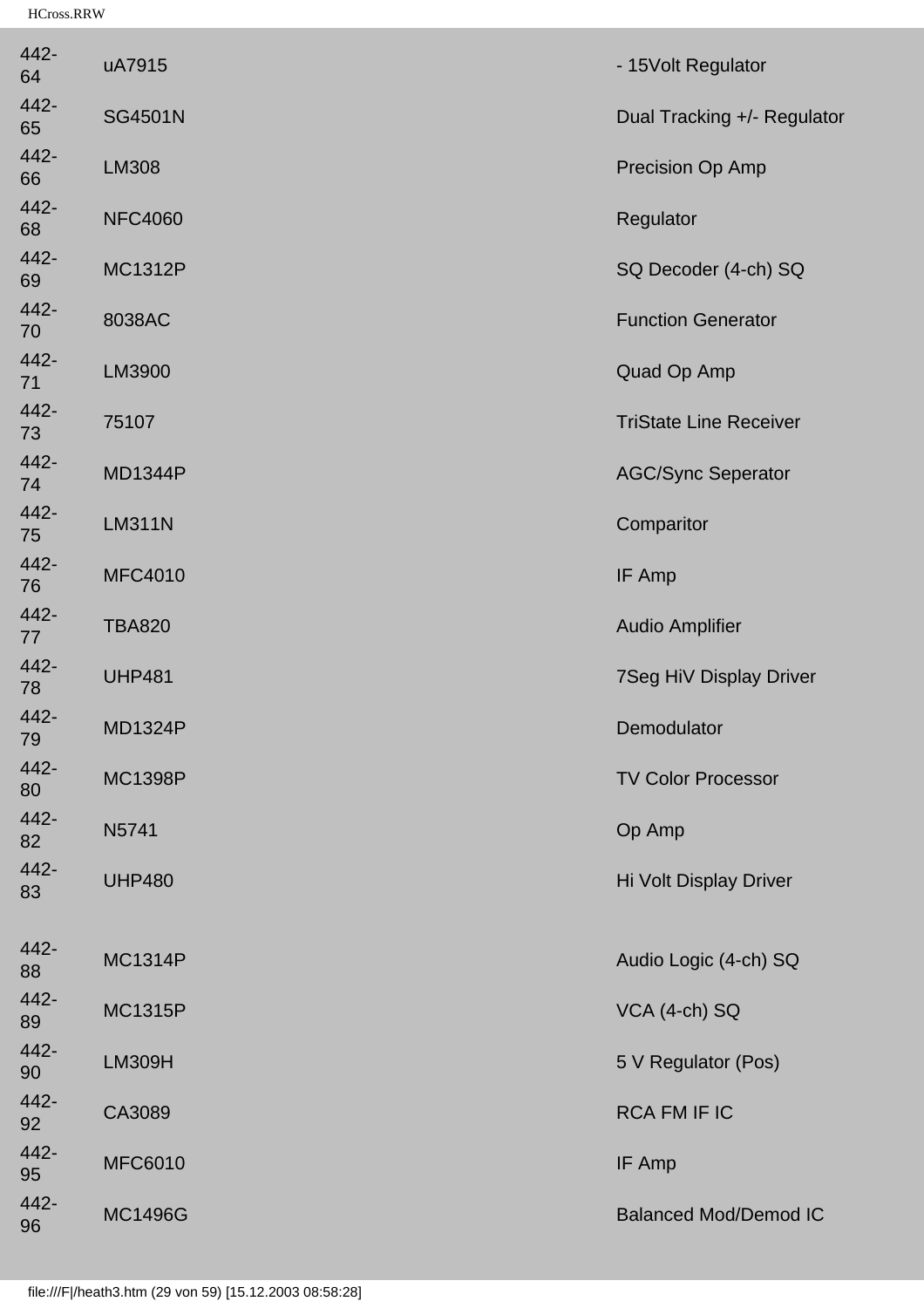| | | |
|---|---|---|
| 442-64 | uA7915 | - 15Volt Regulator |
| 442-65 | SG4501N | Dual Tracking +/- Regulator |
| 442-66 | LM308 | Precision Op Amp |
| 442-68 | NFC4060 | Regulator |
| 442-69 | MC1312P | SQ Decoder (4-ch) SQ |
| 442-70 | 8038AC | Function Generator |
| 442-71 | LM3900 | Quad Op Amp |
| 442-73 | 75107 | TriState Line Receiver |
| 442-74 | MD1344P | AGC/Sync Seperator |
| 442-75 | LM311N | Comparitor |
| 442-76 | MFC4010 | IF Amp |
| 442-77 | TBA820 | Audio Amplifier |
| 442-78 | UHP481 | 7Seg HiV Display Driver |
| 442-79 | MD1324P | Demodulator |
| 442-80 | MC1398P | TV Color Processor |
| 442-82 | N5741 | Op Amp |
| 442-83 | UHP480 | Hi Volt Display Driver |
| 442-88 | MC1314P | Audio Logic (4-ch) SQ |
| 442-89 | MC1315P | VCA (4-ch) SQ |
| 442-90 | LM309H | 5 V Regulator (Pos) |
| 442-92 | CA3089 | RCA FM IF IC |
| 442-95 | MFC6010 | IF Amp |
| 442-96 | MC1496G | Balanced Mod/Demod IC |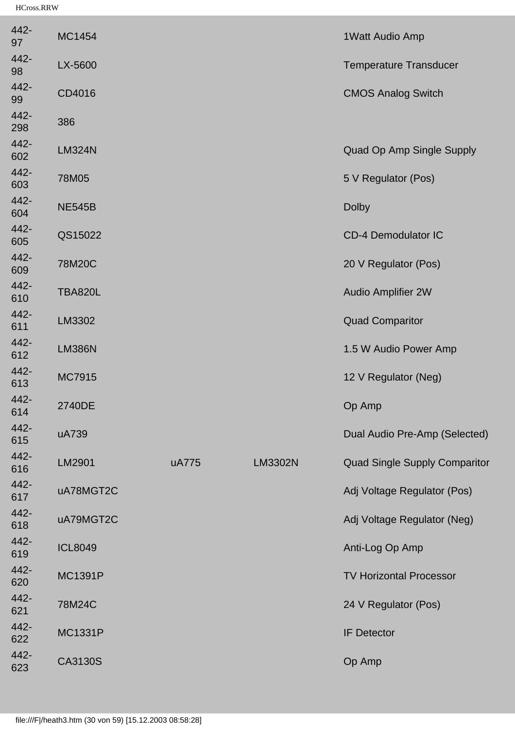| | | | | |
|---|---|---|---|---|
| 442-97 | MC1454 | | | 1Watt Audio Amp |
| 442-98 | LX-5600 | | | Temperature Transducer |
| 442-99 | CD4016 | | | CMOS Analog Switch |
| 442-298 | 386 | | | |
| 442-602 | LM324N | | | Quad Op Amp Single Supply |
| 442-603 | 78M05 | | | 5 V Regulator (Pos) |
| 442-604 | NE545B | | | Dolby |
| 442-605 | QS15022 | | | CD-4 Demodulator IC |
| 442-609 | 78M20C | | | 20 V Regulator (Pos) |
| 442-610 | TBA820L | | | Audio Amplifier 2W |
| 442-611 | LM3302 | | | Quad Comparitor |
| 442-612 | LM386N | | | 1.5 W Audio Power Amp |
| 442-613 | MC7915 | | | 12 V Regulator (Neg) |
| 442-614 | 2740DE | | | Op Amp |
| 442-615 | uA739 | | | Dual Audio Pre-Amp (Selected) |
| 442-616 | LM2901 | uA775 | LM3302N | Quad Single Supply Comparitor |
| 442-617 | uA78MGT2C | | | Adj Voltage Regulator (Pos) |
| 442-618 | uA79MGT2C | | | Adj Voltage Regulator (Neg) |
| 442-619 | ICL8049 | | | Anti-Log Op Amp |
| 442-620 | MC1391P | | | TV Horizontal Processor |
| 442-621 | 78M24C | | | 24 V Regulator (Pos) |
| 442-622 | MC1331P | | | IF Detector |
| 442-623 | CA3130S | | | Op Amp |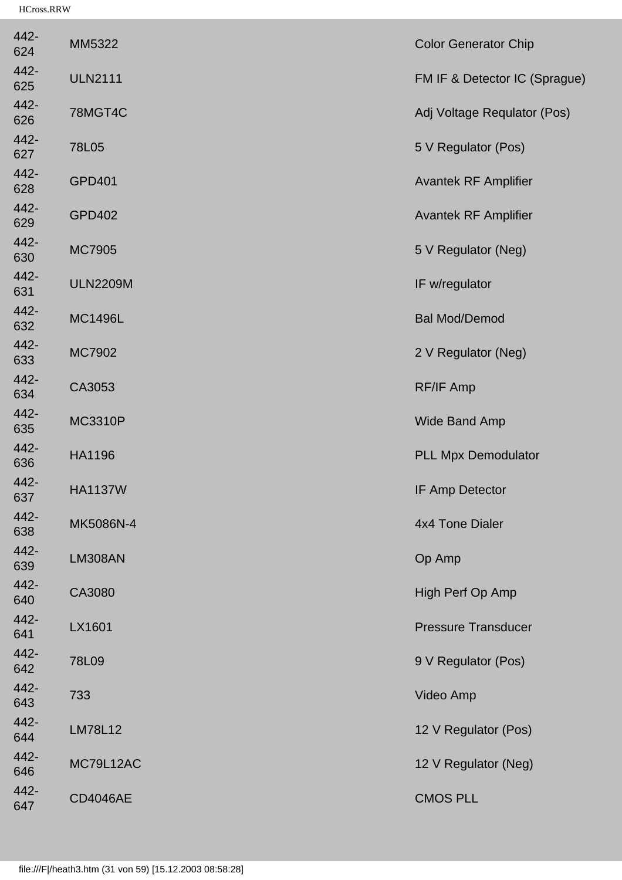| | | |
|---|---|---|
| 442-624 | MM5322 | Color Generator Chip |
| 442-625 | ULN2111 | FM IF & Detector IC (Sprague) |
| 442-626 | 78MGT4C | Adj Voltage Requlator (Pos) |
| 442-627 | 78L05 | 5 V Regulator (Pos) |
| 442-628 | GPD401 | Avantek RF Amplifier |
| 442-629 | GPD402 | Avantek RF Amplifier |
| 442-630 | MC7905 | 5 V Regulator (Neg) |
| 442-631 | ULN2209M | IF w/regulator |
| 442-632 | MC1496L | Bal Mod/Demod |
| 442-633 | MC7902 | 2 V Regulator (Neg) |
| 442-634 | CA3053 | RF/IF Amp |
| 442-635 | MC3310P | Wide Band Amp |
| 442-636 | HA1196 | PLL Mpx Demodulator |
| 442-637 | HA1137W | IF Amp Detector |
| 442-638 | MK5086N-4 | 4x4 Tone Dialer |
| 442-639 | LM308AN | Op Amp |
| 442-640 | CA3080 | High Perf Op Amp |
| 442-641 | LX1601 | Pressure Transducer |
| 442-642 | 78L09 | 9 V Regulator (Pos) |
| 442-643 | 733 | Video Amp |
| 442-644 | LM78L12 | 12 V Regulator (Pos) |
| 442-646 | MC79L12AC | 12 V Regulator (Neg) |
| 442-647 | CD4046AE | CMOS PLL |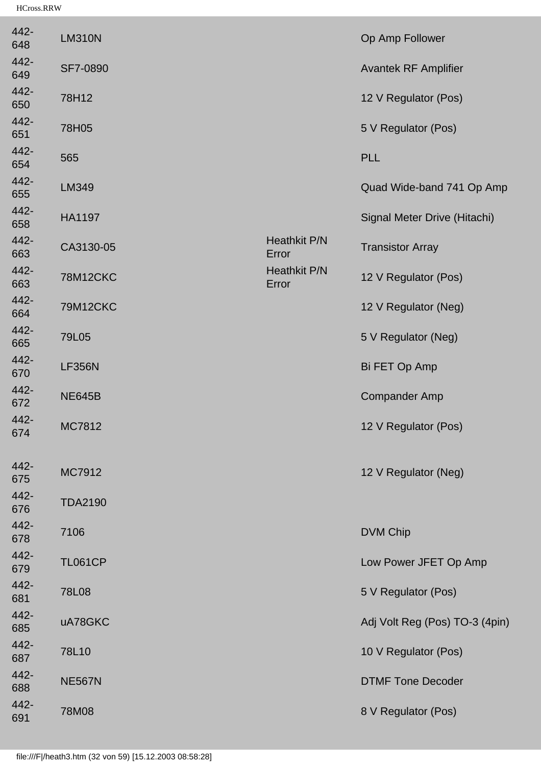| | | | |
|---|---|---|---|
| 442-648 | LM310N | | Op Amp Follower |
| 442-649 | SF7-0890 | | Avantek RF Amplifier |
| 442-650 | 78H12 | | 12 V Regulator (Pos) |
| 442-651 | 78H05 | | 5 V Regulator (Pos) |
| 442-654 | 565 | | PLL |
| 442-655 | LM349 | | Quad Wide-band 741 Op Amp |
| 442-658 | HA1197 | | Signal Meter Drive (Hitachi) |
| 442-663 | CA3130-05 | Heathkit P/N Error | Transistor Array |
| 442-663 | 78M12CKC | Heathkit P/N Error | 12 V Regulator (Pos) |
| 442-664 | 79M12CKC | | 12 V Regulator (Neg) |
| 442-665 | 79L05 | | 5 V Regulator (Neg) |
| 442-670 | LF356N | | Bi FET Op Amp |
| 442-672 | NE645B | | Compander Amp |
| 442-674 | MC7812 | | 12 V Regulator (Pos) |
| 442-675 | MC7912 | | 12 V Regulator (Neg) |
| 442-676 | TDA2190 | | |
| 442-678 | 7106 | | DVM Chip |
| 442-679 | TL061CP | | Low Power JFET Op Amp |
| 442-681 | 78L08 | | 5 V Regulator (Pos) |
| 442-685 | uA78GKC | | Adj Volt Reg (Pos) TO-3 (4pin) |
| 442-687 | 78L10 | | 10 V Regulator (Pos) |
| 442-688 | NE567N | | DTMF Tone Decoder |
| 442-691 | 78M08 | | 8 V Regulator (Pos) |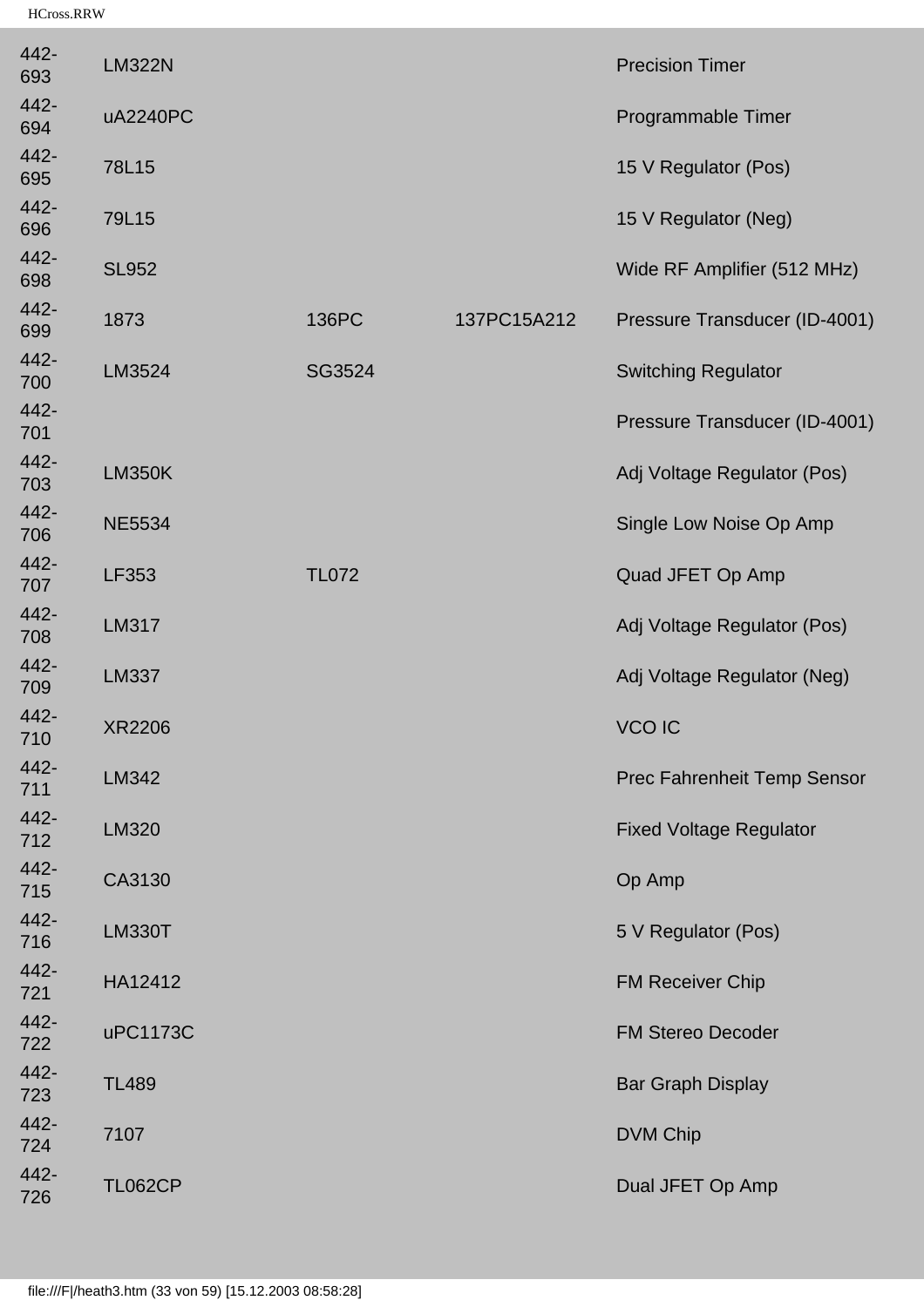| | | | | |
|---|---|---|---|---|
| 442-693 | LM322N | | | Precision Timer |
| 442-694 | uA2240PC | | | Programmable Timer |
| 442-695 | 78L15 | | | 15 V Regulator (Pos) |
| 442-696 | 79L15 | | | 15 V Regulator (Neg) |
| 442-698 | SL952 | | | Wide RF Amplifier (512 MHz) |
| 442-699 | 1873 | 136PC | 137PC15A212 | Pressure Transducer (ID-4001) |
| 442-700 | LM3524 | SG3524 | | Switching Regulator |
| 442-701 | | | | Pressure Transducer (ID-4001) |
| 442-703 | LM350K | | | Adj Voltage Regulator (Pos) |
| 442-706 | NE5534 | | | Single Low Noise Op Amp |
| 442-707 | LF353 | TL072 | | Quad JFET Op Amp |
| 442-708 | LM317 | | | Adj Voltage Regulator (Pos) |
| 442-709 | LM337 | | | Adj Voltage Regulator (Neg) |
| 442-710 | XR2206 | | | VCO IC |
| 442-711 | LM342 | | | Prec Fahrenheit Temp Sensor |
| 442-712 | LM320 | | | Fixed Voltage Regulator |
| 442-715 | CA3130 | | | Op Amp |
| 442-716 | LM330T | | | 5 V Regulator (Pos) |
| 442-721 | HA12412 | | | FM Receiver Chip |
| 442-722 | uPC1173C | | | FM Stereo Decoder |
| 442-723 | TL489 | | | Bar Graph Display |
| 442-724 | 7107 | | | DVM Chip |
| 442-726 | TL062CP | | | Dual JFET Op Amp |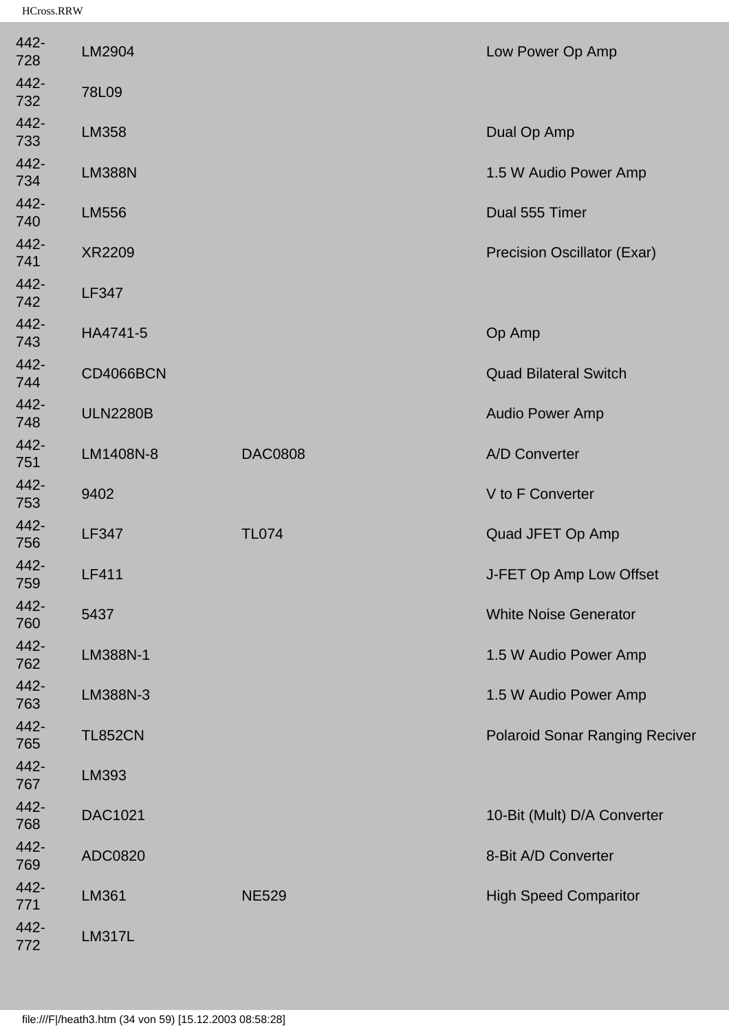| | | | |
|---|---|---|---|
| 442-728 | LM2904 | | Low Power Op Amp |
| 442-732 | 78L09 | | |
| 442-733 | LM358 | | Dual Op Amp |
| 442-734 | LM388N | | 1.5 W Audio Power Amp |
| 442-740 | LM556 | | Dual 555 Timer |
| 442-741 | XR2209 | | Precision Oscillator (Exar) |
| 442-742 | LF347 | | |
| 442-743 | HA4741-5 | | Op Amp |
| 442-744 | CD4066BCN | | Quad Bilateral Switch |
| 442-748 | ULN2280B | | Audio Power Amp |
| 442-751 | LM1408N-8 | DAC0808 | A/D Converter |
| 442-753 | 9402 | | V to F Converter |
| 442-756 | LF347 | TL074 | Quad JFET Op Amp |
| 442-759 | LF411 | | J-FET Op Amp Low Offset |
| 442-760 | 5437 | | White Noise Generator |
| 442-762 | LM388N-1 | | 1.5 W Audio Power Amp |
| 442-763 | LM388N-3 | | 1.5 W Audio Power Amp |
| 442-765 | TL852CN | | Polaroid Sonar Ranging Reciver |
| 442-767 | LM393 | | |
| 442-768 | DAC1021 | | 10-Bit (Mult) D/A Converter |
| 442-769 | ADC0820 | | 8-Bit A/D Converter |
| 442-771 | LM361 | NE529 | High Speed Comparitor |
| 442-772 | LM317L | | |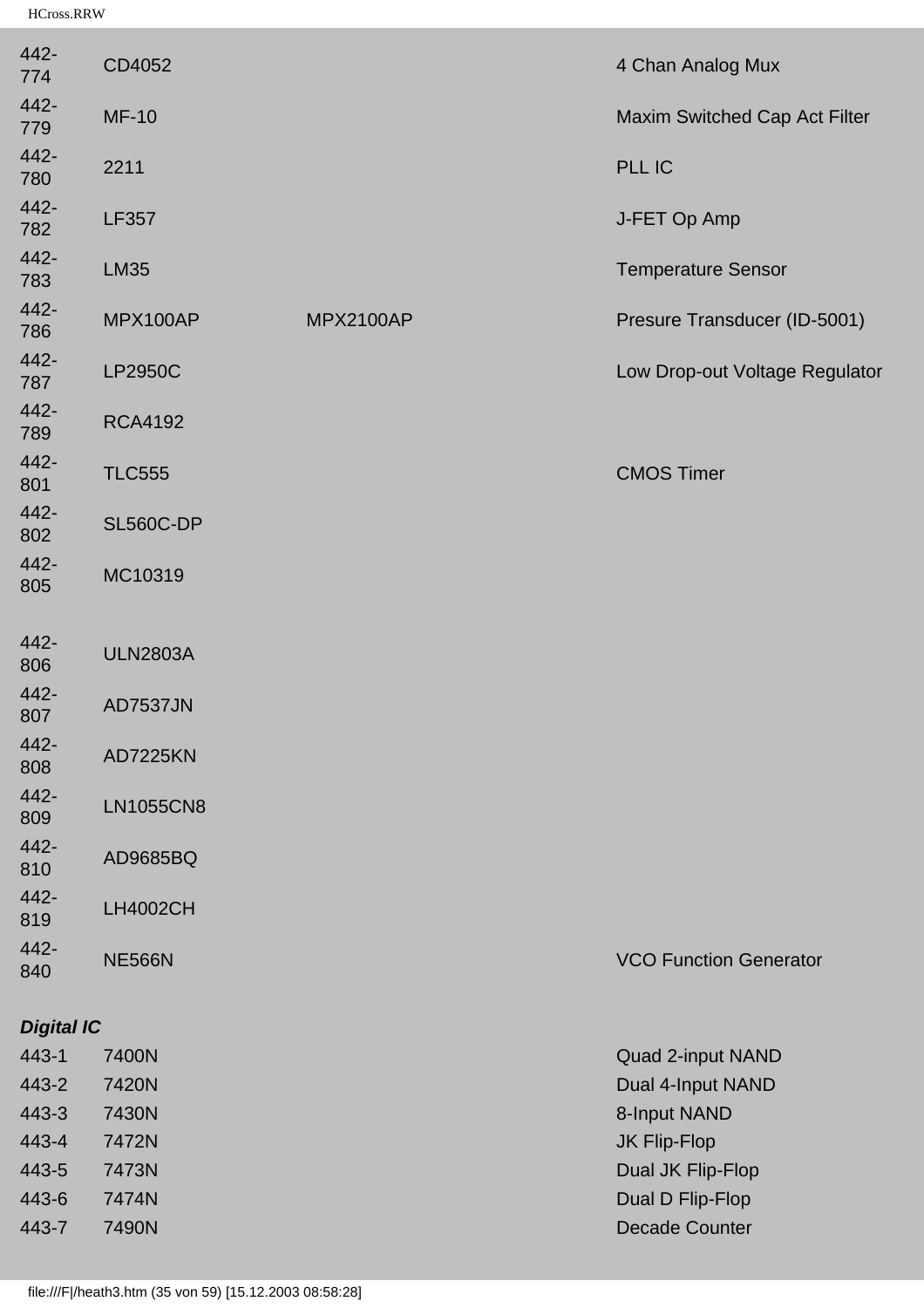| | | | |
|---|---|---|---|
| 442-774 | CD4052 | | 4 Chan Analog Mux |
| 442-779 | MF-10 | | Maxim Switched Cap Act Filter |
| 442-780 | 2211 | | PLL IC |
| 442-782 | LF357 | | J-FET Op Amp |
| 442-783 | LM35 | | Temperature Sensor |
| 442-786 | MPX100AP | MPX2100AP | Presure Transducer (ID-5001) |
| 442-787 | LP2950C | | Low Drop-out Voltage Regulator |
| 442-789 | RCA4192 | | |
| 442-801 | TLC555 | | CMOS Timer |
| 442-802 | SL560C-DP | | |
| 442-805 | MC10319 | | |
| 442-806 | ULN2803A | | |
| 442-807 | AD7537JN | | |
| 442-808 | AD7225KN | | |
| 442-809 | LN1055CN8 | | |
| 442-810 | AD9685BQ | | |
| 442-819 | LH4002CH | | |
| 442-840 | NE566N | | VCO Function Generator |

***Digital IC***

| | | | |
|---|---|---|---|
| 443-1 | 7400N | | Quad 2-input NAND |
| 443-2 | 7420N | | Dual 4-Input NAND |
| 443-3 | 7430N | | 8-Input NAND |
| 443-4 | 7472N | | JK Flip-Flop |
| 443-5 | 7473N | | Dual JK Flip-Flop |
| 443-6 | 7474N | | Dual D Flip-Flop |
| 443-7 | 7490N | | Decade Counter |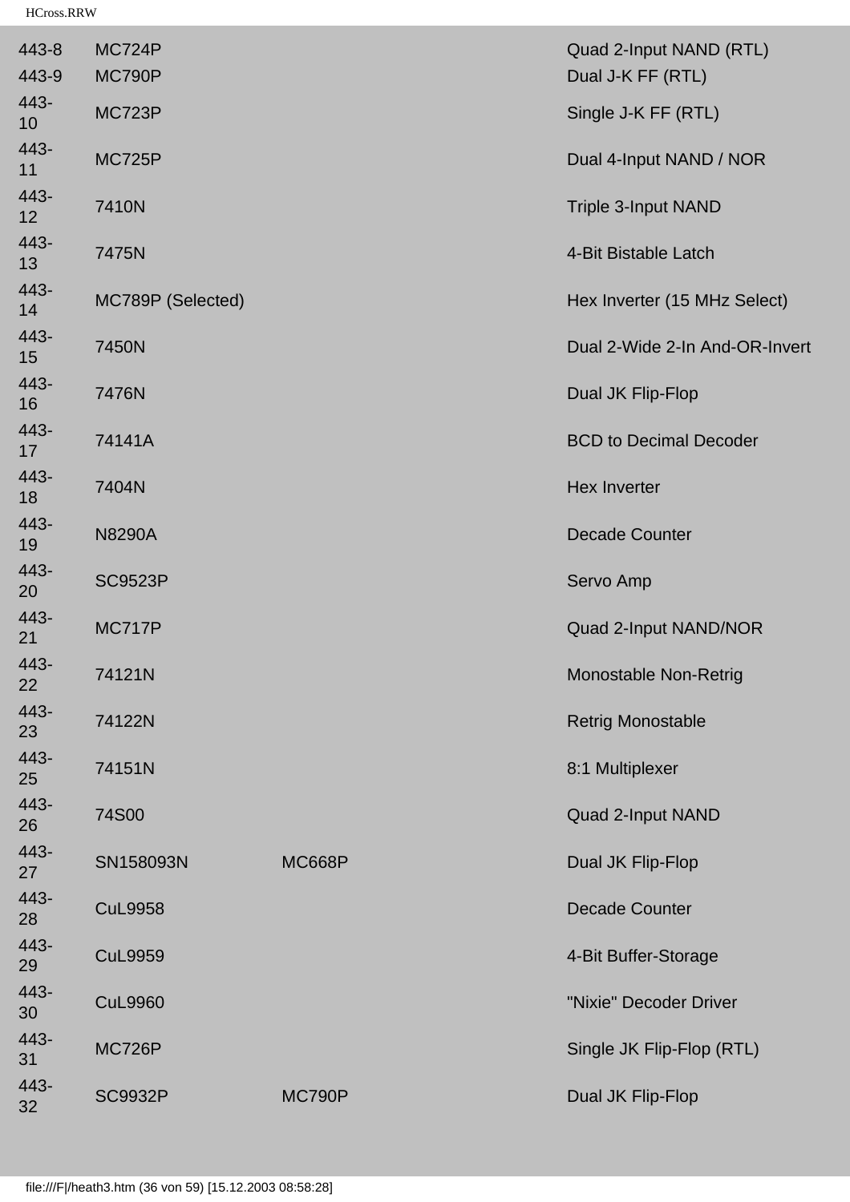| | | | |
|---|---|---|---|
| 443-8 | MC724P | | Quad 2-Input NAND (RTL) |
| 443-9 | MC790P | | Dual J-K FF (RTL) |
| 443-10 | MC723P | | Single J-K FF (RTL) |
| 443-11 | MC725P | | Dual 4-Input NAND / NOR |
| 443-12 | 7410N | | Triple 3-Input NAND |
| 443-13 | 7475N | | 4-Bit Bistable Latch |
| 443-14 | MC789P (Selected) | | Hex Inverter (15 MHz Select) |
| 443-15 | 7450N | | Dual 2-Wide 2-In And-OR-Invert |
| 443-16 | 7476N | | Dual JK Flip-Flop |
| 443-17 | 74141A | | BCD to Decimal Decoder |
| 443-18 | 7404N | | Hex Inverter |
| 443-19 | N8290A | | Decade Counter |
| 443-20 | SC9523P | | Servo Amp |
| 443-21 | MC717P | | Quad 2-Input NAND/NOR |
| 443-22 | 74121N | | Monostable Non-Retrig |
| 443-23 | 74122N | | Retrig Monostable |
| 443-25 | 74151N | | 8:1 Multiplexer |
| 443-26 | 74S00 | | Quad 2-Input NAND |
| 443-27 | SN158093N | MC668P | Dual JK Flip-Flop |
| 443-28 | CuL9958 | | Decade Counter |
| 443-29 | CuL9959 | | 4-Bit Buffer-Storage |
| 443-30 | CuL9960 | | "Nixie" Decoder Driver |
| 443-31 | MC726P | | Single JK Flip-Flop (RTL) |
| 443-32 | SC9932P | MC790P | Dual JK Flip-Flop |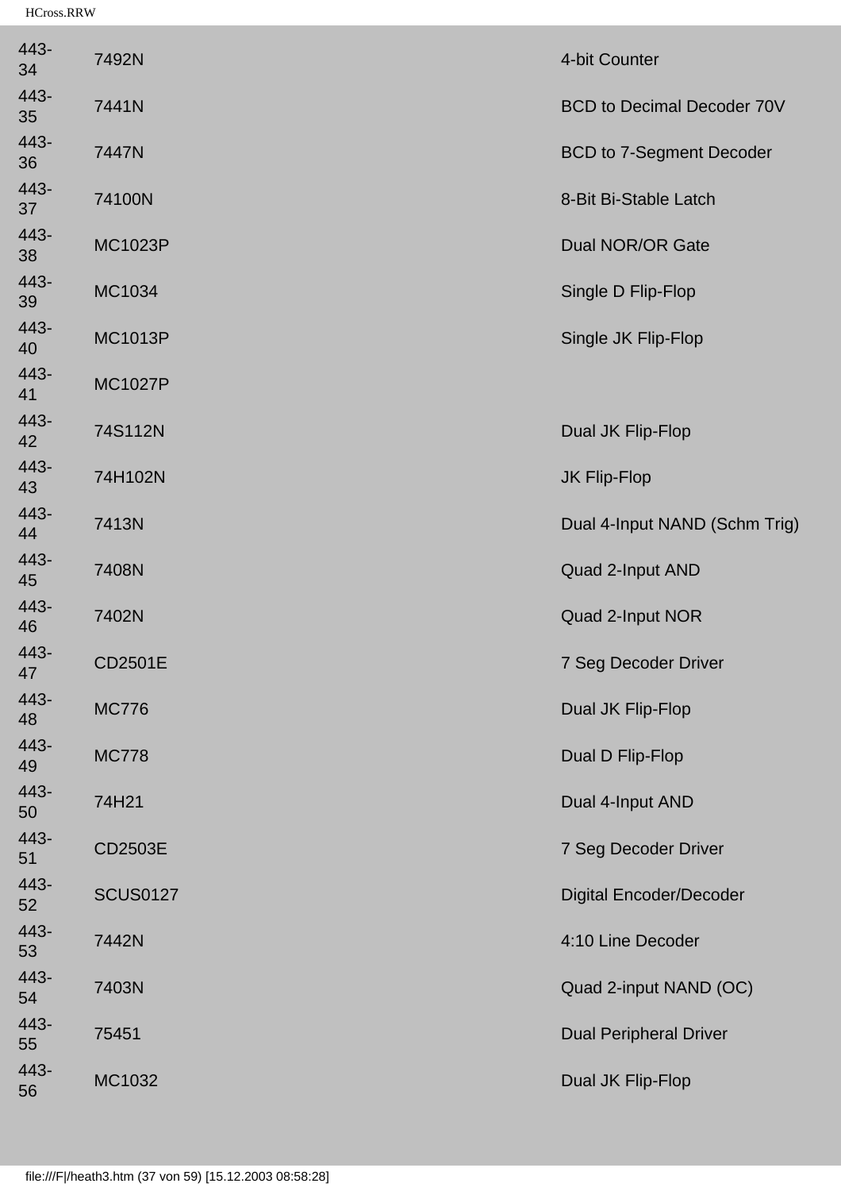| | | |
|---|---|---|
| 443-34 | 7492N | 4-bit Counter |
| 443-35 | 7441N | BCD to Decimal Decoder 70V |
| 443-36 | 7447N | BCD to 7-Segment Decoder |
| 443-37 | 74100N | 8-Bit Bi-Stable Latch |
| 443-38 | MC1023P | Dual NOR/OR Gate |
| 443-39 | MC1034 | Single D Flip-Flop |
| 443-40 | MC1013P | Single JK Flip-Flop |
| 443-41 | MC1027P | |
| 443-42 | 74S112N | Dual JK Flip-Flop |
| 443-43 | 74H102N | JK Flip-Flop |
| 443-44 | 7413N | Dual 4-Input NAND (Schm Trig) |
| 443-45 | 7408N | Quad 2-Input AND |
| 443-46 | 7402N | Quad 2-Input NOR |
| 443-47 | CD2501E | 7 Seg Decoder Driver |
| 443-48 | MC776 | Dual JK Flip-Flop |
| 443-49 | MC778 | Dual D Flip-Flop |
| 443-50 | 74H21 | Dual 4-Input AND |
| 443-51 | CD2503E | 7 Seg Decoder Driver |
| 443-52 | SCUS0127 | Digital Encoder/Decoder |
| 443-53 | 7442N | 4:10 Line Decoder |
| 443-54 | 7403N | Quad 2-input NAND (OC) |
| 443-55 | 75451 | Dual Peripheral Driver |
| 443-56 | MC1032 | Dual JK Flip-Flop |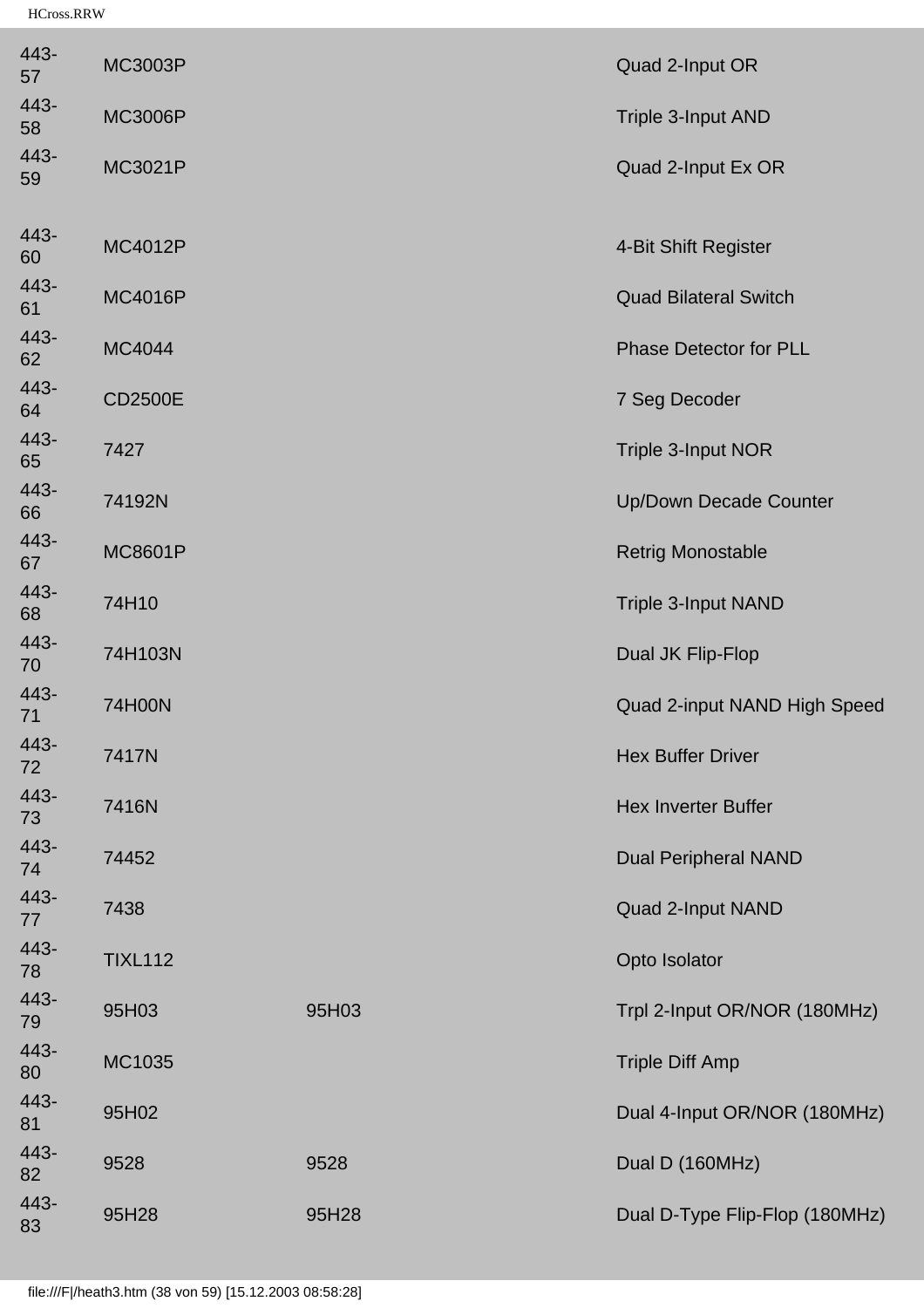| | | | |
|---|---|---|---|
| 443-57 | MC3003P | | Quad 2-Input OR |
| 443-58 | MC3006P | | Triple 3-Input AND |
| 443-59 | MC3021P | | Quad 2-Input Ex OR |
| 443-60 | MC4012P | | 4-Bit Shift Register |
| 443-61 | MC4016P | | Quad Bilateral Switch |
| 443-62 | MC4044 | | Phase Detector for PLL |
| 443-64 | CD2500E | | 7 Seg Decoder |
| 443-65 | 7427 | | Triple 3-Input NOR |
| 443-66 | 74192N | | Up/Down Decade Counter |
| 443-67 | MC8601P | | Retrig Monostable |
| 443-68 | 74H10 | | Triple 3-Input NAND |
| 443-70 | 74H103N | | Dual JK Flip-Flop |
| 443-71 | 74H00N | | Quad 2-input NAND High Speed |
| 443-72 | 7417N | | Hex Buffer Driver |
| 443-73 | 7416N | | Hex Inverter Buffer |
| 443-74 | 74452 | | Dual Peripheral NAND |
| 443-77 | 7438 | | Quad 2-Input NAND |
| 443-78 | TIXL112 | | Opto Isolator |
| 443-79 | 95H03 | 95H03 | Trpl 2-Input OR/NOR (180MHz) |
| 443-80 | MC1035 | | Triple Diff Amp |
| 443-81 | 95H02 | | Dual 4-Input OR/NOR (180MHz) |
| 443-82 | 9528 | 9528 | Dual D (160MHz) |
| 443-83 | 95H28 | 95H28 | Dual D-Type Flip-Flop (180MHz) |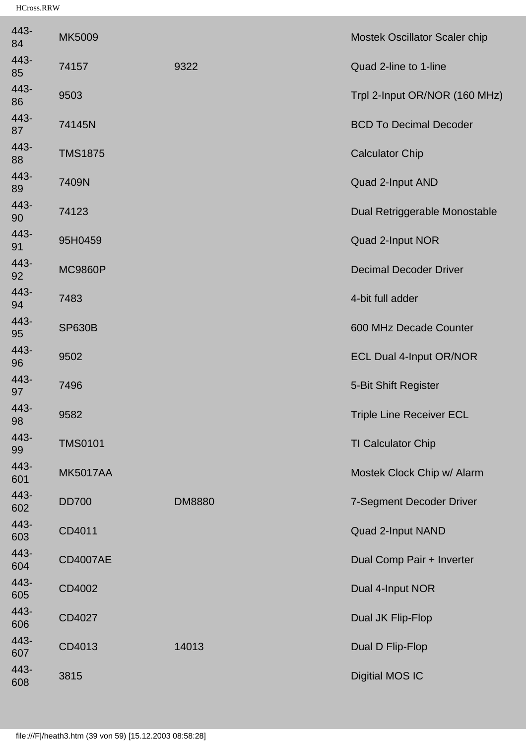| | | | | |
|---|---|---|---|---|
| 443-84 | MK5009 | | | Mostek Oscillator Scaler chip |
| 443-85 | 74157 | 9322 | | Quad 2-line to 1-line |
| 443-86 | 9503 | | | Trpl 2-Input OR/NOR (160 MHz) |
| 443-87 | 74145N | | | BCD To Decimal Decoder |
| 443-88 | TMS1875 | | | Calculator Chip |
| 443-89 | 7409N | | | Quad 2-Input AND |
| 443-90 | 74123 | | | Dual Retriggerable Monostable |
| 443-91 | 95H0459 | | | Quad 2-Input NOR |
| 443-92 | MC9860P | | | Decimal Decoder Driver |
| 443-94 | 7483 | | | 4-bit full adder |
| 443-95 | SP630B | | | 600 MHz Decade Counter |
| 443-96 | 9502 | | | ECL Dual 4-Input OR/NOR |
| 443-97 | 7496 | | | 5-Bit Shift Register |
| 443-98 | 9582 | | | Triple Line Receiver ECL |
| 443-99 | TMS0101 | | | TI Calculator Chip |
| 443-601 | MK5017AA | | | Mostek Clock Chip w/ Alarm |
| 443-602 | DD700 | DM8880 | | 7-Segment Decoder Driver |
| 443-603 | CD4011 | | | Quad 2-Input NAND |
| 443-604 | CD4007AE | | | Dual Comp Pair + Inverter |
| 443-605 | CD4002 | | | Dual 4-Input NOR |
| 443-606 | CD4027 | | | Dual JK Flip-Flop |
| 443-607 | CD4013 | 14013 | | Dual D Flip-Flop |
| 443-608 | 3815 | | | Digitial MOS IC |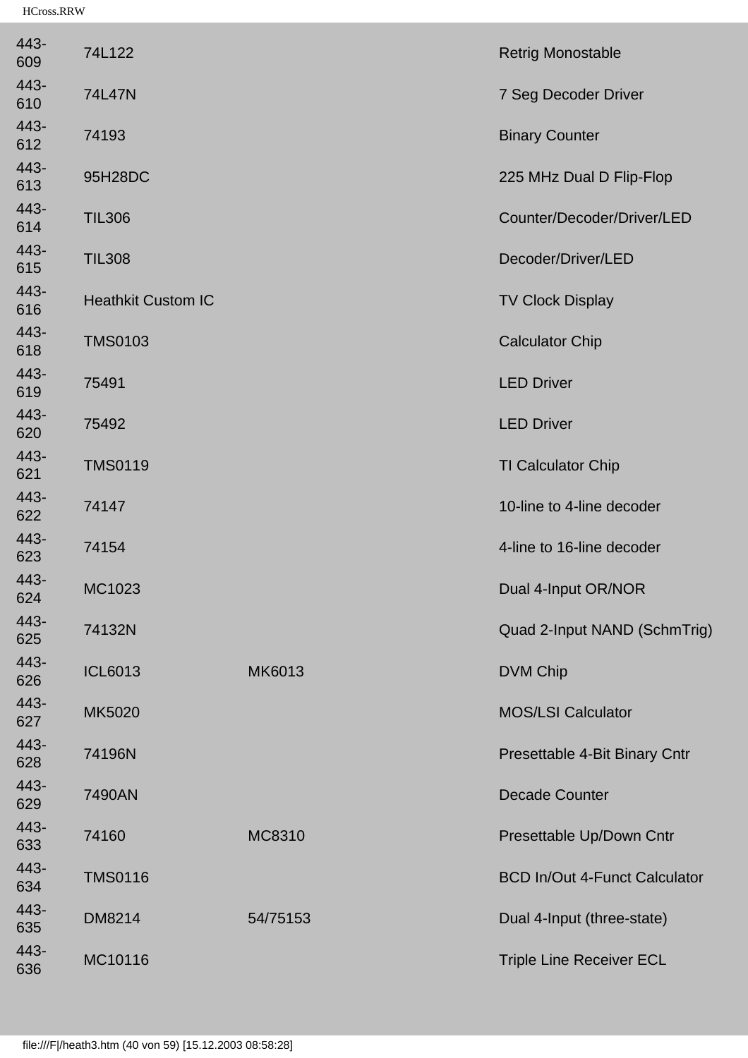| | | | |
|---|---|---|---|
| 443-609 | 74L122 | | Retrig Monostable |
| 443-610 | 74L47N | | 7 Seg Decoder Driver |
| 443-612 | 74193 | | Binary Counter |
| 443-613 | 95H28DC | | 225 MHz Dual D Flip-Flop |
| 443-614 | TIL306 | | Counter/Decoder/Driver/LED |
| 443-615 | TIL308 | | Decoder/Driver/LED |
| 443-616 | Heathkit Custom IC | | TV Clock Display |
| 443-618 | TMS0103 | | Calculator Chip |
| 443-619 | 75491 | | LED Driver |
| 443-620 | 75492 | | LED Driver |
| 443-621 | TMS0119 | | TI Calculator Chip |
| 443-622 | 74147 | | 10-line to 4-line decoder |
| 443-623 | 74154 | | 4-line to 16-line decoder |
| 443-624 | MC1023 | | Dual 4-Input OR/NOR |
| 443-625 | 74132N | | Quad 2-Input NAND (SchmTrig) |
| 443-626 | ICL6013 | MK6013 | DVM Chip |
| 443-627 | MK5020 | | MOS/LSI Calculator |
| 443-628 | 74196N | | Presettable 4-Bit Binary Cntr |
| 443-629 | 7490AN | | Decade Counter |
| 443-633 | 74160 | MC8310 | Presettable Up/Down Cntr |
| 443-634 | TMS0116 | | BCD In/Out 4-Funct Calculator |
| 443-635 | DM8214 | 54/75153 | Dual 4-Input (three-state) |
| 443-636 | MC10116 | | Triple Line Receiver ECL |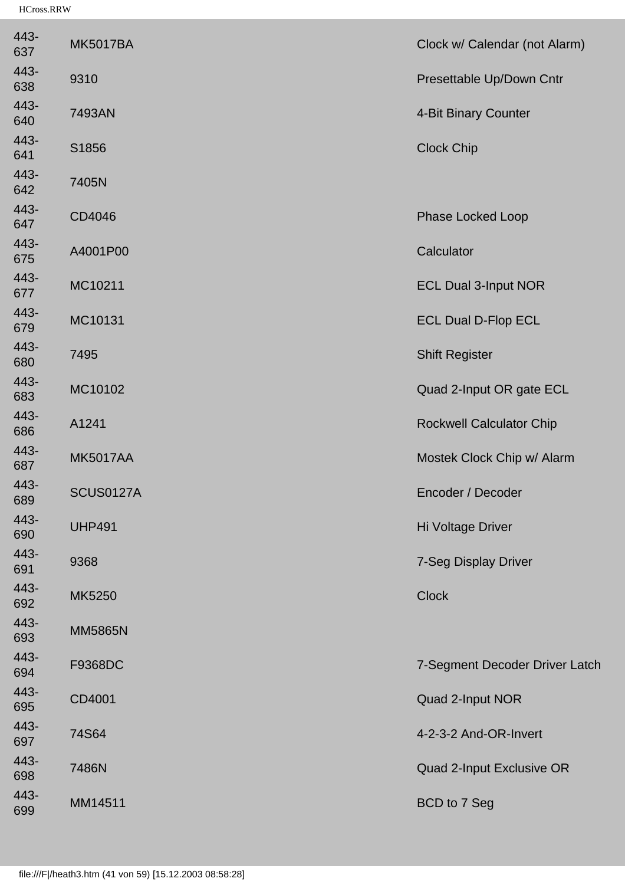| | | |
|---|---|---|
| 443-637 | MK5017BA | Clock w/ Calendar (not Alarm) |
| 443-638 | 9310 | Presettable Up/Down Cntr |
| 443-640 | 7493AN | 4-Bit Binary Counter |
| 443-641 | S1856 | Clock Chip |
| 443-642 | 7405N | |
| 443-647 | CD4046 | Phase Locked Loop |
| 443-675 | A4001P00 | Calculator |
| 443-677 | MC10211 | ECL Dual 3-Input NOR |
| 443-679 | MC10131 | ECL Dual D-Flop ECL |
| 443-680 | 7495 | Shift Register |
| 443-683 | MC10102 | Quad 2-Input OR gate ECL |
| 443-686 | A1241 | Rockwell Calculator Chip |
| 443-687 | MK5017AA | Mostek Clock Chip w/ Alarm |
| 443-689 | SCUS0127A | Encoder / Decoder |
| 443-690 | UHP491 | Hi Voltage Driver |
| 443-691 | 9368 | 7-Seg Display Driver |
| 443-692 | MK5250 | Clock |
| 443-693 | MM5865N | |
| 443-694 | F9368DC | 7-Segment Decoder Driver Latch |
| 443-695 | CD4001 | Quad 2-Input NOR |
| 443-697 | 74S64 | 4-2-3-2 And-OR-Invert |
| 443-698 | 7486N | Quad 2-Input Exclusive OR |
| 443-699 | MM14511 | BCD to 7 Seg |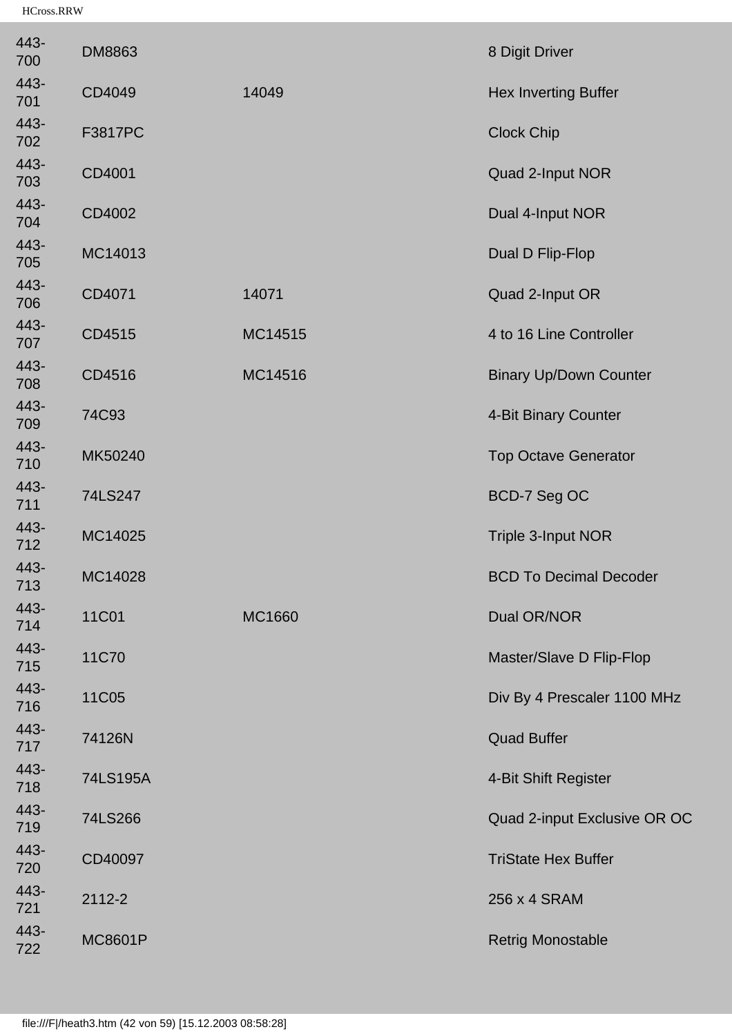| | | | |
|---|---|---|---|
| 443-700 | DM8863 | | 8 Digit Driver |
| 443-701 | CD4049 | 14049 | Hex Inverting Buffer |
| 443-702 | F3817PC | | Clock Chip |
| 443-703 | CD4001 | | Quad 2-Input NOR |
| 443-704 | CD4002 | | Dual 4-Input NOR |
| 443-705 | MC14013 | | Dual D Flip-Flop |
| 443-706 | CD4071 | 14071 | Quad 2-Input OR |
| 443-707 | CD4515 | MC14515 | 4 to 16 Line Controller |
| 443-708 | CD4516 | MC14516 | Binary Up/Down Counter |
| 443-709 | 74C93 | | 4-Bit Binary Counter |
| 443-710 | MK50240 | | Top Octave Generator |
| 443-711 | 74LS247 | | BCD-7 Seg OC |
| 443-712 | MC14025 | | Triple 3-Input NOR |
| 443-713 | MC14028 | | BCD To Decimal Decoder |
| 443-714 | 11C01 | MC1660 | Dual OR/NOR |
| 443-715 | 11C70 | | Master/Slave D Flip-Flop |
| 443-716 | 11C05 | | Div By 4 Prescaler 1100 MHz |
| 443-717 | 74126N | | Quad Buffer |
| 443-718 | 74LS195A | | 4-Bit Shift Register |
| 443-719 | 74LS266 | | Quad 2-input Exclusive OR OC |
| 443-720 | CD40097 | | TriState Hex Buffer |
| 443-721 | 2112-2 | | 256 x 4 SRAM |
| 443-722 | MC8601P | | Retrig Monostable |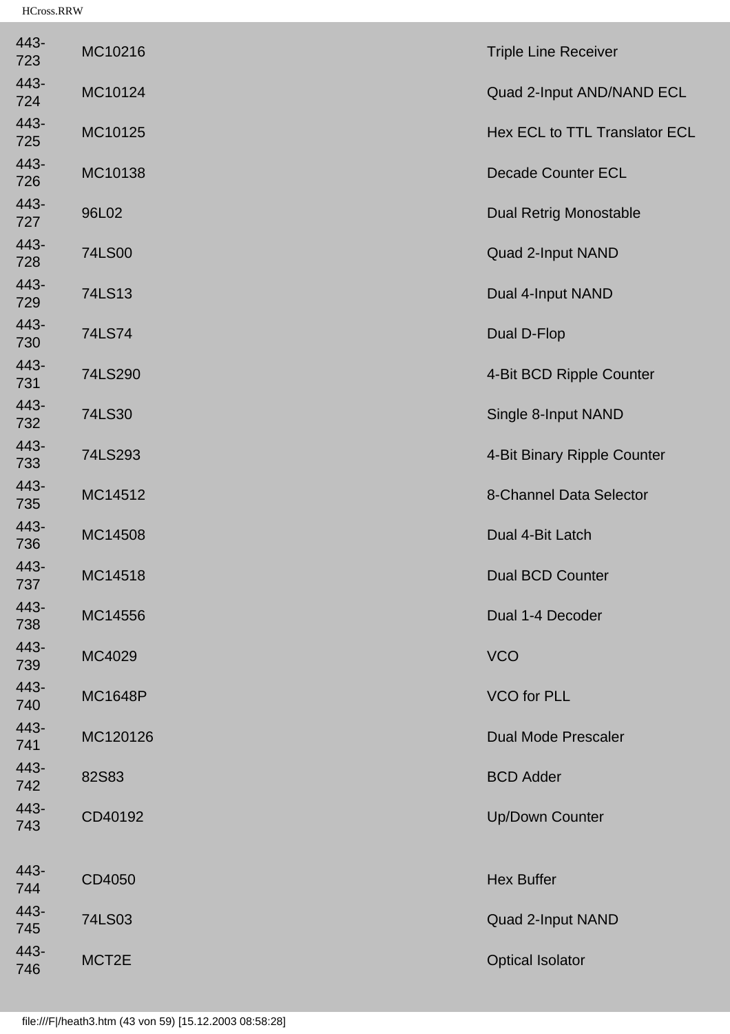| | | |
|---|---|---|
| 443-723 | MC10216 | Triple Line Receiver |
| 443-724 | MC10124 | Quad 2-Input AND/NAND ECL |
| 443-725 | MC10125 | Hex ECL to TTL Translator ECL |
| 443-726 | MC10138 | Decade Counter ECL |
| 443-727 | 96L02 | Dual Retrig Monostable |
| 443-728 | 74LS00 | Quad 2-Input NAND |
| 443-729 | 74LS13 | Dual 4-Input NAND |
| 443-730 | 74LS74 | Dual D-Flop |
| 443-731 | 74LS290 | 4-Bit BCD Ripple Counter |
| 443-732 | 74LS30 | Single 8-Input NAND |
| 443-733 | 74LS293 | 4-Bit Binary Ripple Counter |
| 443-735 | MC14512 | 8-Channel Data Selector |
| 443-736 | MC14508 | Dual 4-Bit Latch |
| 443-737 | MC14518 | Dual BCD Counter |
| 443-738 | MC14556 | Dual 1-4 Decoder |
| 443-739 | MC4029 | VCO |
| 443-740 | MC1648P | VCO for PLL |
| 443-741 | MC120126 | Dual Mode Prescaler |
| 443-742 | 82S83 | BCD Adder |
| 443-743 | CD40192 | Up/Down Counter |
| 443-744 | CD4050 | Hex Buffer |
| 443-745 | 74LS03 | Quad 2-Input NAND |
| 443-746 | MCT2E | Optical Isolator |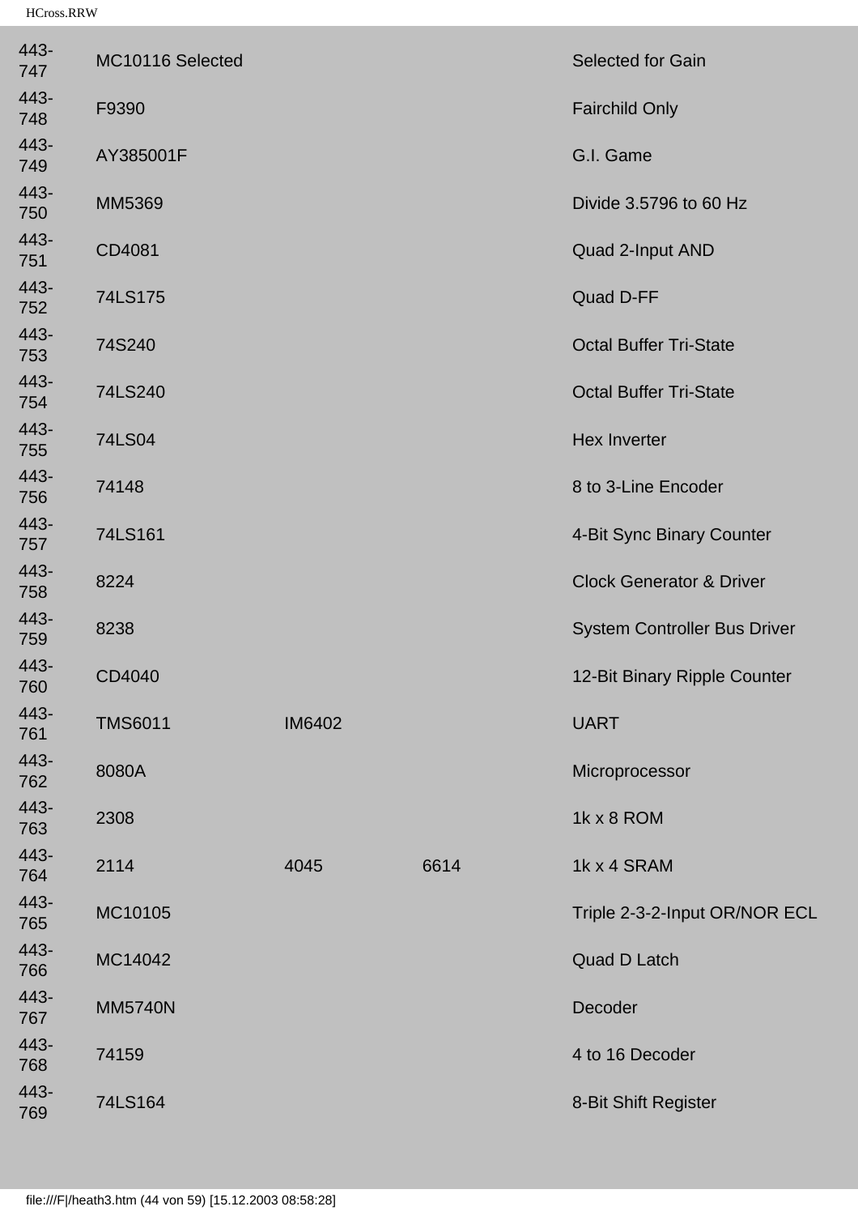| | | | | |
|---|---|---|---|---|
| 443-747 | MC10116 Selected | | | Selected for Gain |
| 443-748 | F9390 | | | Fairchild Only |
| 443-749 | AY385001F | | | G.I. Game |
| 443-750 | MM5369 | | | Divide 3.5796 to 60 Hz |
| 443-751 | CD4081 | | | Quad 2-Input AND |
| 443-752 | 74LS175 | | | Quad D-FF |
| 443-753 | 74S240 | | | Octal Buffer Tri-State |
| 443-754 | 74LS240 | | | Octal Buffer Tri-State |
| 443-755 | 74LS04 | | | Hex Inverter |
| 443-756 | 74148 | | | 8 to 3-Line Encoder |
| 443-757 | 74LS161 | | | 4-Bit Sync Binary Counter |
| 443-758 | 8224 | | | Clock Generator & Driver |
| 443-759 | 8238 | | | System Controller Bus Driver |
| 443-760 | CD4040 | | | 12-Bit Binary Ripple Counter |
| 443-761 | TMS6011 | IM6402 | | UART |
| 443-762 | 8080A | | | Microprocessor |
| 443-763 | 2308 | | | 1k x 8 ROM |
| 443-764 | 2114 | 4045 | 6614 | 1k x 4 SRAM |
| 443-765 | MC10105 | | | Triple 2-3-2-Input OR/NOR ECL |
| 443-766 | MC14042 | | | Quad D Latch |
| 443-767 | MM5740N | | | Decoder |
| 443-768 | 74159 | | | 4 to 16 Decoder |
| 443-769 | 74LS164 | | | 8-Bit Shift Register |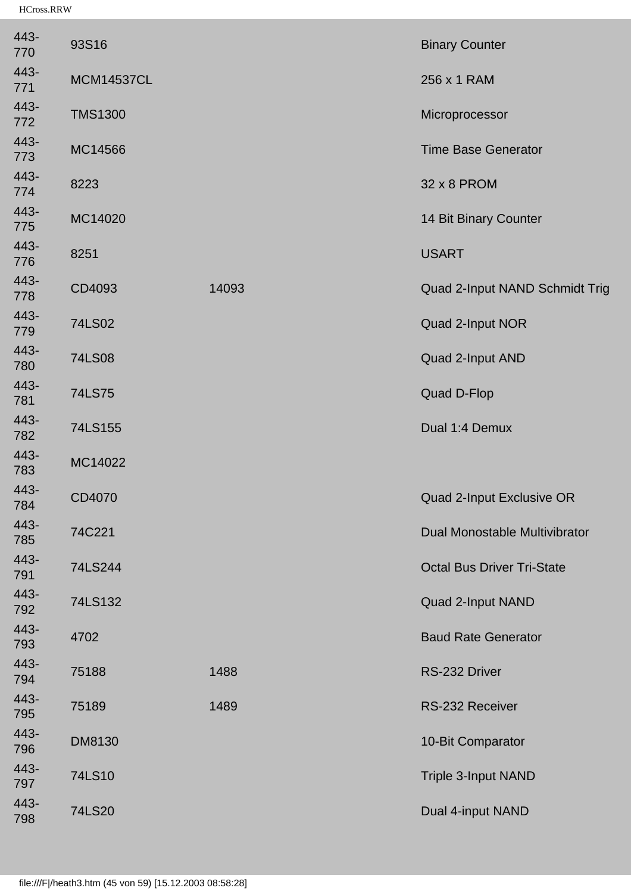| | | | |
|---|---|---|---|
| 443-770 | 93S16 | | Binary Counter |
| 443-771 | MCM14537CL | | 256 x 1 RAM |
| 443-772 | TMS1300 | | Microprocessor |
| 443-773 | MC14566 | | Time Base Generator |
| 443-774 | 8223 | | 32 x 8 PROM |
| 443-775 | MC14020 | | 14 Bit Binary Counter |
| 443-776 | 8251 | | USART |
| 443-778 | CD4093 | 14093 | Quad 2-Input NAND Schmidt Trig |
| 443-779 | 74LS02 | | Quad 2-Input NOR |
| 443-780 | 74LS08 | | Quad 2-Input AND |
| 443-781 | 74LS75 | | Quad D-Flop |
| 443-782 | 74LS155 | | Dual 1:4 Demux |
| 443-783 | MC14022 | | |
| 443-784 | CD4070 | | Quad 2-Input Exclusive OR |
| 443-785 | 74C221 | | Dual Monostable Multivibrator |
| 443-791 | 74LS244 | | Octal Bus Driver Tri-State |
| 443-792 | 74LS132 | | Quad 2-Input NAND |
| 443-793 | 4702 | | Baud Rate Generator |
| 443-794 | 75188 | 1488 | RS-232 Driver |
| 443-795 | 75189 | 1489 | RS-232 Receiver |
| 443-796 | DM8130 | | 10-Bit Comparator |
| 443-797 | 74LS10 | | Triple 3-Input NAND |
| 443-798 | 74LS20 | | Dual 4-input NAND |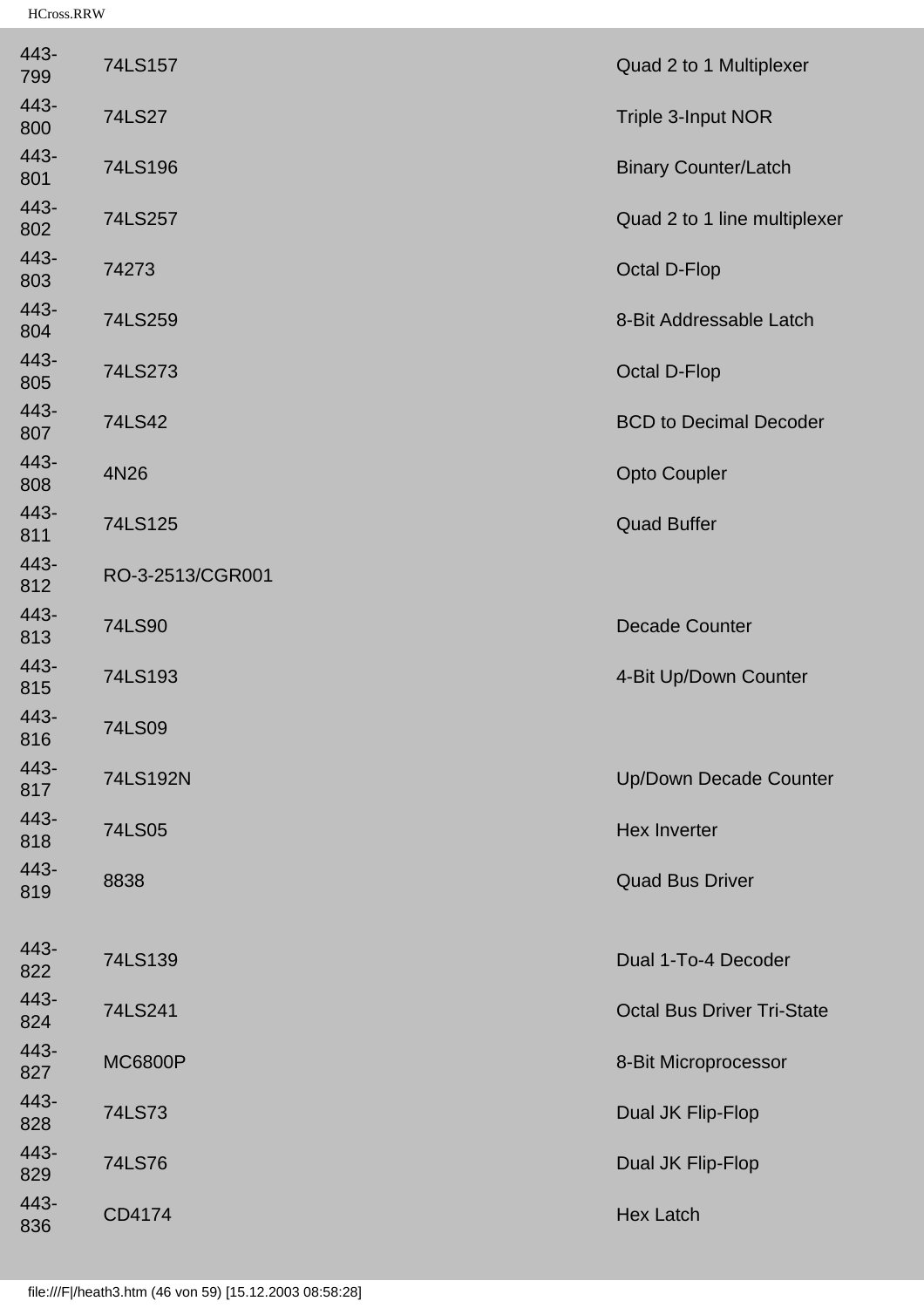| | | |
|---|---|---|
| 443-799 | 74LS157 | Quad 2 to 1 Multiplexer |
| 443-800 | 74LS27 | Triple 3-Input NOR |
| 443-801 | 74LS196 | Binary Counter/Latch |
| 443-802 | 74LS257 | Quad 2 to 1 line multiplexer |
| 443-803 | 74273 | Octal D-Flop |
| 443-804 | 74LS259 | 8-Bit Addressable Latch |
| 443-805 | 74LS273 | Octal D-Flop |
| 443-807 | 74LS42 | BCD to Decimal Decoder |
| 443-808 | 4N26 | Opto Coupler |
| 443-811 | 74LS125 | Quad Buffer |
| 443-812 | RO-3-2513/CGR001 | |
| 443-813 | 74LS90 | Decade Counter |
| 443-815 | 74LS193 | 4-Bit Up/Down Counter |
| 443-816 | 74LS09 | |
| 443-817 | 74LS192N | Up/Down Decade Counter |
| 443-818 | 74LS05 | Hex Inverter |
| 443-819 | 8838 | Quad Bus Driver |
| 443-822 | 74LS139 | Dual 1-To-4 Decoder |
| 443-824 | 74LS241 | Octal Bus Driver Tri-State |
| 443-827 | MC6800P | 8-Bit Microprocessor |
| 443-828 | 74LS73 | Dual JK Flip-Flop |
| 443-829 | 74LS76 | Dual JK Flip-Flop |
| 443-836 | CD4174 | Hex Latch |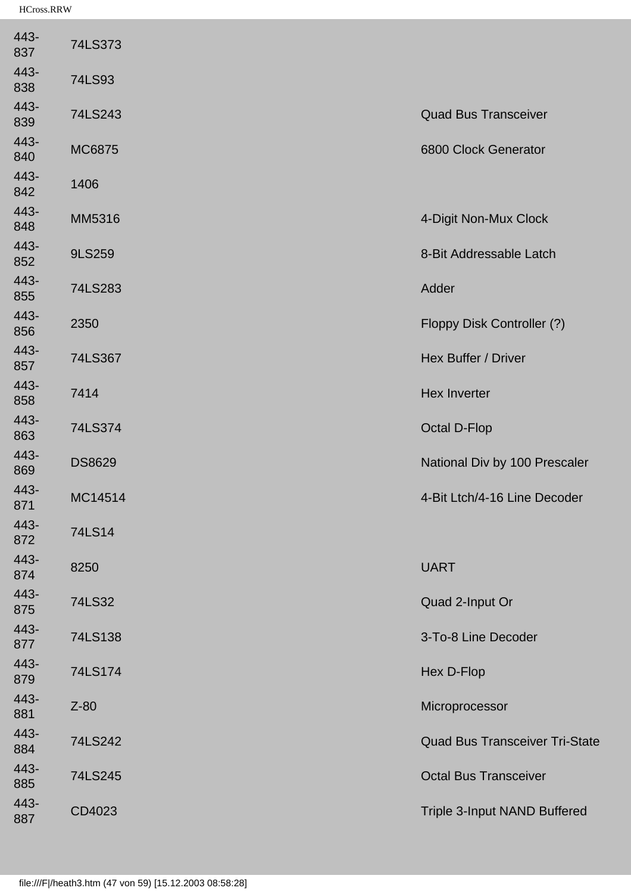| | | |
|---|---|---|
| 443-837 | 74LS373 | |
| 443-838 | 74LS93 | |
| 443-839 | 74LS243 | Quad Bus Transceiver |
| 443-840 | MC6875 | 6800 Clock Generator |
| 443-842 | 1406 | |
| 443-848 | MM5316 | 4-Digit Non-Mux Clock |
| 443-852 | 9LS259 | 8-Bit Addressable Latch |
| 443-855 | 74LS283 | Adder |
| 443-856 | 2350 | Floppy Disk Controller (?) |
| 443-857 | 74LS367 | Hex Buffer / Driver |
| 443-858 | 7414 | Hex Inverter |
| 443-863 | 74LS374 | Octal D-Flop |
| 443-869 | DS8629 | National Div by 100 Prescaler |
| 443-871 | MC14514 | 4-Bit Ltch/4-16 Line Decoder |
| 443-872 | 74LS14 | |
| 443-874 | 8250 | UART |
| 443-875 | 74LS32 | Quad 2-Input Or |
| 443-877 | 74LS138 | 3-To-8 Line Decoder |
| 443-879 | 74LS174 | Hex D-Flop |
| 443-881 | Z-80 | Microprocessor |
| 443-884 | 74LS242 | Quad Bus Transceiver Tri-State |
| 443-885 | 74LS245 | Octal Bus Transceiver |
| 443-887 | CD4023 | Triple 3-Input NAND Buffered |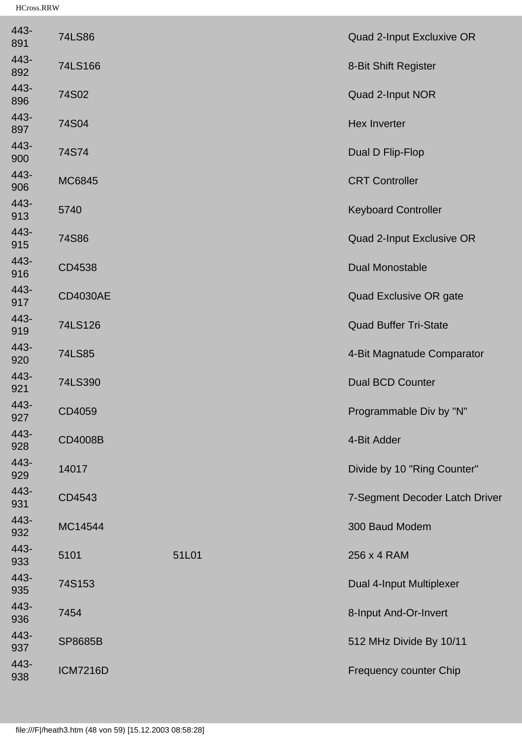| | | | |
|---|---|---|---|
| 443-891 | 74LS86 | | Quad 2-Input Excluxive OR |
| 443-892 | 74LS166 | | 8-Bit Shift Register |
| 443-896 | 74S02 | | Quad 2-Input NOR |
| 443-897 | 74S04 | | Hex Inverter |
| 443-900 | 74S74 | | Dual D Flip-Flop |
| 443-906 | MC6845 | | CRT Controller |
| 443-913 | 5740 | | Keyboard Controller |
| 443-915 | 74S86 | | Quad 2-Input Exclusive OR |
| 443-916 | CD4538 | | Dual Monostable |
| 443-917 | CD4030AE | | Quad Exclusive OR gate |
| 443-919 | 74LS126 | | Quad Buffer Tri-State |
| 443-920 | 74LS85 | | 4-Bit Magnatude Comparator |
| 443-921 | 74LS390 | | Dual BCD Counter |
| 443-927 | CD4059 | | Programmable Div by "N" |
| 443-928 | CD4008B | | 4-Bit Adder |
| 443-929 | 14017 | | Divide by 10 "Ring Counter" |
| 443-931 | CD4543 | | 7-Segment Decoder Latch Driver |
| 443-932 | MC14544 | | 300 Baud Modem |
| 443-933 | 5101 | 51L01 | 256 x 4 RAM |
| 443-935 | 74S153 | | Dual 4-Input Multiplexer |
| 443-936 | 7454 | | 8-Input And-Or-Invert |
| 443-937 | SP8685B | | 512 MHz Divide By 10/11 |
| 443-938 | ICM7216D | | Frequency counter Chip |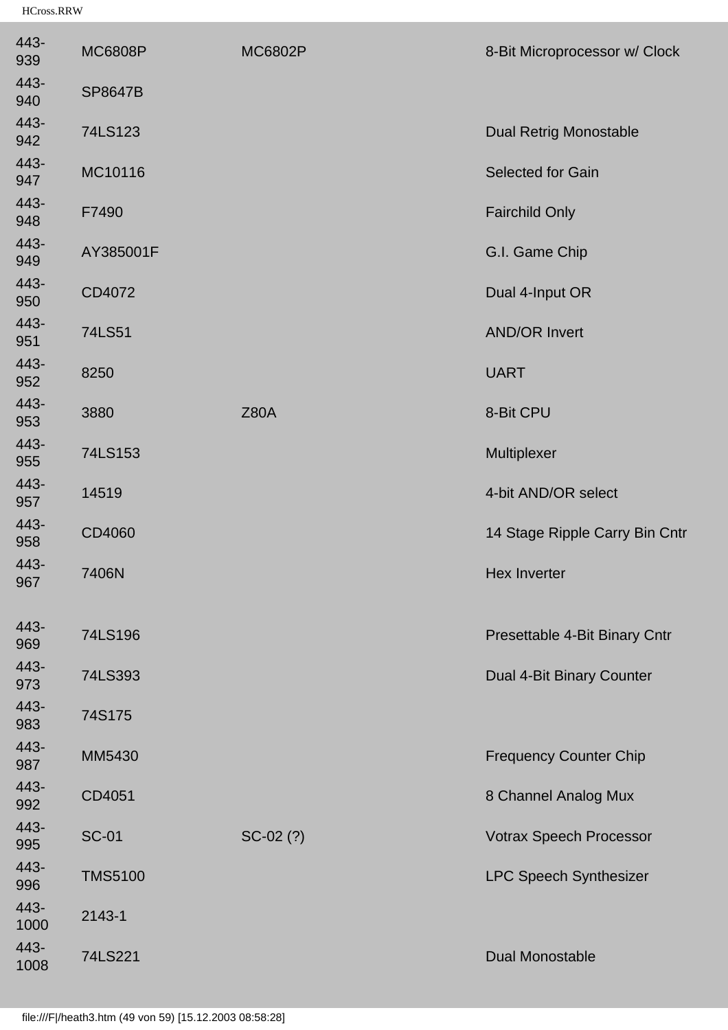| | | | |
|---|---|---|---|
| 443-939 | MC6808P | MC6802P | 8-Bit Microprocessor w/ Clock |
| 443-940 | SP8647B | | |
| 443-942 | 74LS123 | | Dual Retrig Monostable |
| 443-947 | MC10116 | | Selected for Gain |
| 443-948 | F7490 | | Fairchild Only |
| 443-949 | AY385001F | | G.I. Game Chip |
| 443-950 | CD4072 | | Dual 4-Input OR |
| 443-951 | 74LS51 | | AND/OR Invert |
| 443-952 | 8250 | | UART |
| 443-953 | 3880 | Z80A | 8-Bit CPU |
| 443-955 | 74LS153 | | Multiplexer |
| 443-957 | 14519 | | 4-bit AND/OR select |
| 443-958 | CD4060 | | 14 Stage Ripple Carry Bin Cntr |
| 443-967 | 7406N | | Hex Inverter |
| 443-969 | 74LS196 | | Presettable 4-Bit Binary Cntr |
| 443-973 | 74LS393 | | Dual 4-Bit Binary Counter |
| 443-983 | 74S175 | | |
| 443-987 | MM5430 | | Frequency Counter Chip |
| 443-992 | CD4051 | | 8 Channel Analog Mux |
| 443-995 | SC-01 | SC-02 (?) | Votrax Speech Processor |
| 443-996 | TMS5100 | | LPC Speech Synthesizer |
| 443-1000 | 2143-1 | | |
| 443-1008 | 74LS221 | | Dual Monostable |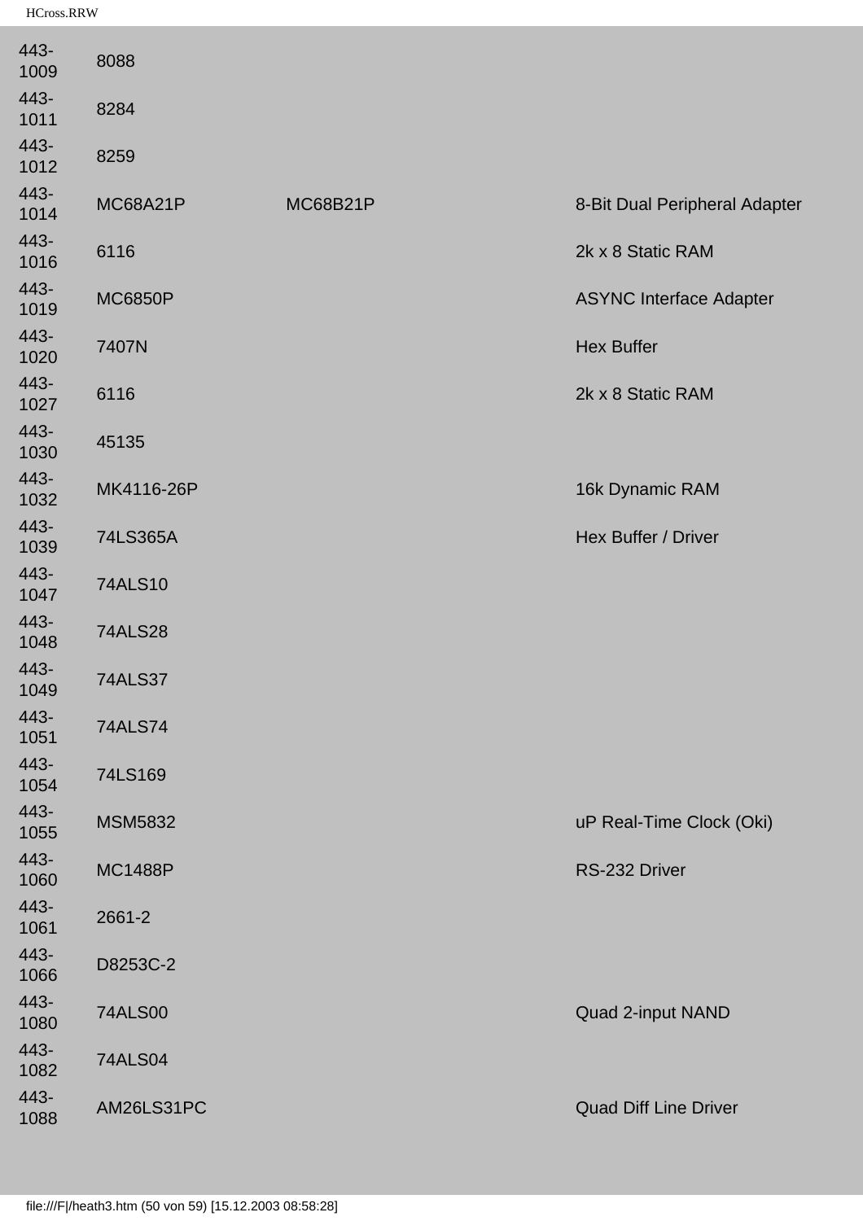| | | | |
|---|---|---|---|
| 443-1009 | 8088 | | |
| 443-1011 | 8284 | | |
| 443-1012 | 8259 | | |
| 443-1014 | MC68A21P | MC68B21P | 8-Bit Dual Peripheral Adapter |
| 443-1016 | 6116 | | 2k x 8 Static RAM |
| 443-1019 | MC6850P | | ASYNC Interface Adapter |
| 443-1020 | 7407N | | Hex Buffer |
| 443-1027 | 6116 | | 2k x 8 Static RAM |
| 443-1030 | 45135 | | |
| 443-1032 | MK4116-26P | | 16k Dynamic RAM |
| 443-1039 | 74LS365A | | Hex Buffer / Driver |
| 443-1047 | 74ALS10 | | |
| 443-1048 | 74ALS28 | | |
| 443-1049 | 74ALS37 | | |
| 443-1051 | 74ALS74 | | |
| 443-1054 | 74LS169 | | |
| 443-1055 | MSM5832 | | uP Real-Time Clock (Oki) |
| 443-1060 | MC1488P | | RS-232 Driver |
| 443-1061 | 2661-2 | | |
| 443-1066 | D8253C-2 | | |
| 443-1080 | 74ALS00 | | Quad 2-input NAND |
| 443-1082 | 74ALS04 | | |
| 443-1088 | AM26LS31PC | | Quad Diff Line Driver |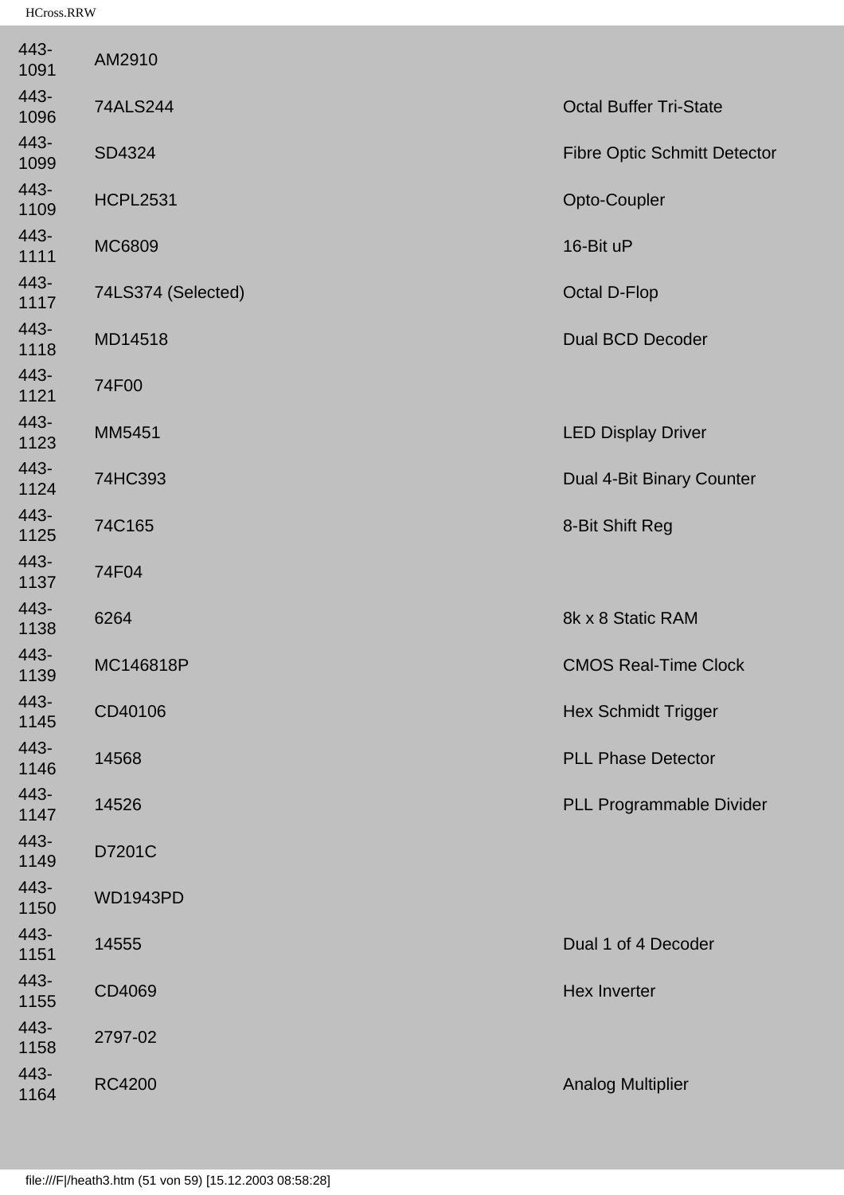| | | |
|---|---|---|
| 443-1091 | AM2910 | |
| 443-1096 | 74ALS244 | Octal Buffer Tri-State |
| 443-1099 | SD4324 | Fibre Optic Schmitt Detector |
| 443-1109 | HCPL2531 | Opto-Coupler |
| 443-1111 | MC6809 | 16-Bit uP |
| 443-1117 | 74LS374 (Selected) | Octal D-Flop |
| 443-1118 | MD14518 | Dual BCD Decoder |
| 443-1121 | 74F00 | |
| 443-1123 | MM5451 | LED Display Driver |
| 443-1124 | 74HC393 | Dual 4-Bit Binary Counter |
| 443-1125 | 74C165 | 8-Bit Shift Reg |
| 443-1137 | 74F04 | |
| 443-1138 | 6264 | 8k x 8 Static RAM |
| 443-1139 | MC146818P | CMOS Real-Time Clock |
| 443-1145 | CD40106 | Hex Schmidt Trigger |
| 443-1146 | 14568 | PLL Phase Detector |
| 443-1147 | 14526 | PLL Programmable Divider |
| 443-1149 | D7201C | |
| 443-1150 | WD1943PD | |
| 443-1151 | 14555 | Dual 1 of 4 Decoder |
| 443-1155 | CD4069 | Hex Inverter |
| 443-1158 | 2797-02 | |
| 443-1164 | RC4200 | Analog Multiplier |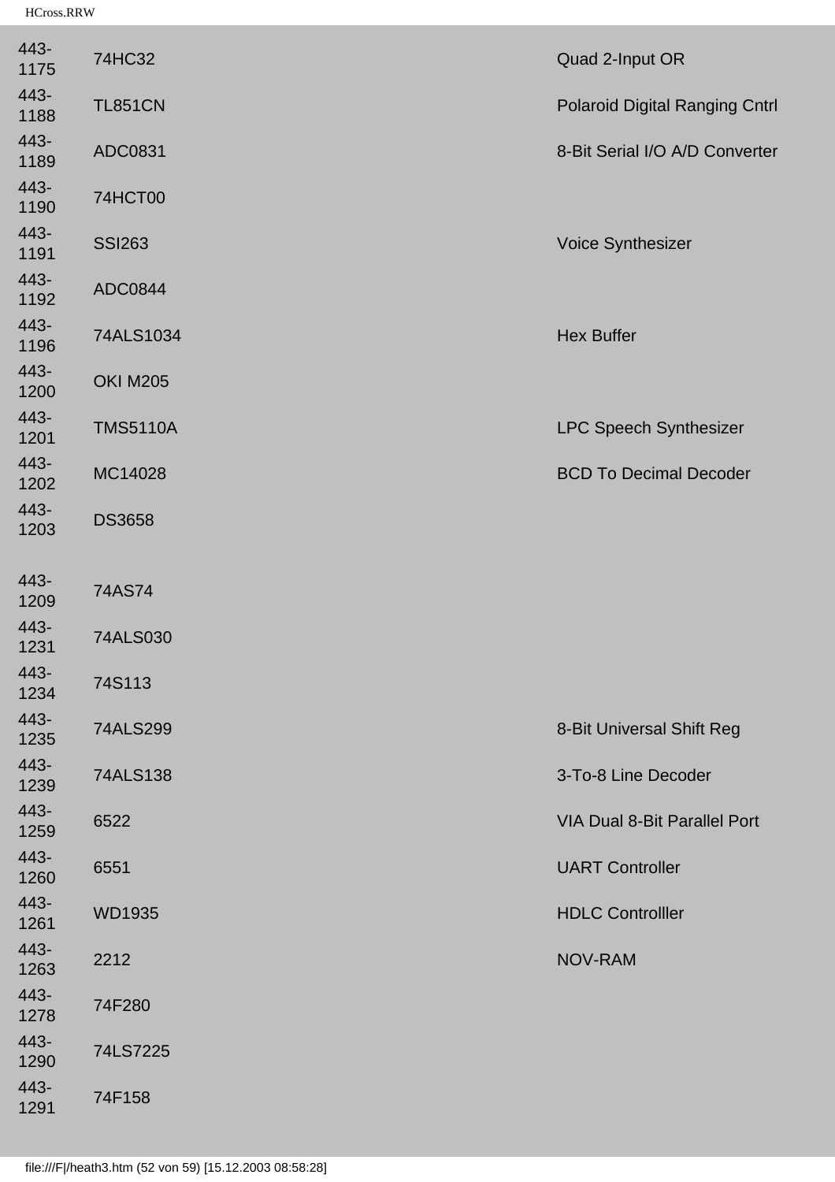| | | |
|---|---|---|
| 443-1175 | 74HC32 | Quad 2-Input OR |
| 443-1188 | TL851CN | Polaroid Digital Ranging Cntrl |
| 443-1189 | ADC0831 | 8-Bit Serial I/O A/D Converter |
| 443-1190 | 74HCT00 | |
| 443-1191 | SSI263 | Voice Synthesizer |
| 443-1192 | ADC0844 | |
| 443-1196 | 74ALS1034 | Hex Buffer |
| 443-1200 | OKI M205 | |
| 443-1201 | TMS5110A | LPC Speech Synthesizer |
| 443-1202 | MC14028 | BCD To Decimal Decoder |
| 443-1203 | DS3658 | |
| 443-1209 | 74AS74 | |
| 443-1231 | 74ALS030 | |
| 443-1234 | 74S113 | |
| 443-1235 | 74ALS299 | 8-Bit Universal Shift Reg |
| 443-1239 | 74ALS138 | 3-To-8 Line Decoder |
| 443-1259 | 6522 | VIA Dual 8-Bit Parallel Port |
| 443-1260 | 6551 | UART Controller |
| 443-1261 | WD1935 | HDLC Controlller |
| 443-1263 | 2212 | NOV-RAM |
| 443-1278 | 74F280 | |
| 443-1290 | 74LS7225 | |
| 443-1291 | 74F158 | |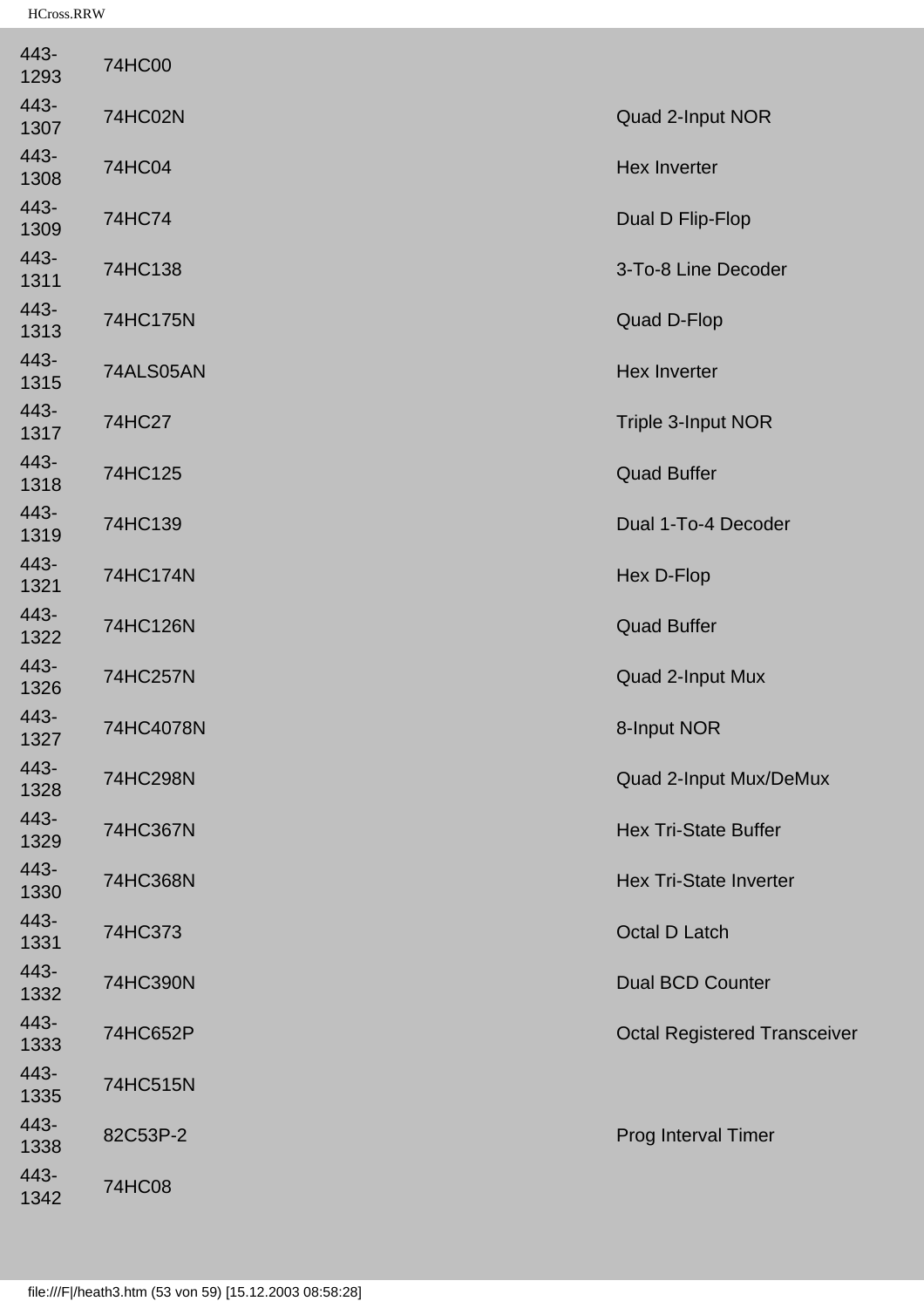| | | |
|---|---|---|
| 443-1293 | 74HC00 | |
| 443-1307 | 74HC02N | Quad 2-Input NOR |
| 443-1308 | 74HC04 | Hex Inverter |
| 443-1309 | 74HC74 | Dual D Flip-Flop |
| 443-1311 | 74HC138 | 3-To-8 Line Decoder |
| 443-1313 | 74HC175N | Quad D-Flop |
| 443-1315 | 74ALS05AN | Hex Inverter |
| 443-1317 | 74HC27 | Triple 3-Input NOR |
| 443-1318 | 74HC125 | Quad Buffer |
| 443-1319 | 74HC139 | Dual 1-To-4 Decoder |
| 443-1321 | 74HC174N | Hex D-Flop |
| 443-1322 | 74HC126N | Quad Buffer |
| 443-1326 | 74HC257N | Quad 2-Input Mux |
| 443-1327 | 74HC4078N | 8-Input NOR |
| 443-1328 | 74HC298N | Quad 2-Input Mux/DeMux |
| 443-1329 | 74HC367N | Hex Tri-State Buffer |
| 443-1330 | 74HC368N | Hex Tri-State Inverter |
| 443-1331 | 74HC373 | Octal D Latch |
| 443-1332 | 74HC390N | Dual BCD Counter |
| 443-1333 | 74HC652P | Octal Registered Transceiver |
| 443-1335 | 74HC515N | |
| 443-1338 | 82C53P-2 | Prog Interval Timer |
| 443-1342 | 74HC08 | |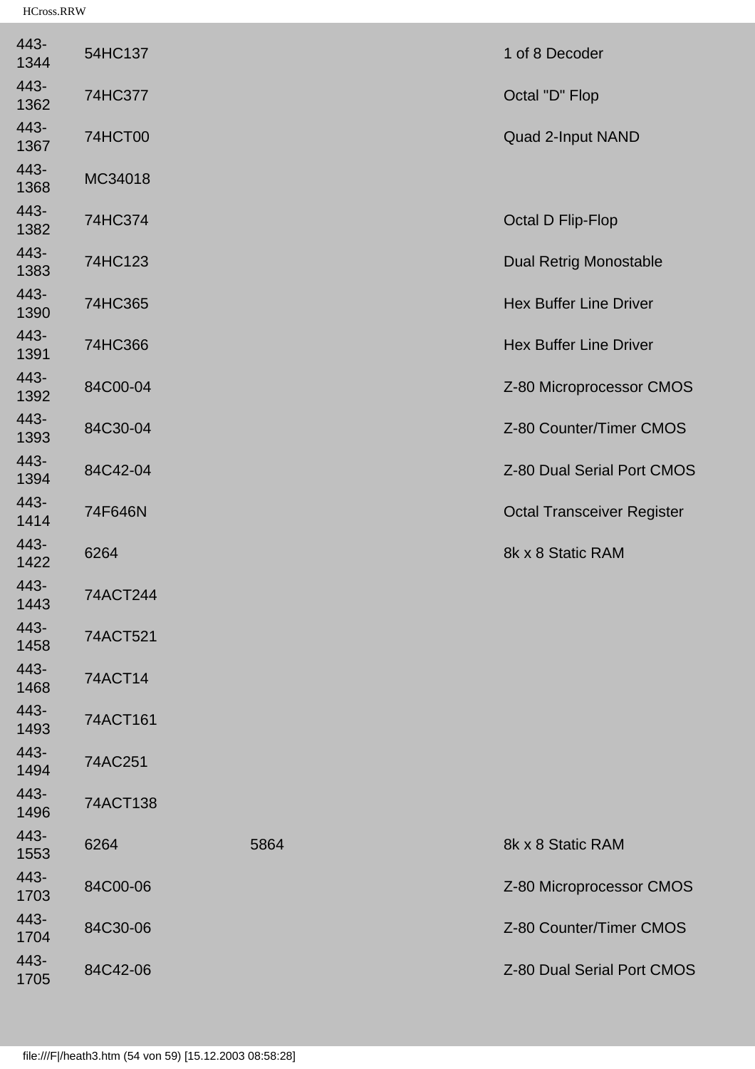| | | | |
|---|---|---|---|
| 443-1344 | 54HC137 | | 1 of 8 Decoder |
| 443-1362 | 74HC377 | | Octal "D" Flop |
| 443-1367 | 74HCT00 | | Quad 2-Input NAND |
| 443-1368 | MC34018 | | |
| 443-1382 | 74HC374 | | Octal D Flip-Flop |
| 443-1383 | 74HC123 | | Dual Retrig Monostable |
| 443-1390 | 74HC365 | | Hex Buffer Line Driver |
| 443-1391 | 74HC366 | | Hex Buffer Line Driver |
| 443-1392 | 84C00-04 | | Z-80 Microprocessor CMOS |
| 443-1393 | 84C30-04 | | Z-80 Counter/Timer CMOS |
| 443-1394 | 84C42-04 | | Z-80 Dual Serial Port CMOS |
| 443-1414 | 74F646N | | Octal Transceiver Register |
| 443-1422 | 6264 | | 8k x 8 Static RAM |
| 443-1443 | 74ACT244 | | |
| 443-1458 | 74ACT521 | | |
| 443-1468 | 74ACT14 | | |
| 443-1493 | 74ACT161 | | |
| 443-1494 | 74AC251 | | |
| 443-1496 | 74ACT138 | | |
| 443-1553 | 6264 | 5864 | 8k x 8 Static RAM |
| 443-1703 | 84C00-06 | | Z-80 Microprocessor CMOS |
| 443-1704 | 84C30-06 | | Z-80 Counter/Timer CMOS |
| 443-1705 | 84C42-06 | | Z-80 Dual Serial Port CMOS |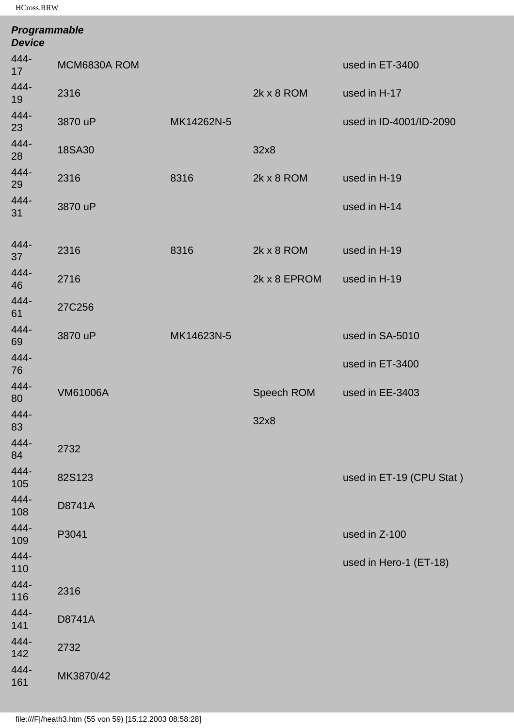***Programmable Device***

| | | | | |
|---|---|---|---|---|
| 444-17 | MCM6830A ROM | | | used in ET-3400 |
| 444-19 | 2316 | | 2k x 8 ROM | used in H-17 |
| 444-23 | 3870 uP | MK14262N-5 | | used in ID-4001/ID-2090 |
| 444-28 | 18SA30 | | 32x8 | |
| 444-29 | 2316 | 8316 | 2k x 8 ROM | used in H-19 |
| 444-31 | 3870 uP | | | used in H-14 |
| 444-37 | 2316 | 8316 | 2k x 8 ROM | used in H-19 |
| 444-46 | 2716 | | 2k x 8 EPROM | used in H-19 |
| 444-61 | 27C256 | | | |
| 444-69 | 3870 uP | MK14623N-5 | | used in SA-5010 |
| 444-76 | | | | used in ET-3400 |
| 444-80 | VM61006A | | Speech ROM | used in EE-3403 |
| 444-83 | | | 32x8 | |
| 444-84 | 2732 | | | |
| 444-105 | 82S123 | | | used in ET-19 (CPU Stat ) |
| 444-108 | D8741A | | | |
| 444-109 | P3041 | | | used in Z-100 |
| 444-110 | | | | used in Hero-1 (ET-18) |
| 444-116 | 2316 | | | |
| 444-141 | D8741A | | | |
| 444-142 | 2732 | | | |
| 444-161 | MK3870/42 | | | |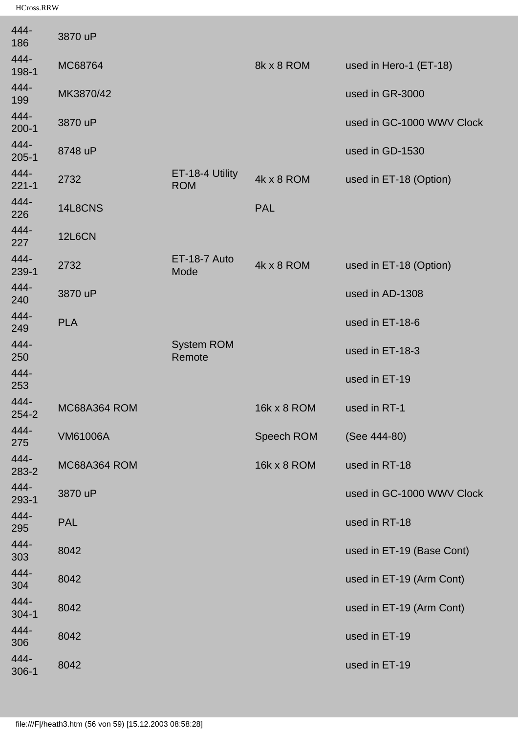| | | | | |
|---|---|---|---|---|
| 444-186 | 3870 uP | | | |
| 444-198-1 | MC68764 | | 8k x 8 ROM | used in Hero-1 (ET-18) |
| 444-199 | MK3870/42 | | | used in GR-3000 |
| 444-200-1 | 3870 uP | | | used in GC-1000 WWV Clock |
| 444-205-1 | 8748 uP | | | used in GD-1530 |
| 444-221-1 | 2732 | ET-18-4 Utility ROM | 4k x 8 ROM | used in ET-18 (Option) |
| 444-226 | 14L8CNS | | PAL | |
| 444-227 | 12L6CN | | | |
| 444-239-1 | 2732 | ET-18-7 Auto Mode | 4k x 8 ROM | used in ET-18 (Option) |
| 444-240 | 3870 uP | | | used in AD-1308 |
| 444-249 | PLA | | | used in ET-18-6 |
| 444-250 | | System ROM Remote | | used in ET-18-3 |
| 444-253 | | | | used in ET-19 |
| 444-254-2 | MC68A364 ROM | | 16k x 8 ROM | used in RT-1 |
| 444-275 | VM61006A | | Speech ROM | (See 444-80) |
| 444-283-2 | MC68A364 ROM | | 16k x 8 ROM | used in RT-18 |
| 444-293-1 | 3870 uP | | | used in GC-1000 WWV Clock |
| 444-295 | PAL | | | used in RT-18 |
| 444-303 | 8042 | | | used in ET-19 (Base Cont) |
| 444-304 | 8042 | | | used in ET-19 (Arm Cont) |
| 444-304-1 | 8042 | | | used in ET-19 (Arm Cont) |
| 444-306 | 8042 | | | used in ET-19 |
| 444-306-1 | 8042 | | | used in ET-19 |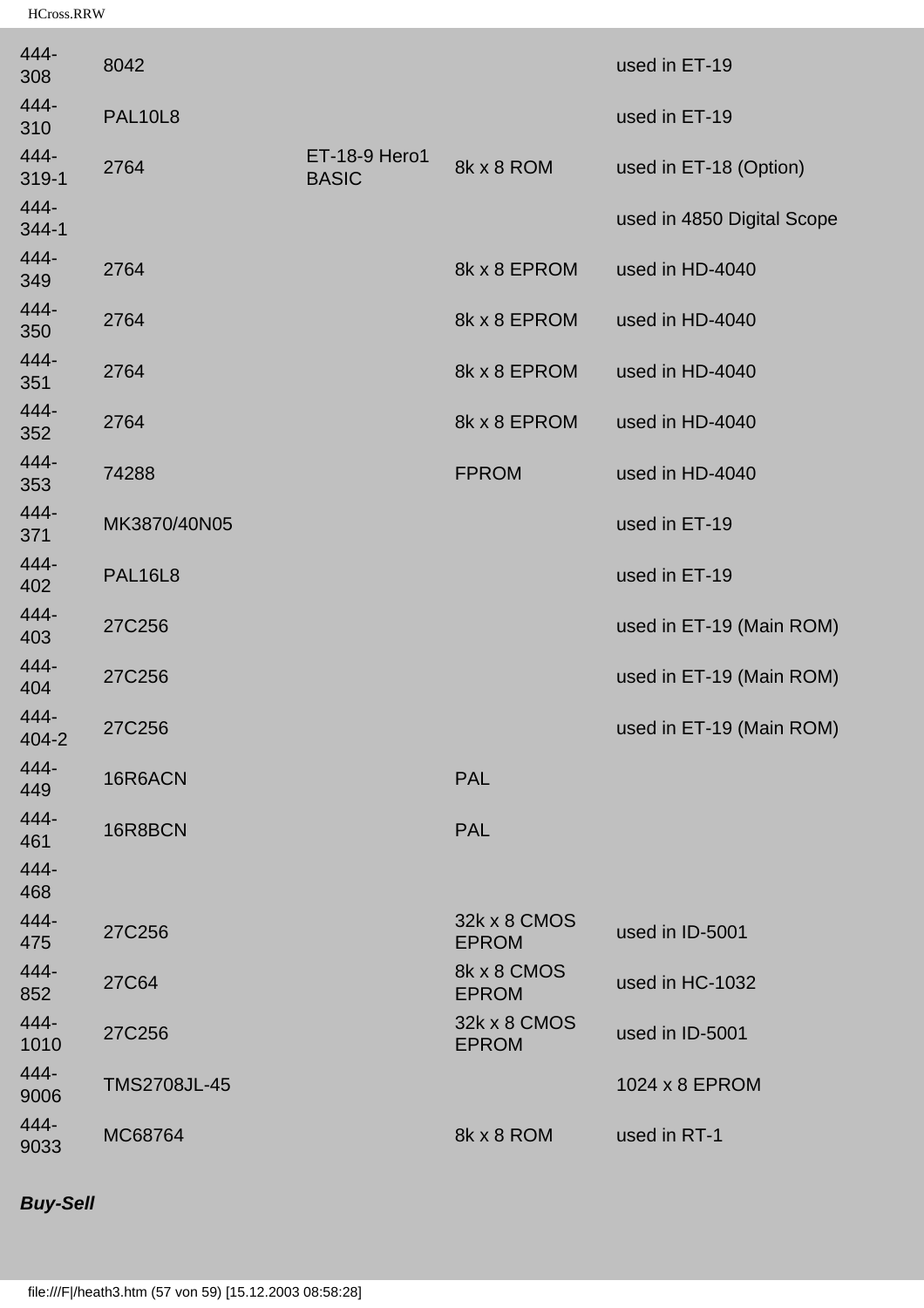| | | | | |
|---|---|---|---|---|
| 444-308 | 8042 | | | used in ET-19 |
| 444-310 | PAL10L8 | | | used in ET-19 |
| 444-319-1 | 2764 | ET-18-9 Hero1 BASIC | 8k x 8 ROM | used in ET-18 (Option) |
| 444-344-1 | | | | used in 4850 Digital Scope |
| 444-349 | 2764 | | 8k x 8 EPROM | used in HD-4040 |
| 444-350 | 2764 | | 8k x 8 EPROM | used in HD-4040 |
| 444-351 | 2764 | | 8k x 8 EPROM | used in HD-4040 |
| 444-352 | 2764 | | 8k x 8 EPROM | used in HD-4040 |
| 444-353 | 74288 | | FPROM | used in HD-4040 |
| 444-371 | MK3870/40N05 | | | used in ET-19 |
| 444-402 | PAL16L8 | | | used in ET-19 |
| 444-403 | 27C256 | | | used in ET-19 (Main ROM) |
| 444-404 | 27C256 | | | used in ET-19 (Main ROM) |
| 444-404-2 | 27C256 | | | used in ET-19 (Main ROM) |
| 444-449 | 16R6ACN | | PAL | |
| 444-461 | 16R8BCN | | PAL | |
| 444-468 | | | | |
| 444-475 | 27C256 | | 32k x 8 CMOS EPROM | used in ID-5001 |
| 444-852 | 27C64 | | 8k x 8 CMOS EPROM | used in HC-1032 |
| 444-1010 | 27C256 | | 32k x 8 CMOS EPROM | used in ID-5001 |
| 444-9006 | TMS2708JL-45 | | | 1024 x 8 EPROM |
| 444-9033 | MC68764 | | 8k x 8 ROM | used in RT-1 |

***Buy-Sell***